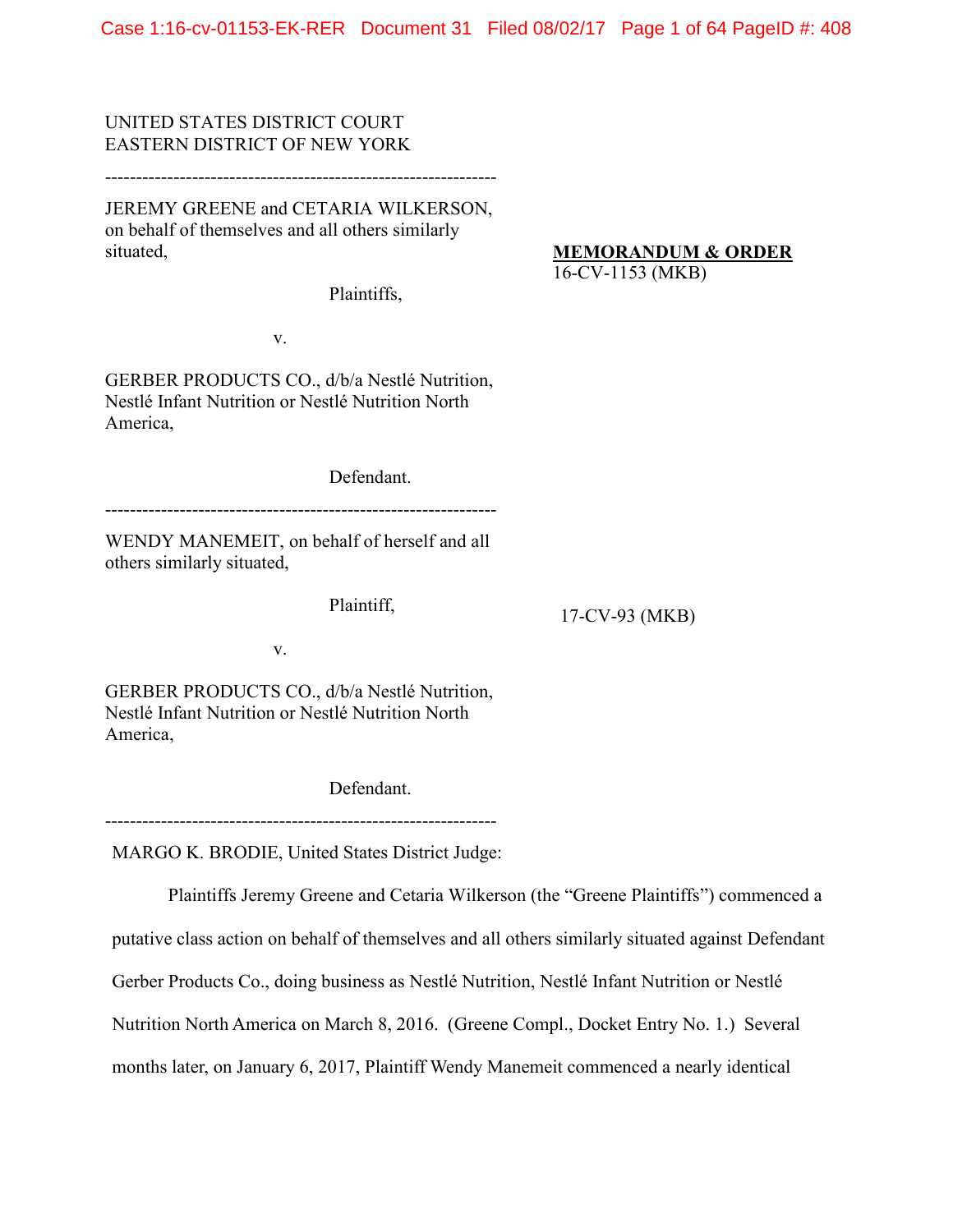UNITED STATES DISTRICT COURT
EASTERN DISTRICT OF NEW YORK

---

JEREMY GREENE and CETARIA WILKERSON, on behalf of themselves and all others similarly situated,

Plaintiffs,

v.

GERBER PRODUCTS CO., d/b/a Nestlé Nutrition, Nestlé Infant Nutrition or Nestlé Nutrition North America,

Defendant.

**MEMORANDUM & ORDER**
16-CV-1153 (MKB)

---

WENDY MANEMEIT, on behalf of herself and all others similarly situated,

Plaintiff,

v.

GERBER PRODUCTS CO., d/b/a Nestlé Nutrition, Nestlé Infant Nutrition or Nestlé Nutrition North America,

Defendant.

17-CV-93 (MKB)

---

MARGO K. BRODIE, United States District Judge:

Plaintiffs Jeremy Greene and Cetaria Wilkerson (the "Greene Plaintiffs") commenced a putative class action on behalf of themselves and all others similarly situated against Defendant Gerber Products Co., doing business as Nestlé Nutrition, Nestlé Infant Nutrition or Nestlé Nutrition North America on March 8, 2016. (Greene Compl., Docket Entry No. 1.) Several months later, on January 6, 2017, Plaintiff Wendy Manemeit commenced a nearly identical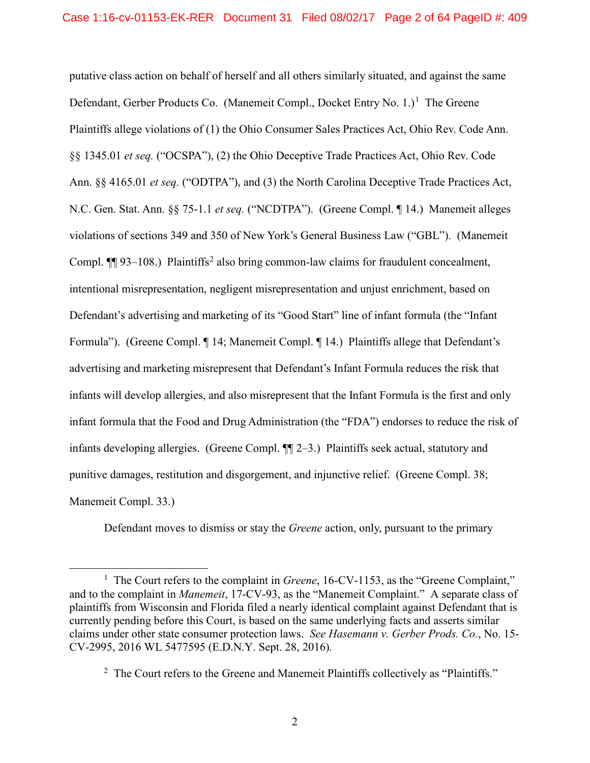putative class action on behalf of herself and all others similarly situated, and against the same Defendant, Gerber Products Co. (Manemeit Compl., Docket Entry No. 1.)[1] The Greene Plaintiffs allege violations of (1) the Ohio Consumer Sales Practices Act, Ohio Rev. Code Ann. §§ 1345.01 *et seq.* ("OCSPA"), (2) the Ohio Deceptive Trade Practices Act, Ohio Rev. Code Ann. §§ 4165.01 *et seq.* ("ODTPA"), and (3) the North Carolina Deceptive Trade Practices Act, N.C. Gen. Stat. Ann. §§ 75-1.1 *et seq.* ("NCDTPA"). (Greene Compl. ¶ 14.) Manemeit alleges violations of sections 349 and 350 of New York's General Business Law ("GBL"). (Manemeit Compl. ¶¶ 93–108.) Plaintiffs[2] also bring common-law claims for fraudulent concealment, intentional misrepresentation, negligent misrepresentation and unjust enrichment, based on Defendant's advertising and marketing of its "Good Start" line of infant formula (the "Infant Formula"). (Greene Compl. ¶ 14; Manemeit Compl. ¶ 14.) Plaintiffs allege that Defendant's advertising and marketing misrepresent that Defendant's Infant Formula reduces the risk that infants will develop allergies, and also misrepresent that the Infant Formula is the first and only infant formula that the Food and Drug Administration (the "FDA") endorses to reduce the risk of infants developing allergies. (Greene Compl. ¶¶ 2–3.) Plaintiffs seek actual, statutory and punitive damages, restitution and disgorgement, and injunctive relief. (Greene Compl. 38; Manemeit Compl. 33.)

Defendant moves to dismiss or stay the *Greene* action, only, pursuant to the primary

---

[1] The Court refers to the complaint in *Greene*, 16-CV-1153, as the "Greene Complaint," and to the complaint in *Manemeit*, 17-CV-93, as the "Manemeit Complaint." A separate class of plaintiffs from Wisconsin and Florida filed a nearly identical complaint against Defendant that is currently pending before this Court, is based on the same underlying facts and asserts similar claims under other state consumer protection laws. *See Hasemann v. Gerber Prods. Co.*, No. 15-CV-2995, 2016 WL 5477595 (E.D.N.Y. Sept. 28, 2016).

[2] The Court refers to the Greene and Manemeit Plaintiffs collectively as "Plaintiffs."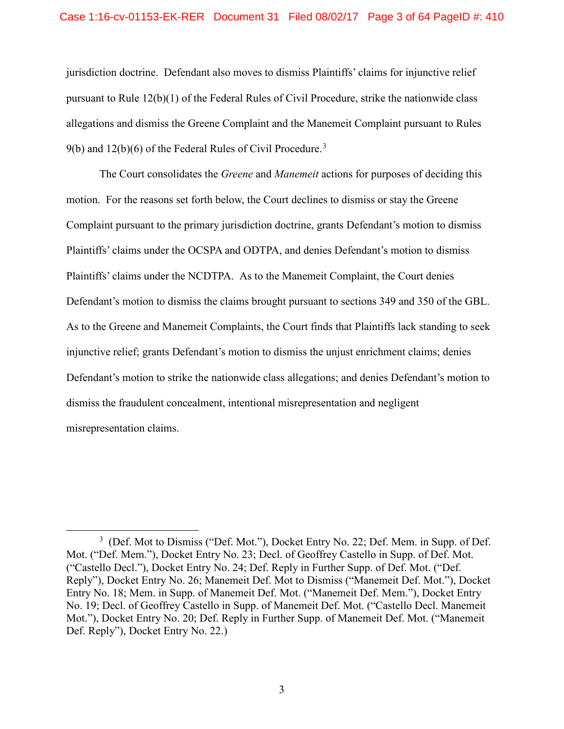jurisdiction doctrine. Defendant also moves to dismiss Plaintiffs' claims for injunctive relief pursuant to Rule 12(b)(1) of the Federal Rules of Civil Procedure, strike the nationwide class allegations and dismiss the Greene Complaint and the Manemeit Complaint pursuant to Rules 9(b) and 12(b)(6) of the Federal Rules of Civil Procedure.[3]

The Court consolidates the *Greene* and *Manemeit* actions for purposes of deciding this motion. For the reasons set forth below, the Court declines to dismiss or stay the Greene Complaint pursuant to the primary jurisdiction doctrine, grants Defendant's motion to dismiss Plaintiffs' claims under the OCSPA and ODTPA, and denies Defendant's motion to dismiss Plaintiffs' claims under the NCDTPA. As to the Manemeit Complaint, the Court denies Defendant's motion to dismiss the claims brought pursuant to sections 349 and 350 of the GBL. As to the Greene and Manemeit Complaints, the Court finds that Plaintiffs lack standing to seek injunctive relief; grants Defendant's motion to dismiss the unjust enrichment claims; denies Defendant's motion to strike the nationwide class allegations; and denies Defendant's motion to dismiss the fraudulent concealment, intentional misrepresentation and negligent misrepresentation claims.

---

[3] (Def. Mot to Dismiss ("Def. Mot."), Docket Entry No. 22; Def. Mem. in Supp. of Def. Mot. ("Def. Mem."), Docket Entry No. 23; Decl. of Geoffrey Castello in Supp. of Def. Mot. ("Castello Decl."), Docket Entry No. 24; Def. Reply in Further Supp. of Def. Mot. ("Def. Reply"), Docket Entry No. 26; Manemeit Def. Mot to Dismiss ("Manemeit Def. Mot."), Docket Entry No. 18; Mem. in Supp. of Manemeit Def. Mot. ("Manemeit Def. Mem."), Docket Entry No. 19; Decl. of Geoffrey Castello in Supp. of Manemeit Def. Mot. ("Castello Decl. Manemeit Mot."), Docket Entry No. 20; Def. Reply in Further Supp. of Manemeit Def. Mot. ("Manemeit Def. Reply"), Docket Entry No. 22.)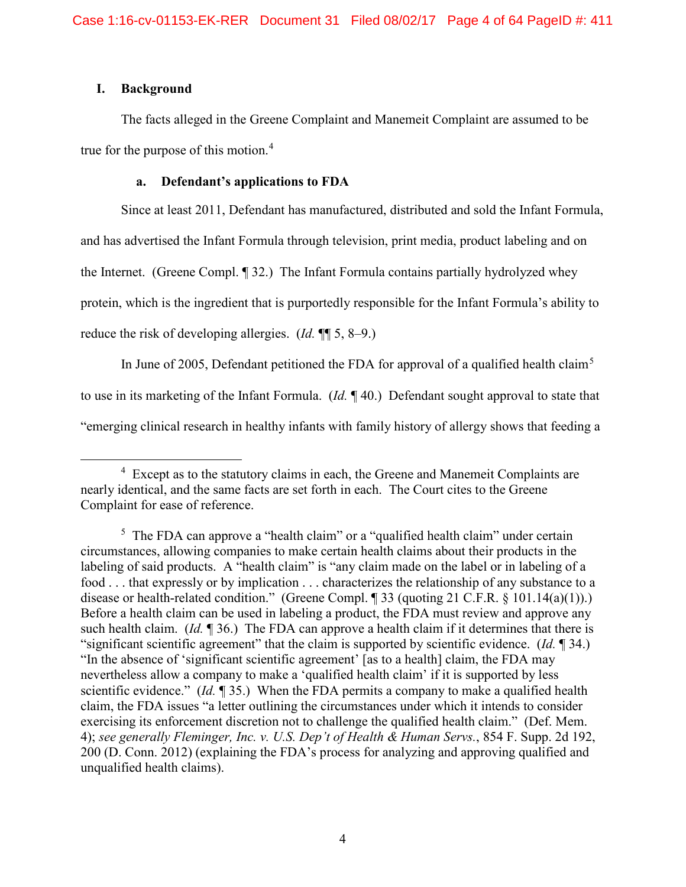## I. Background

The facts alleged in the Greene Complaint and Manemeit Complaint are assumed to be true for the purpose of this motion.[4]

### a. Defendant's applications to FDA

Since at least 2011, Defendant has manufactured, distributed and sold the Infant Formula, and has advertised the Infant Formula through television, print media, product labeling and on the Internet. (Greene Compl. ¶ 32.) The Infant Formula contains partially hydrolyzed whey protein, which is the ingredient that is purportedly responsible for the Infant Formula's ability to reduce the risk of developing allergies. (*Id.* ¶¶ 5, 8–9.)

In June of 2005, Defendant petitioned the FDA for approval of a qualified health claim[5] to use in its marketing of the Infant Formula. (*Id.* ¶ 40.) Defendant sought approval to state that "emerging clinical research in healthy infants with family history of allergy shows that feeding a

---

[4] Except as to the statutory claims in each, the Greene and Manemeit Complaints are nearly identical, and the same facts are set forth in each. The Court cites to the Greene Complaint for ease of reference.

[5] The FDA can approve a "health claim" or a "qualified health claim" under certain circumstances, allowing companies to make certain health claims about their products in the labeling of said products. A "health claim" is "any claim made on the label or in labeling of a food . . . that expressly or by implication . . . characterizes the relationship of any substance to a disease or health-related condition." (Greene Compl. ¶ 33 (quoting 21 C.F.R. § 101.14(a)(1)).) Before a health claim can be used in labeling a product, the FDA must review and approve any such health claim. (*Id.* ¶ 36.) The FDA can approve a health claim if it determines that there is "significant scientific agreement" that the claim is supported by scientific evidence. (*Id.* ¶ 34.) "In the absence of 'significant scientific agreement' [as to a health] claim, the FDA may nevertheless allow a company to make a 'qualified health claim' if it is supported by less scientific evidence." (*Id.* ¶ 35.) When the FDA permits a company to make a qualified health claim, the FDA issues "a letter outlining the circumstances under which it intends to consider exercising its enforcement discretion not to challenge the qualified health claim." (Def. Mem. 4); *see generally Fleminger, Inc. v. U.S. Dep't of Health & Human Servs.*, 854 F. Supp. 2d 192, 200 (D. Conn. 2012) (explaining the FDA's process for analyzing and approving qualified and unqualified health claims).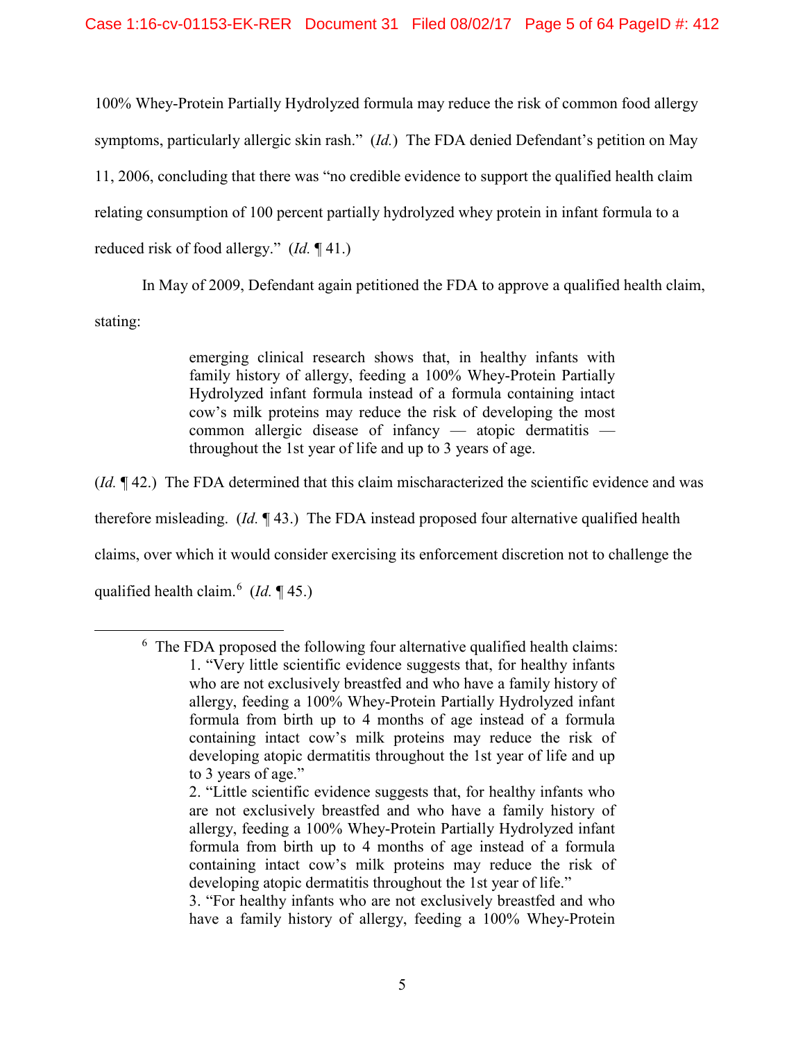100% Whey-Protein Partially Hydrolyzed formula may reduce the risk of common food allergy symptoms, particularly allergic skin rash." (*Id.*) The FDA denied Defendant's petition on May 11, 2006, concluding that there was "no credible evidence to support the qualified health claim relating consumption of 100 percent partially hydrolyzed whey protein in infant formula to a reduced risk of food allergy." (*Id.* ¶ 41.)

In May of 2009, Defendant again petitioned the FDA to approve a qualified health claim, stating:

> emerging clinical research shows that, in healthy infants with family history of allergy, feeding a 100% Whey-Protein Partially Hydrolyzed infant formula instead of a formula containing intact cow's milk proteins may reduce the risk of developing the most common allergic disease of infancy — atopic dermatitis — throughout the 1st year of life and up to 3 years of age.

(*Id.* ¶ 42.) The FDA determined that this claim mischaracterized the scientific evidence and was therefore misleading. (*Id.* ¶ 43.) The FDA instead proposed four alternative qualified health claims, over which it would consider exercising its enforcement discretion not to challenge the qualified health claim.[6] (*Id.* ¶ 45.)

---

[6] The FDA proposed the following four alternative qualified health claims:

> 1. "Very little scientific evidence suggests that, for healthy infants who are not exclusively breastfed and who have a family history of allergy, feeding a 100% Whey-Protein Partially Hydrolyzed infant formula from birth up to 4 months of age instead of a formula containing intact cow's milk proteins may reduce the risk of developing atopic dermatitis throughout the 1st year of life and up to 3 years of age."
>
> 2. "Little scientific evidence suggests that, for healthy infants who are not exclusively breastfed and who have a family history of allergy, feeding a 100% Whey-Protein Partially Hydrolyzed infant formula from birth up to 4 months of age instead of a formula containing intact cow's milk proteins may reduce the risk of developing atopic dermatitis throughout the 1st year of life."
>
> 3. "For healthy infants who are not exclusively breastfed and who have a family history of allergy, feeding a 100% Whey-Protein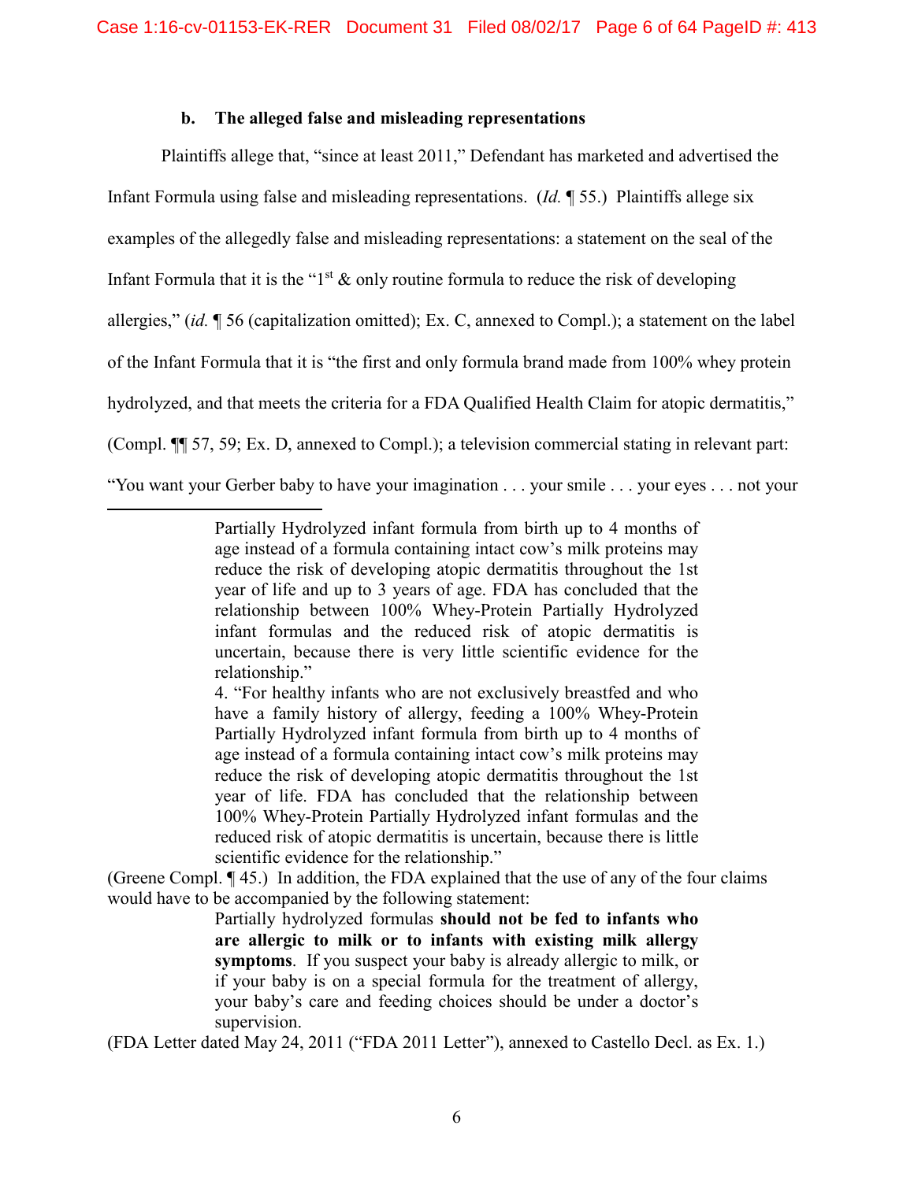**b. The alleged false and misleading representations**

Plaintiffs allege that, "since at least 2011," Defendant has marketed and advertised the Infant Formula using false and misleading representations. (*Id.* ¶ 55.) Plaintiffs allege six examples of the allegedly false and misleading representations: a statement on the seal of the Infant Formula that it is the "1st & only routine formula to reduce the risk of developing allergies," (*id.* ¶ 56 (capitalization omitted); Ex. C, annexed to Compl.); a statement on the label of the Infant Formula that it is "the first and only formula brand made from 100% whey protein hydrolyzed, and that meets the criteria for a FDA Qualified Health Claim for atopic dermatitis," (Compl. ¶¶ 57, 59; Ex. D, annexed to Compl.); a television commercial stating in relevant part: "You want your Gerber baby to have your imagination . . . your smile . . . your eyes . . . not your

---

> Partially Hydrolyzed infant formula from birth up to 4 months of age instead of a formula containing intact cow's milk proteins may reduce the risk of developing atopic dermatitis throughout the 1st year of life and up to 3 years of age. FDA has concluded that the relationship between 100% Whey-Protein Partially Hydrolyzed infant formulas and the reduced risk of atopic dermatitis is uncertain, because there is very little scientific evidence for the relationship."
>
> 4. "For healthy infants who are not exclusively breastfed and who have a family history of allergy, feeding a 100% Whey-Protein Partially Hydrolyzed infant formula from birth up to 4 months of age instead of a formula containing intact cow's milk proteins may reduce the risk of developing atopic dermatitis throughout the 1st year of life. FDA has concluded that the relationship between 100% Whey-Protein Partially Hydrolyzed infant formulas and the reduced risk of atopic dermatitis is uncertain, because there is little scientific evidence for the relationship."

(Greene Compl. ¶ 45.) In addition, the FDA explained that the use of any of the four claims would have to be accompanied by the following statement:

> Partially hydrolyzed formulas **should not be fed to infants who are allergic to milk or to infants with existing milk allergy symptoms**. If you suspect your baby is already allergic to milk, or if your baby is on a special formula for the treatment of allergy, your baby's care and feeding choices should be under a doctor's supervision.

(FDA Letter dated May 24, 2011 ("FDA 2011 Letter"), annexed to Castello Decl. as Ex. 1.)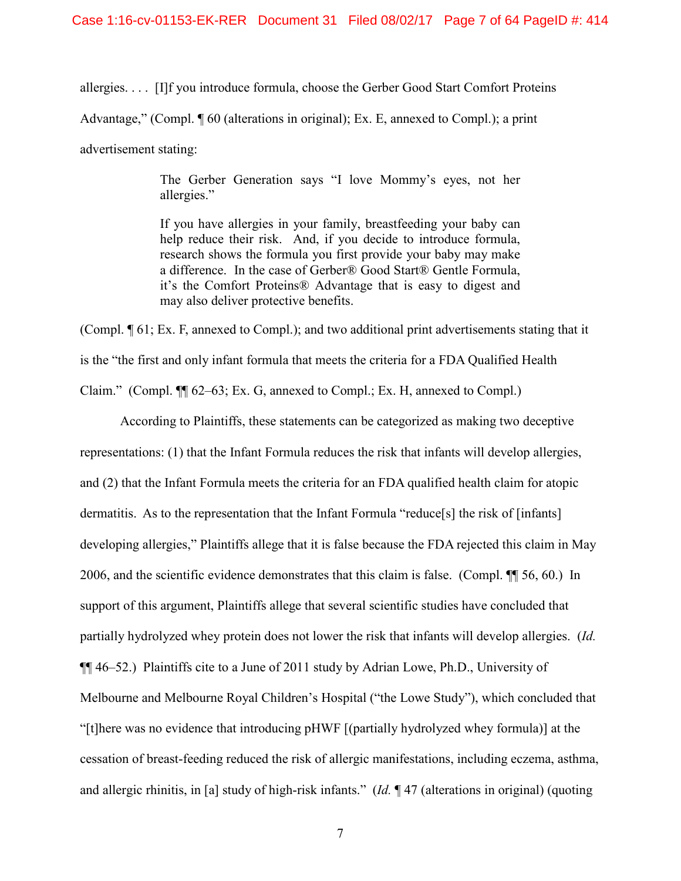allergies. . . . [I]f you introduce formula, choose the Gerber Good Start Comfort Proteins Advantage," (Compl. ¶ 60 (alterations in original); Ex. E, annexed to Compl.); a print advertisement stating:

> The Gerber Generation says "I love Mommy's eyes, not her allergies."
>
> If you have allergies in your family, breastfeeding your baby can help reduce their risk. And, if you decide to introduce formula, research shows the formula you first provide your baby may make a difference. In the case of Gerber® Good Start® Gentle Formula, it's the Comfort Proteins® Advantage that is easy to digest and may also deliver protective benefits.

(Compl. ¶ 61; Ex. F, annexed to Compl.); and two additional print advertisements stating that it is the "the first and only infant formula that meets the criteria for a FDA Qualified Health Claim." (Compl. ¶¶ 62–63; Ex. G, annexed to Compl.; Ex. H, annexed to Compl.)

According to Plaintiffs, these statements can be categorized as making two deceptive representations: (1) that the Infant Formula reduces the risk that infants will develop allergies, and (2) that the Infant Formula meets the criteria for an FDA qualified health claim for atopic dermatitis. As to the representation that the Infant Formula "reduce[s] the risk of [infants] developing allergies," Plaintiffs allege that it is false because the FDA rejected this claim in May 2006, and the scientific evidence demonstrates that this claim is false. (Compl. ¶¶ 56, 60.) In support of this argument, Plaintiffs allege that several scientific studies have concluded that partially hydrolyzed whey protein does not lower the risk that infants will develop allergies. (*Id.* ¶¶ 46–52.) Plaintiffs cite to a June of 2011 study by Adrian Lowe, Ph.D., University of Melbourne and Melbourne Royal Children's Hospital ("the Lowe Study"), which concluded that "[t]here was no evidence that introducing pHWF [(partially hydrolyzed whey formula)] at the cessation of breast-feeding reduced the risk of allergic manifestations, including eczema, asthma, and allergic rhinitis, in [a] study of high-risk infants." (*Id.* ¶ 47 (alterations in original) (quoting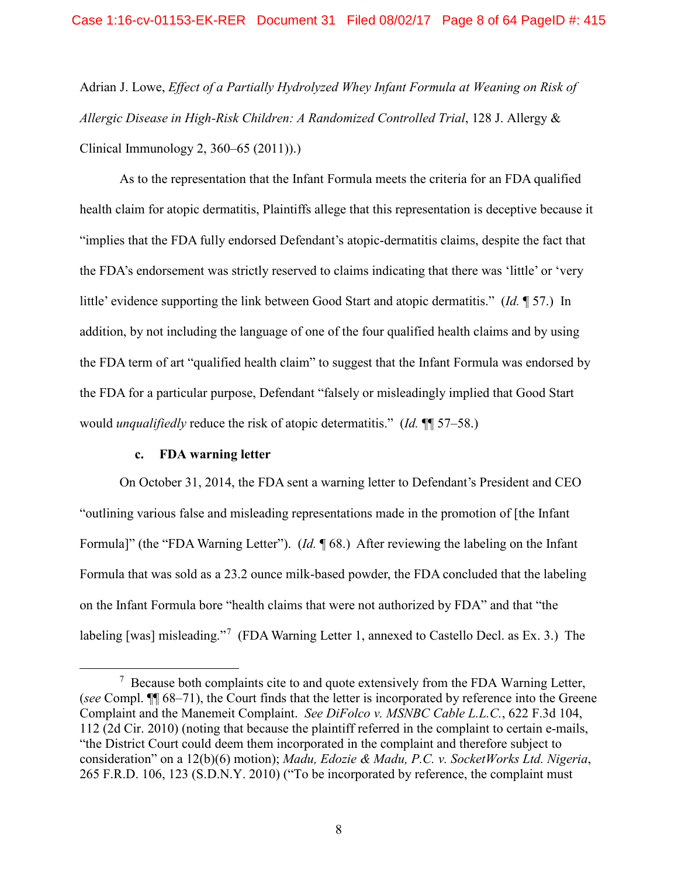Adrian J. Lowe, *Effect of a Partially Hydrolyzed Whey Infant Formula at Weaning on Risk of Allergic Disease in High-Risk Children: A Randomized Controlled Trial*, 128 J. Allergy & Clinical Immunology 2, 360–65 (2011)).)

As to the representation that the Infant Formula meets the criteria for an FDA qualified health claim for atopic dermatitis, Plaintiffs allege that this representation is deceptive because it "implies that the FDA fully endorsed Defendant's atopic-dermatitis claims, despite the fact that the FDA's endorsement was strictly reserved to claims indicating that there was 'little' or 'very little' evidence supporting the link between Good Start and atopic dermatitis." (*Id.* ¶ 57.) In addition, by not including the language of one of the four qualified health claims and by using the FDA term of art "qualified health claim" to suggest that the Infant Formula was endorsed by the FDA for a particular purpose, Defendant "falsely or misleadingly implied that Good Start would *unqualifiedly* reduce the risk of atopic determatitis." (*Id.* ¶¶ 57–58.)

**c. FDA warning letter**

On October 31, 2014, the FDA sent a warning letter to Defendant's President and CEO "outlining various false and misleading representations made in the promotion of [the Infant Formula]" (the "FDA Warning Letter"). (*Id.* ¶ 68.) After reviewing the labeling on the Infant Formula that was sold as a 23.2 ounce milk-based powder, the FDA concluded that the labeling on the Infant Formula bore "health claims that were not authorized by FDA" and that "the labeling [was] misleading."[7] (FDA Warning Letter 1, annexed to Castello Decl. as Ex. 3.) The

---

[7] Because both complaints cite to and quote extensively from the FDA Warning Letter, (*see* Compl. ¶¶ 68–71), the Court finds that the letter is incorporated by reference into the Greene Complaint and the Manemeit Complaint. *See DiFolco v. MSNBC Cable L.L.C.*, 622 F.3d 104, 112 (2d Cir. 2010) (noting that because the plaintiff referred in the complaint to certain e-mails, "the District Court could deem them incorporated in the complaint and therefore subject to consideration" on a 12(b)(6) motion); *Madu, Edozie & Madu, P.C. v. SocketWorks Ltd. Nigeria*, 265 F.R.D. 106, 123 (S.D.N.Y. 2010) ("To be incorporated by reference, the complaint must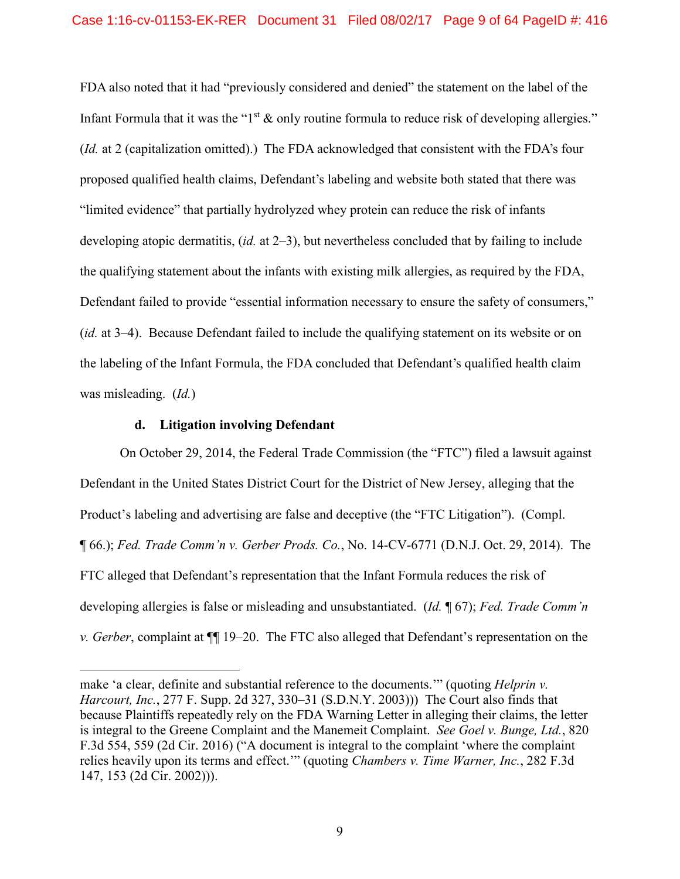FDA also noted that it had "previously considered and denied" the statement on the label of the Infant Formula that it was the "1st & only routine formula to reduce risk of developing allergies." (*Id.* at 2 (capitalization omitted).) The FDA acknowledged that consistent with the FDA's four proposed qualified health claims, Defendant's labeling and website both stated that there was "limited evidence" that partially hydrolyzed whey protein can reduce the risk of infants developing atopic dermatitis, (*id.* at 2–3), but nevertheless concluded that by failing to include the qualifying statement about the infants with existing milk allergies, as required by the FDA, Defendant failed to provide "essential information necessary to ensure the safety of consumers," (*id.* at 3–4). Because Defendant failed to include the qualifying statement on its website or on the labeling of the Infant Formula, the FDA concluded that Defendant's qualified health claim was misleading. (*Id.*)

#### d. Litigation involving Defendant

On October 29, 2014, the Federal Trade Commission (the "FTC") filed a lawsuit against Defendant in the United States District Court for the District of New Jersey, alleging that the Product's labeling and advertising are false and deceptive (the "FTC Litigation"). (Compl. ¶ 66.); *Fed. Trade Comm'n v. Gerber Prods. Co.*, No. 14-CV-6771 (D.N.J. Oct. 29, 2014). The FTC alleged that Defendant's representation that the Infant Formula reduces the risk of developing allergies is false or misleading and unsubstantiated. (*Id.* ¶ 67); *Fed. Trade Comm'n v. Gerber*, complaint at ¶¶ 19–20. The FTC also alleged that Defendant's representation on the

---

make 'a clear, definite and substantial reference to the documents.'" (quoting *Helprin v. Harcourt, Inc.*, 277 F. Supp. 2d 327, 330–31 (S.D.N.Y. 2003))) The Court also finds that because Plaintiffs repeatedly rely on the FDA Warning Letter in alleging their claims, the letter is integral to the Greene Complaint and the Manemeit Complaint. *See Goel v. Bunge, Ltd.*, 820 F.3d 554, 559 (2d Cir. 2016) ("A document is integral to the complaint 'where the complaint relies heavily upon its terms and effect.'" (quoting *Chambers v. Time Warner, Inc.*, 282 F.3d 147, 153 (2d Cir. 2002))).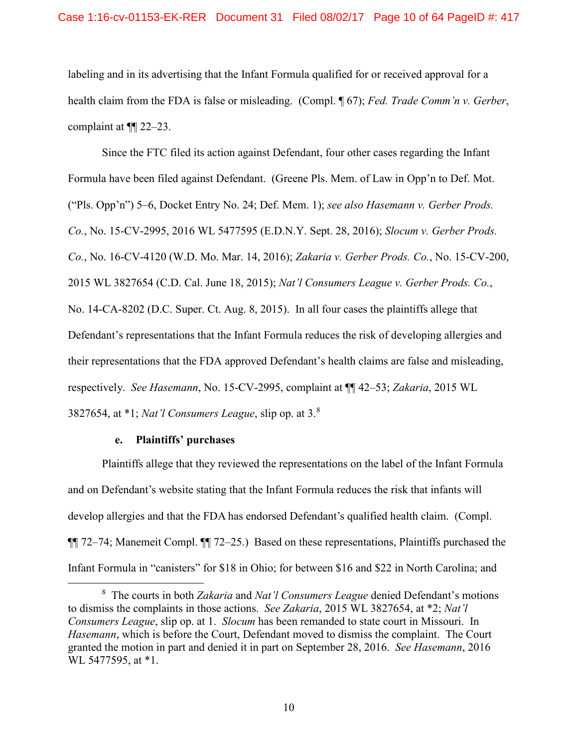labeling and in its advertising that the Infant Formula qualified for or received approval for a health claim from the FDA is false or misleading. (Compl. ¶ 67); *Fed. Trade Comm'n v. Gerber*, complaint at ¶¶ 22–23.

Since the FTC filed its action against Defendant, four other cases regarding the Infant Formula have been filed against Defendant. (Greene Pls. Mem. of Law in Opp'n to Def. Mot. ("Pls. Opp'n") 5–6, Docket Entry No. 24; Def. Mem. 1); *see also Hasemann v. Gerber Prods. Co.*, No. 15-CV-2995, 2016 WL 5477595 (E.D.N.Y. Sept. 28, 2016); *Slocum v. Gerber Prods. Co.*, No. 16-CV-4120 (W.D. Mo. Mar. 14, 2016); *Zakaria v. Gerber Prods. Co.*, No. 15-CV-200, 2015 WL 3827654 (C.D. Cal. June 18, 2015); *Nat'l Consumers League v. Gerber Prods. Co.*, No. 14-CA-8202 (D.C. Super. Ct. Aug. 8, 2015). In all four cases the plaintiffs allege that Defendant's representations that the Infant Formula reduces the risk of developing allergies and their representations that the FDA approved Defendant's health claims are false and misleading, respectively. *See Hasemann*, No. 15-CV-2995, complaint at ¶¶ 42–53; *Zakaria*, 2015 WL 3827654, at *1; *Nat'l Consumers League*, slip op. at 3.[8]

#### e. Plaintiffs' purchases

Plaintiffs allege that they reviewed the representations on the label of the Infant Formula and on Defendant's website stating that the Infant Formula reduces the risk that infants will develop allergies and that the FDA has endorsed Defendant's qualified health claim. (Compl. ¶¶ 72–74; Manemeit Compl. ¶¶ 72–25.) Based on these representations, Plaintiffs purchased the Infant Formula in "canisters" for $18 in Ohio; for between $16 and $22 in North Carolina; and

---

[8] The courts in both *Zakaria* and *Nat'l Consumers League* denied Defendant's motions to dismiss the complaints in those actions. *See Zakaria*, 2015 WL 3827654, at *2; *Nat'l Consumers League*, slip op. at 1. *Slocum* has been remanded to state court in Missouri. In *Hasemann*, which is before the Court, Defendant moved to dismiss the complaint. The Court granted the motion in part and denied it in part on September 28, 2016. *See Hasemann*, 2016 WL 5477595, at *1.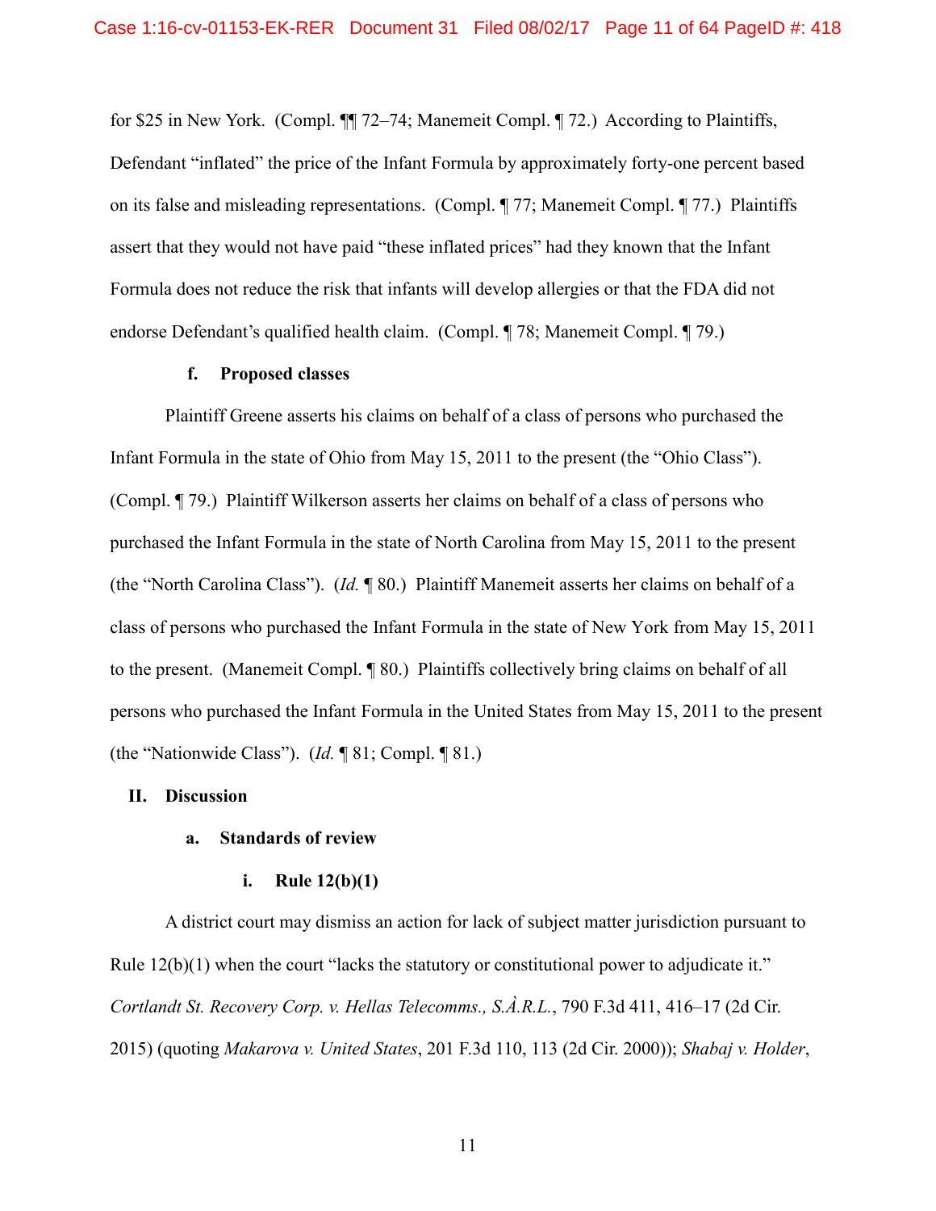for $25 in New York. (Compl. ¶¶ 72–74; Manemeit Compl. ¶ 72.) According to Plaintiffs, Defendant "inflated" the price of the Infant Formula by approximately forty-one percent based on its false and misleading representations. (Compl. ¶ 77; Manemeit Compl. ¶ 77.) Plaintiffs assert that they would not have paid "these inflated prices" had they known that the Infant Formula does not reduce the risk that infants will develop allergies or that the FDA did not endorse Defendant's qualified health claim. (Compl. ¶ 78; Manemeit Compl. ¶ 79.)

#### f. Proposed classes

Plaintiff Greene asserts his claims on behalf of a class of persons who purchased the Infant Formula in the state of Ohio from May 15, 2011 to the present (the "Ohio Class"). (Compl. ¶ 79.) Plaintiff Wilkerson asserts her claims on behalf of a class of persons who purchased the Infant Formula in the state of North Carolina from May 15, 2011 to the present (the "North Carolina Class"). (*Id.* ¶ 80.) Plaintiff Manemeit asserts her claims on behalf of a class of persons who purchased the Infant Formula in the state of New York from May 15, 2011 to the present. (Manemeit Compl. ¶ 80.) Plaintiffs collectively bring claims on behalf of all persons who purchased the Infant Formula in the United States from May 15, 2011 to the present (the "Nationwide Class"). (*Id.* ¶ 81; Compl. ¶ 81.)

## II. Discussion

### a. Standards of review

#### i. Rule 12(b)(1)

A district court may dismiss an action for lack of subject matter jurisdiction pursuant to Rule 12(b)(1) when the court "lacks the statutory or constitutional power to adjudicate it." *Cortlandt St. Recovery Corp. v. Hellas Telecomms., S.À.R.L.*, 790 F.3d 411, 416–17 (2d Cir. 2015) (quoting *Makarova v. United States*, 201 F.3d 110, 113 (2d Cir. 2000)); *Shabaj v. Holder*,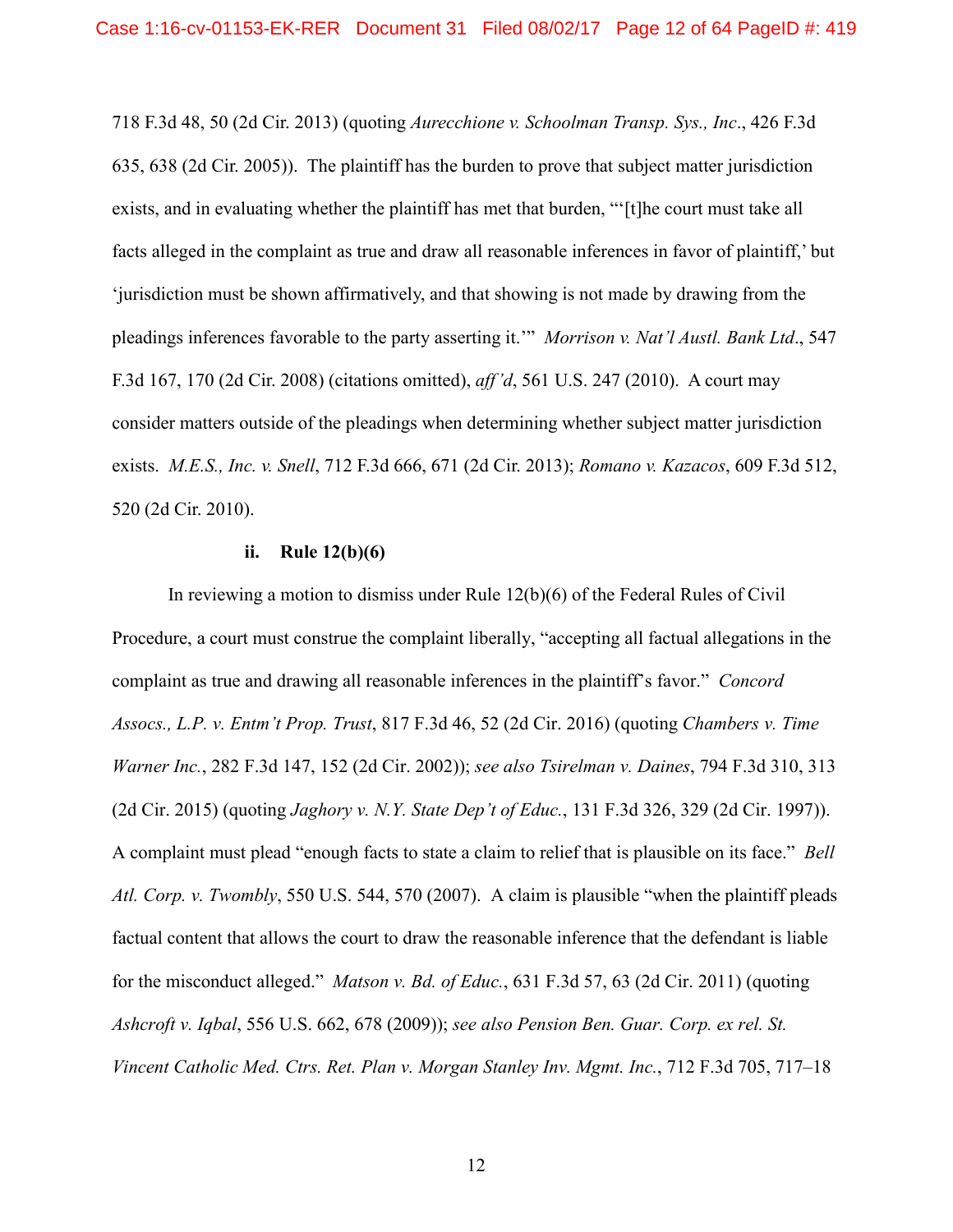718 F.3d 48, 50 (2d Cir. 2013) (quoting *Aurecchione v. Schoolman Transp. Sys., Inc.*, 426 F.3d 635, 638 (2d Cir. 2005)). The plaintiff has the burden to prove that subject matter jurisdiction exists, and in evaluating whether the plaintiff has met that burden, "'[t]he court must take all facts alleged in the complaint as true and draw all reasonable inferences in favor of plaintiff,' but 'jurisdiction must be shown affirmatively, and that showing is not made by drawing from the pleadings inferences favorable to the party asserting it.'" *Morrison v. Nat'l Austl. Bank Ltd.*, 547 F.3d 167, 170 (2d Cir. 2008) (citations omitted), *aff'd*, 561 U.S. 247 (2010). A court may consider matters outside of the pleadings when determining whether subject matter jurisdiction exists. *M.E.S., Inc. v. Snell*, 712 F.3d 666, 671 (2d Cir. 2013); *Romano v. Kazacos*, 609 F.3d 512, 520 (2d Cir. 2010).

#### ii. Rule 12(b)(6)

In reviewing a motion to dismiss under Rule 12(b)(6) of the Federal Rules of Civil Procedure, a court must construe the complaint liberally, "accepting all factual allegations in the complaint as true and drawing all reasonable inferences in the plaintiff's favor." *Concord Assocs., L.P. v. Entm't Prop. Trust*, 817 F.3d 46, 52 (2d Cir. 2016) (quoting *Chambers v. Time Warner Inc.*, 282 F.3d 147, 152 (2d Cir. 2002)); *see also Tsirelman v. Daines*, 794 F.3d 310, 313 (2d Cir. 2015) (quoting *Jaghory v. N.Y. State Dep't of Educ.*, 131 F.3d 326, 329 (2d Cir. 1997)). A complaint must plead "enough facts to state a claim to relief that is plausible on its face." *Bell Atl. Corp. v. Twombly*, 550 U.S. 544, 570 (2007). A claim is plausible "when the plaintiff pleads factual content that allows the court to draw the reasonable inference that the defendant is liable for the misconduct alleged." *Matson v. Bd. of Educ.*, 631 F.3d 57, 63 (2d Cir. 2011) (quoting *Ashcroft v. Iqbal*, 556 U.S. 662, 678 (2009)); *see also Pension Ben. Guar. Corp. ex rel. St. Vincent Catholic Med. Ctrs. Ret. Plan v. Morgan Stanley Inv. Mgmt. Inc.*, 712 F.3d 705, 717–18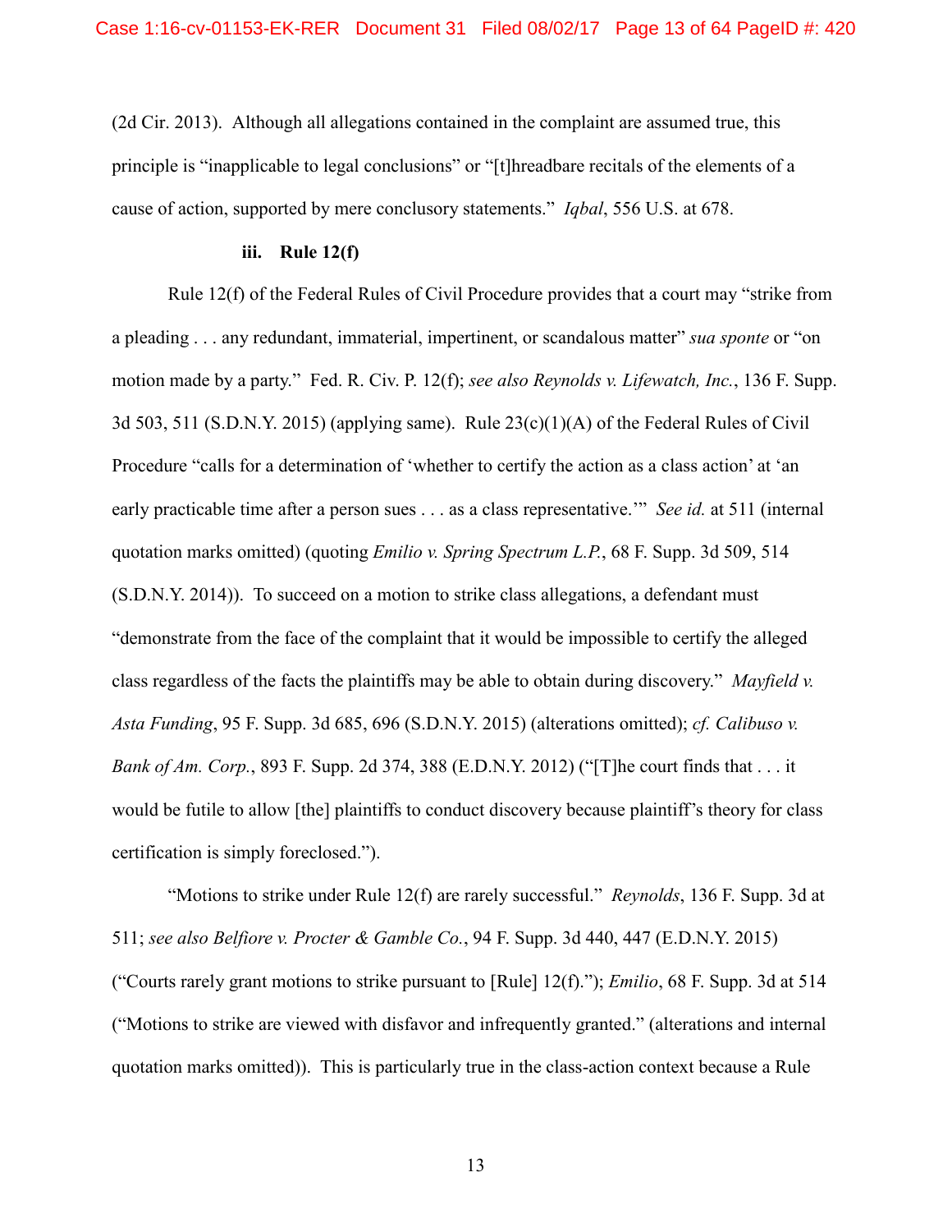(2d Cir. 2013). Although all allegations contained in the complaint are assumed true, this principle is "inapplicable to legal conclusions" or "[t]hreadbare recitals of the elements of a cause of action, supported by mere conclusory statements." *Iqbal*, 556 U.S. at 678.

#### iii. Rule 12(f)

Rule 12(f) of the Federal Rules of Civil Procedure provides that a court may "strike from a pleading . . . any redundant, immaterial, impertinent, or scandalous matter" *sua sponte* or "on motion made by a party." Fed. R. Civ. P. 12(f); *see also Reynolds v. Lifewatch, Inc.*, 136 F. Supp. 3d 503, 511 (S.D.N.Y. 2015) (applying same). Rule 23(c)(1)(A) of the Federal Rules of Civil Procedure "calls for a determination of 'whether to certify the action as a class action' at 'an early practicable time after a person sues . . . as a class representative.'" *See id.* at 511 (internal quotation marks omitted) (quoting *Emilio v. Spring Spectrum L.P.*, 68 F. Supp. 3d 509, 514 (S.D.N.Y. 2014)). To succeed on a motion to strike class allegations, a defendant must "demonstrate from the face of the complaint that it would be impossible to certify the alleged class regardless of the facts the plaintiffs may be able to obtain during discovery." *Mayfield v. Asta Funding*, 95 F. Supp. 3d 685, 696 (S.D.N.Y. 2015) (alterations omitted); *cf. Calibuso v. Bank of Am. Corp.*, 893 F. Supp. 2d 374, 388 (E.D.N.Y. 2012) ("[T]he court finds that . . . it would be futile to allow [the] plaintiffs to conduct discovery because plaintiff's theory for class certification is simply foreclosed.").

"Motions to strike under Rule 12(f) are rarely successful." *Reynolds*, 136 F. Supp. 3d at 511; *see also Belfiore v. Procter & Gamble Co.*, 94 F. Supp. 3d 440, 447 (E.D.N.Y. 2015) ("Courts rarely grant motions to strike pursuant to [Rule] 12(f)."); *Emilio*, 68 F. Supp. 3d at 514 ("Motions to strike are viewed with disfavor and infrequently granted." (alterations and internal quotation marks omitted)). This is particularly true in the class-action context because a Rule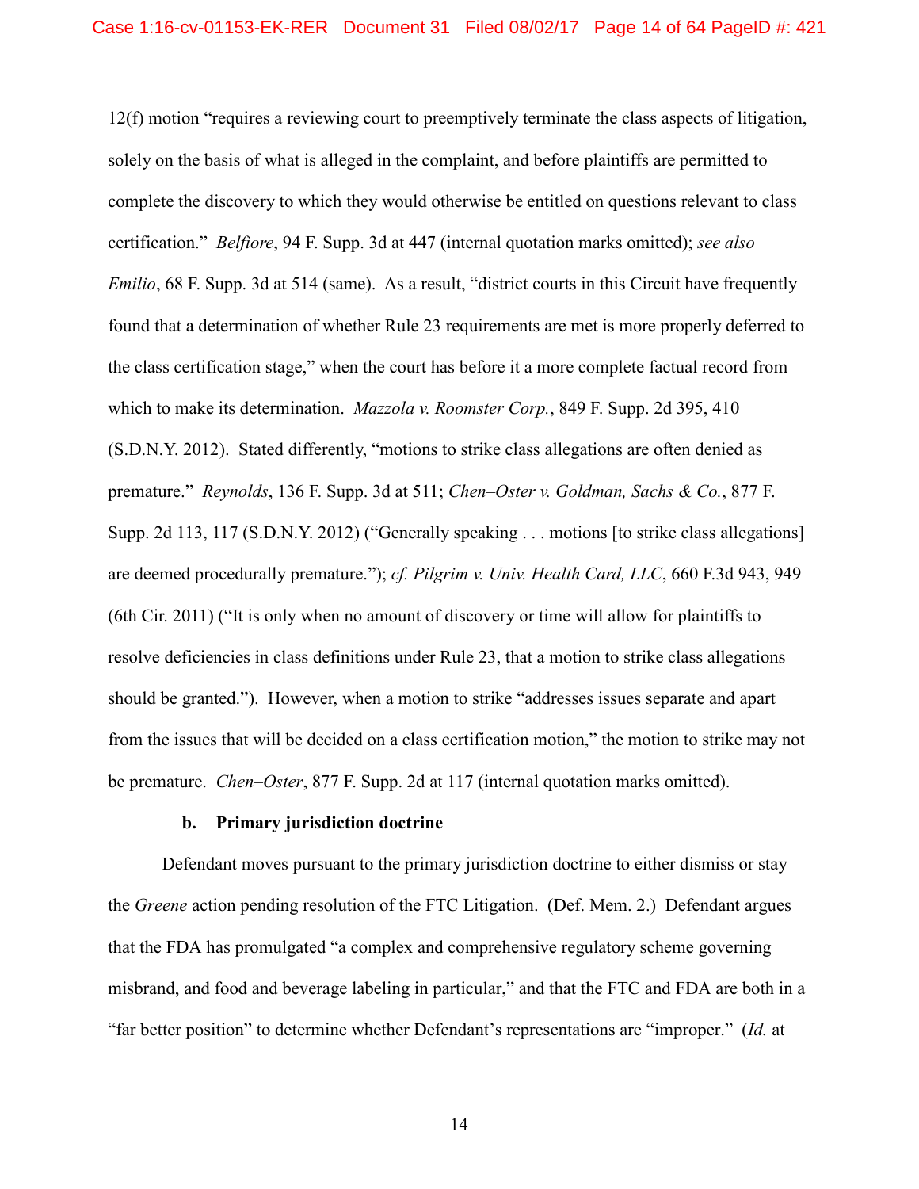12(f) motion "requires a reviewing court to preemptively terminate the class aspects of litigation, solely on the basis of what is alleged in the complaint, and before plaintiffs are permitted to complete the discovery to which they would otherwise be entitled on questions relevant to class certification." *Belfiore*, 94 F. Supp. 3d at 447 (internal quotation marks omitted); *see also Emilio*, 68 F. Supp. 3d at 514 (same). As a result, "district courts in this Circuit have frequently found that a determination of whether Rule 23 requirements are met is more properly deferred to the class certification stage," when the court has before it a more complete factual record from which to make its determination. *Mazzola v. Roomster Corp.*, 849 F. Supp. 2d 395, 410 (S.D.N.Y. 2012). Stated differently, "motions to strike class allegations are often denied as premature." *Reynolds*, 136 F. Supp. 3d at 511; *Chen–Oster v. Goldman, Sachs & Co.*, 877 F. Supp. 2d 113, 117 (S.D.N.Y. 2012) ("Generally speaking . . . motions [to strike class allegations] are deemed procedurally premature."); *cf. Pilgrim v. Univ. Health Card, LLC*, 660 F.3d 943, 949 (6th Cir. 2011) ("It is only when no amount of discovery or time will allow for plaintiffs to resolve deficiencies in class definitions under Rule 23, that a motion to strike class allegations should be granted."). However, when a motion to strike "addresses issues separate and apart from the issues that will be decided on a class certification motion," the motion to strike may not be premature. *Chen–Oster*, 877 F. Supp. 2d at 117 (internal quotation marks omitted).

**b. Primary jurisdiction doctrine**

Defendant moves pursuant to the primary jurisdiction doctrine to either dismiss or stay the *Greene* action pending resolution of the FTC Litigation. (Def. Mem. 2.) Defendant argues that the FDA has promulgated "a complex and comprehensive regulatory scheme governing misbrand, and food and beverage labeling in particular," and that the FTC and FDA are both in a "far better position" to determine whether Defendant's representations are "improper." (*Id.* at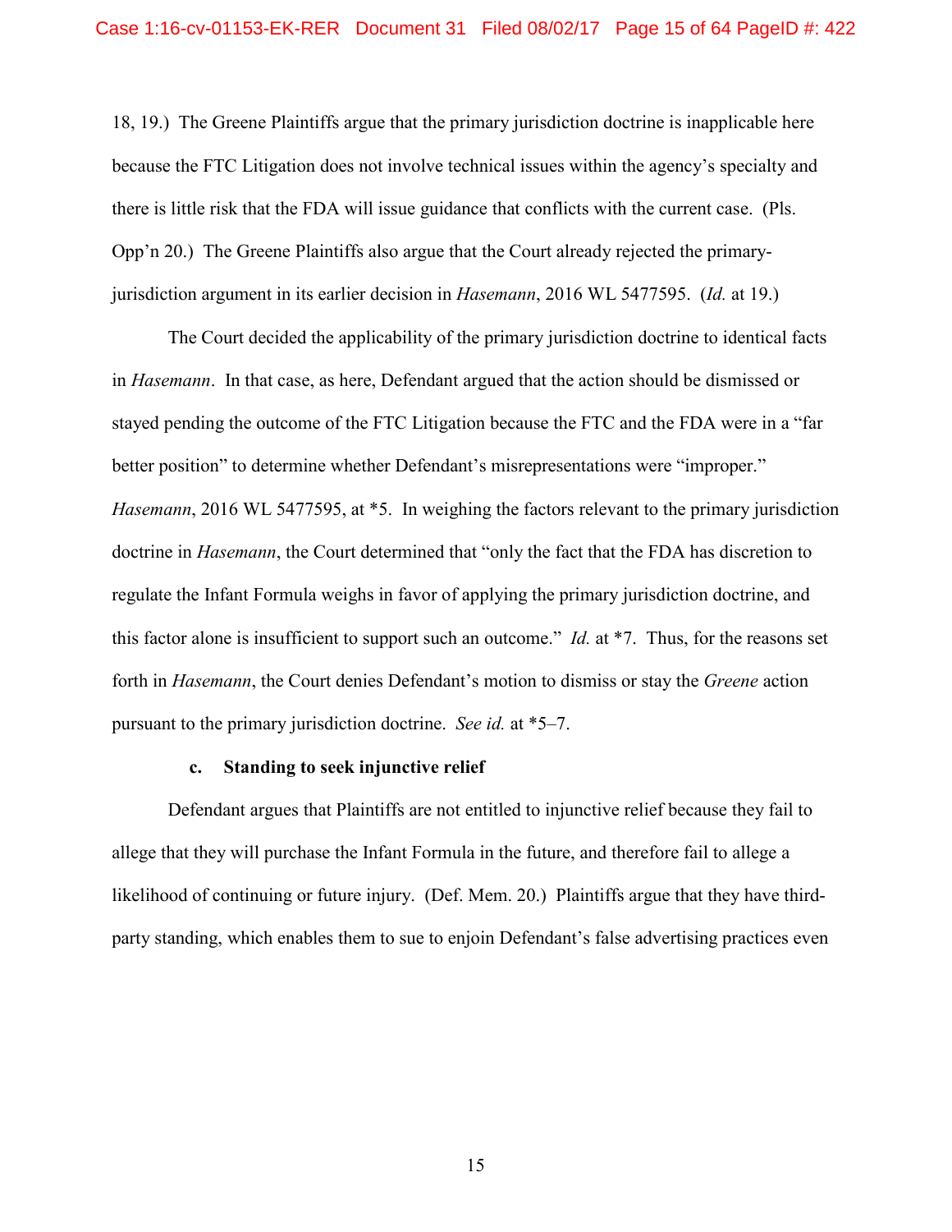18, 19.) The Greene Plaintiffs argue that the primary jurisdiction doctrine is inapplicable here because the FTC Litigation does not involve technical issues within the agency's specialty and there is little risk that the FDA will issue guidance that conflicts with the current case. (Pls. Opp'n 20.) The Greene Plaintiffs also argue that the Court already rejected the primary-jurisdiction argument in its earlier decision in *Hasemann*, 2016 WL 5477595. (*Id.* at 19.)

The Court decided the applicability of the primary jurisdiction doctrine to identical facts in *Hasemann*. In that case, as here, Defendant argued that the action should be dismissed or stayed pending the outcome of the FTC Litigation because the FTC and the FDA were in a "far better position" to determine whether Defendant's misrepresentations were "improper." *Hasemann*, 2016 WL 5477595, at *5. In weighing the factors relevant to the primary jurisdiction doctrine in *Hasemann*, the Court determined that "only the fact that the FDA has discretion to regulate the Infant Formula weighs in favor of applying the primary jurisdiction doctrine, and this factor alone is insufficient to support such an outcome." *Id.* at *7. Thus, for the reasons set forth in *Hasemann*, the Court denies Defendant's motion to dismiss or stay the *Greene* action pursuant to the primary jurisdiction doctrine. *See id.* at *5–7.

**c. Standing to seek injunctive relief**

Defendant argues that Plaintiffs are not entitled to injunctive relief because they fail to allege that they will purchase the Infant Formula in the future, and therefore fail to allege a likelihood of continuing or future injury. (Def. Mem. 20.) Plaintiffs argue that they have third-party standing, which enables them to sue to enjoin Defendant's false advertising practices even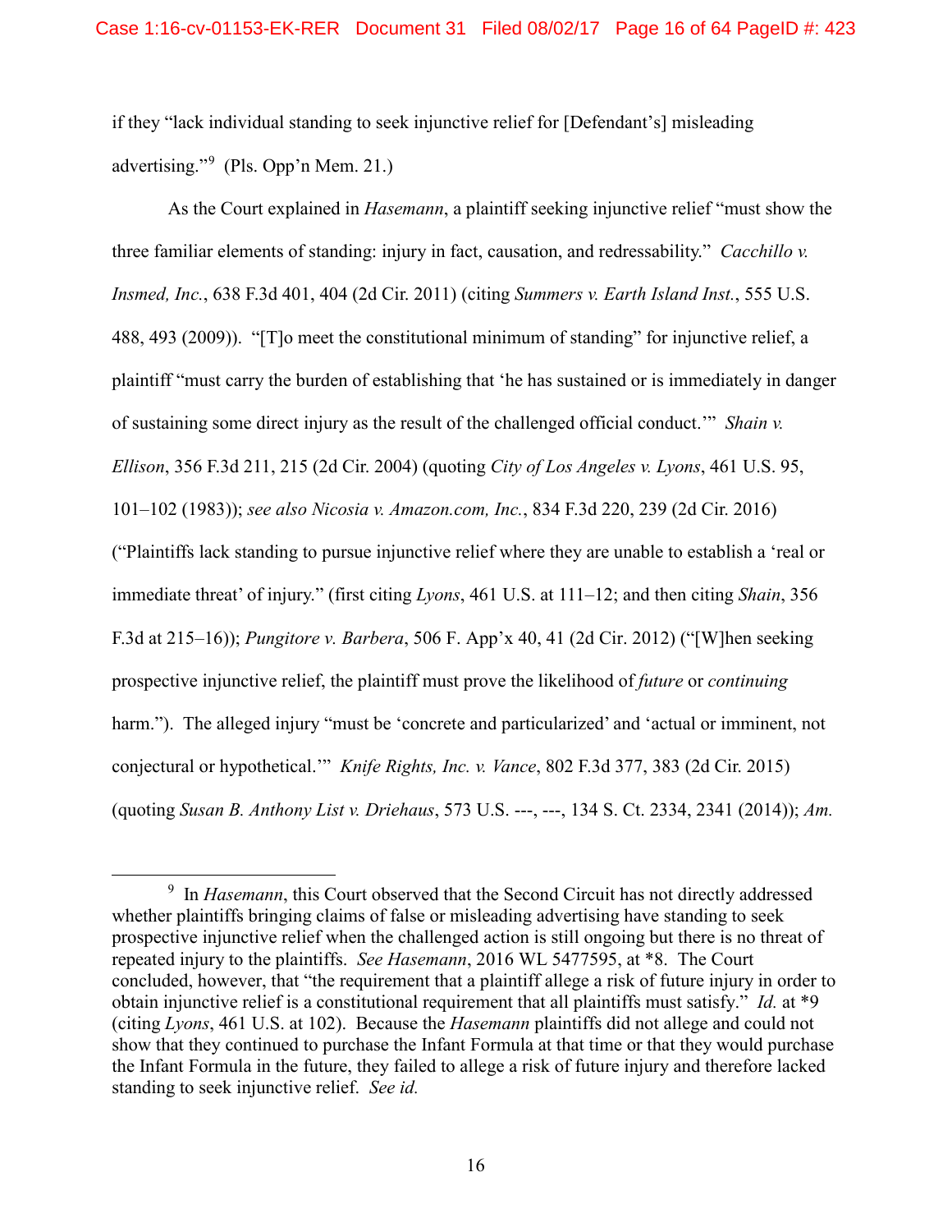if they "lack individual standing to seek injunctive relief for [Defendant's] misleading advertising."[9] (Pls. Opp'n Mem. 21.)

As the Court explained in *Hasemann*, a plaintiff seeking injunctive relief "must show the three familiar elements of standing: injury in fact, causation, and redressability." *Cacchillo v. Insmed, Inc.*, 638 F.3d 401, 404 (2d Cir. 2011) (citing *Summers v. Earth Island Inst.*, 555 U.S. 488, 493 (2009)). "[T]o meet the constitutional minimum of standing" for injunctive relief, a plaintiff "must carry the burden of establishing that 'he has sustained or is immediately in danger of sustaining some direct injury as the result of the challenged official conduct.'" *Shain v. Ellison*, 356 F.3d 211, 215 (2d Cir. 2004) (quoting *City of Los Angeles v. Lyons*, 461 U.S. 95, 101–102 (1983)); *see also Nicosia v. Amazon.com, Inc.*, 834 F.3d 220, 239 (2d Cir. 2016) ("Plaintiffs lack standing to pursue injunctive relief where they are unable to establish a 'real or immediate threat' of injury." (first citing *Lyons*, 461 U.S. at 111–12; and then citing *Shain*, 356 F.3d at 215–16)); *Pungitore v. Barbera*, 506 F. App'x 40, 41 (2d Cir. 2012) ("[W]hen seeking prospective injunctive relief, the plaintiff must prove the likelihood of *future* or *continuing* harm."). The alleged injury "must be 'concrete and particularized' and 'actual or imminent, not conjectural or hypothetical.'" *Knife Rights, Inc. v. Vance*, 802 F.3d 377, 383 (2d Cir. 2015) (quoting *Susan B. Anthony List v. Driehaus*, 573 U.S. ---, ---, 134 S. Ct. 2334, 2341 (2014)); *Am.*

[9] In *Hasemann*, this Court observed that the Second Circuit has not directly addressed whether plaintiffs bringing claims of false or misleading advertising have standing to seek prospective injunctive relief when the challenged action is still ongoing but there is no threat of repeated injury to the plaintiffs. *See Hasemann*, 2016 WL 5477595, at *8. The Court concluded, however, that "the requirement that a plaintiff allege a risk of future injury in order to obtain injunctive relief is a constitutional requirement that all plaintiffs must satisfy." *Id.* at *9 (citing *Lyons*, 461 U.S. at 102). Because the *Hasemann* plaintiffs did not allege and could not show that they continued to purchase the Infant Formula at that time or that they would purchase the Infant Formula in the future, they failed to allege a risk of future injury and therefore lacked standing to seek injunctive relief. *See id.*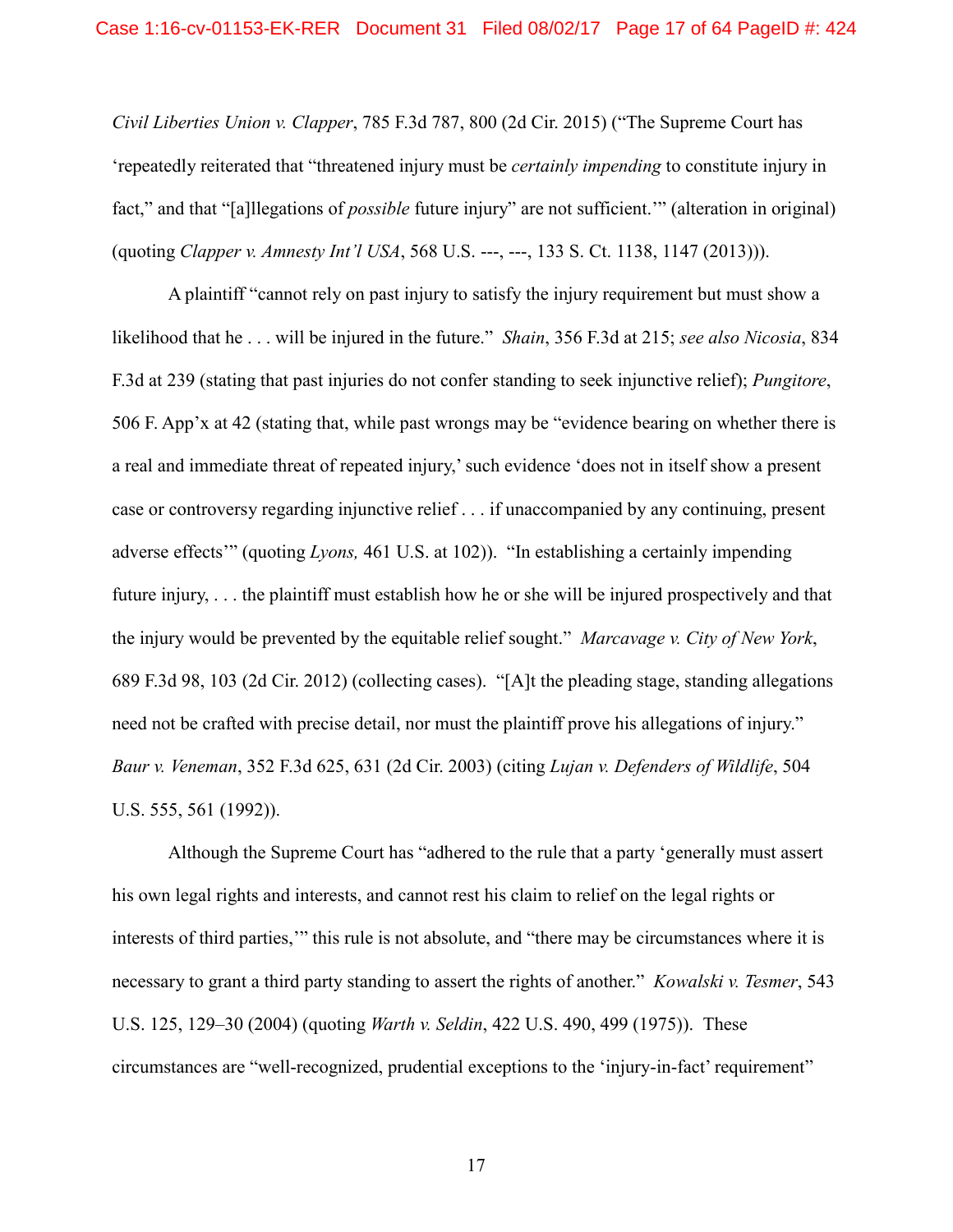*Civil Liberties Union v. Clapper*, 785 F.3d 787, 800 (2d Cir. 2015) ("The Supreme Court has 'repeatedly reiterated that "threatened injury must be *certainly impending* to constitute injury in fact," and that "[a]llegations of *possible* future injury" are not sufficient.'" (alteration in original) (quoting *Clapper v. Amnesty Int'l USA*, 568 U.S. ---, ---, 133 S. Ct. 1138, 1147 (2013))).

A plaintiff "cannot rely on past injury to satisfy the injury requirement but must show a likelihood that he . . . will be injured in the future." *Shain*, 356 F.3d at 215; *see also Nicosia*, 834 F.3d at 239 (stating that past injuries do not confer standing to seek injunctive relief); *Pungitore*, 506 F. App'x at 42 (stating that, while past wrongs may be "evidence bearing on whether there is a real and immediate threat of repeated injury,' such evidence 'does not in itself show a present case or controversy regarding injunctive relief . . . if unaccompanied by any continuing, present adverse effects'" (quoting *Lyons,* 461 U.S. at 102)). "In establishing a certainly impending future injury, . . . the plaintiff must establish how he or she will be injured prospectively and that the injury would be prevented by the equitable relief sought." *Marcavage v. City of New York*, 689 F.3d 98, 103 (2d Cir. 2012) (collecting cases). "[A]t the pleading stage, standing allegations need not be crafted with precise detail, nor must the plaintiff prove his allegations of injury." *Baur v. Veneman*, 352 F.3d 625, 631 (2d Cir. 2003) (citing *Lujan v. Defenders of Wildlife*, 504 U.S. 555, 561 (1992)).

Although the Supreme Court has "adhered to the rule that a party 'generally must assert his own legal rights and interests, and cannot rest his claim to relief on the legal rights or interests of third parties,'" this rule is not absolute, and "there may be circumstances where it is necessary to grant a third party standing to assert the rights of another." *Kowalski v. Tesmer*, 543 U.S. 125, 129–30 (2004) (quoting *Warth v. Seldin*, 422 U.S. 490, 499 (1975)). These circumstances are "well-recognized, prudential exceptions to the 'injury-in-fact' requirement"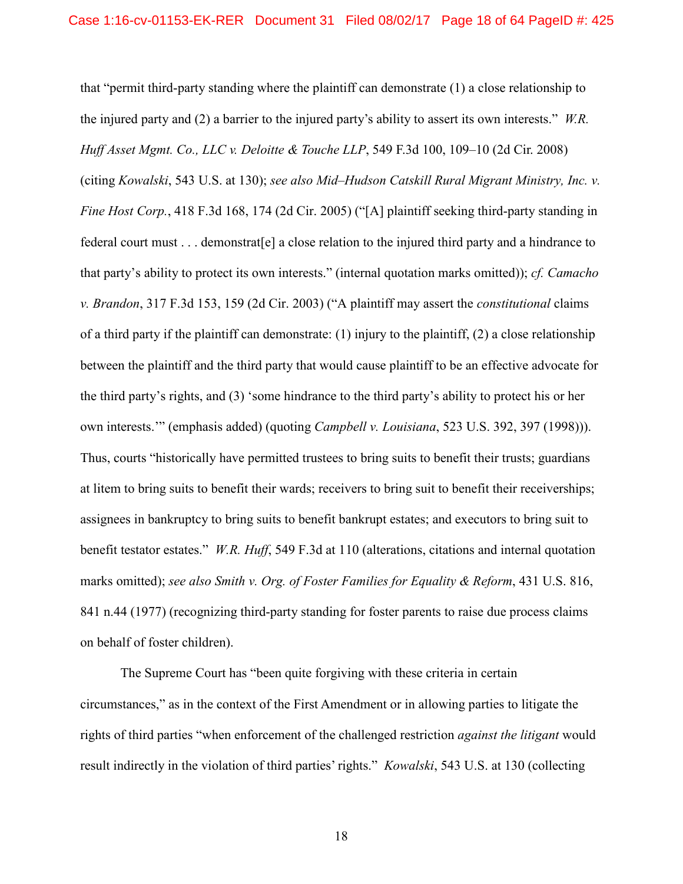that "permit third-party standing where the plaintiff can demonstrate (1) a close relationship to the injured party and (2) a barrier to the injured party's ability to assert its own interests." *W.R. Huff Asset Mgmt. Co., LLC v. Deloitte & Touche LLP*, 549 F.3d 100, 109–10 (2d Cir. 2008) (citing *Kowalski*, 543 U.S. at 130); *see also Mid–Hudson Catskill Rural Migrant Ministry, Inc. v. Fine Host Corp.*, 418 F.3d 168, 174 (2d Cir. 2005) ("[A] plaintiff seeking third-party standing in federal court must . . . demonstrat[e] a close relation to the injured third party and a hindrance to that party's ability to protect its own interests." (internal quotation marks omitted)); *cf. Camacho v. Brandon*, 317 F.3d 153, 159 (2d Cir. 2003) ("A plaintiff may assert the *constitutional* claims of a third party if the plaintiff can demonstrate: (1) injury to the plaintiff, (2) a close relationship between the plaintiff and the third party that would cause plaintiff to be an effective advocate for the third party's rights, and (3) 'some hindrance to the third party's ability to protect his or her own interests.'" (emphasis added) (quoting *Campbell v. Louisiana*, 523 U.S. 392, 397 (1998))). Thus, courts "historically have permitted trustees to bring suits to benefit their trusts; guardians at litem to bring suits to benefit their wards; receivers to bring suit to benefit their receiverships; assignees in bankruptcy to bring suits to benefit bankrupt estates; and executors to bring suit to benefit testator estates." *W.R. Huff*, 549 F.3d at 110 (alterations, citations and internal quotation marks omitted); *see also Smith v. Org. of Foster Families for Equality & Reform*, 431 U.S. 816, 841 n.44 (1977) (recognizing third-party standing for foster parents to raise due process claims on behalf of foster children).

The Supreme Court has "been quite forgiving with these criteria in certain circumstances," as in the context of the First Amendment or in allowing parties to litigate the rights of third parties "when enforcement of the challenged restriction *against the litigant* would result indirectly in the violation of third parties' rights." *Kowalski*, 543 U.S. at 130 (collecting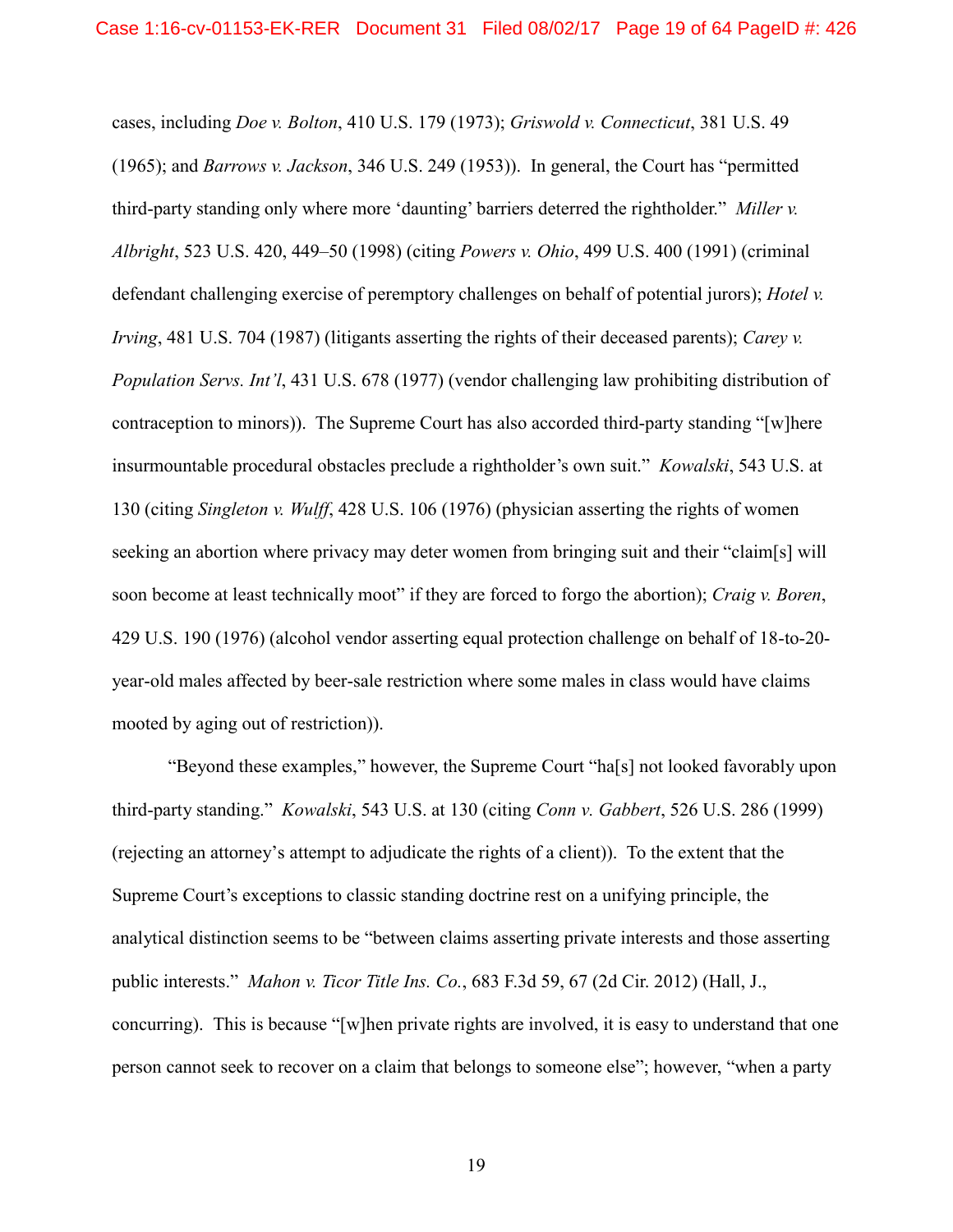cases, including *Doe v. Bolton*, 410 U.S. 179 (1973); *Griswold v. Connecticut*, 381 U.S. 49 (1965); and *Barrows v. Jackson*, 346 U.S. 249 (1953)). In general, the Court has "permitted third-party standing only where more 'daunting' barriers deterred the rightholder." *Miller v. Albright*, 523 U.S. 420, 449–50 (1998) (citing *Powers v. Ohio*, 499 U.S. 400 (1991) (criminal defendant challenging exercise of peremptory challenges on behalf of potential jurors); *Hotel v. Irving*, 481 U.S. 704 (1987) (litigants asserting the rights of their deceased parents); *Carey v. Population Servs. Int'l*, 431 U.S. 678 (1977) (vendor challenging law prohibiting distribution of contraception to minors)). The Supreme Court has also accorded third-party standing "[w]here insurmountable procedural obstacles preclude a rightholder's own suit." *Kowalski*, 543 U.S. at 130 (citing *Singleton v. Wulff*, 428 U.S. 106 (1976) (physician asserting the rights of women seeking an abortion where privacy may deter women from bringing suit and their "claim[s] will soon become at least technically moot" if they are forced to forgo the abortion); *Craig v. Boren*, 429 U.S. 190 (1976) (alcohol vendor asserting equal protection challenge on behalf of 18-to-20-year-old males affected by beer-sale restriction where some males in class would have claims mooted by aging out of restriction)).

"Beyond these examples," however, the Supreme Court "ha[s] not looked favorably upon third-party standing." *Kowalski*, 543 U.S. at 130 (citing *Conn v. Gabbert*, 526 U.S. 286 (1999) (rejecting an attorney's attempt to adjudicate the rights of a client)). To the extent that the Supreme Court's exceptions to classic standing doctrine rest on a unifying principle, the analytical distinction seems to be "between claims asserting private interests and those asserting public interests." *Mahon v. Ticor Title Ins. Co.*, 683 F.3d 59, 67 (2d Cir. 2012) (Hall, J., concurring). This is because "[w]hen private rights are involved, it is easy to understand that one person cannot seek to recover on a claim that belongs to someone else"; however, "when a party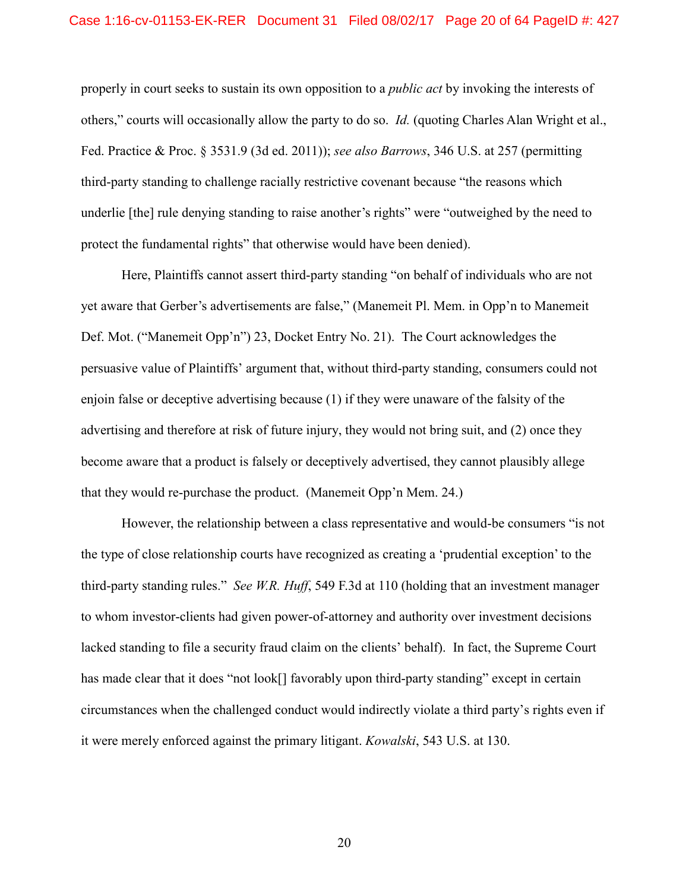properly in court seeks to sustain its own opposition to a *public act* by invoking the interests of others," courts will occasionally allow the party to do so. *Id.* (quoting Charles Alan Wright et al., Fed. Practice & Proc. § 3531.9 (3d ed. 2011)); *see also Barrows*, 346 U.S. at 257 (permitting third-party standing to challenge racially restrictive covenant because "the reasons which underlie [the] rule denying standing to raise another's rights" were "outweighed by the need to protect the fundamental rights" that otherwise would have been denied).

Here, Plaintiffs cannot assert third-party standing "on behalf of individuals who are not yet aware that Gerber's advertisements are false," (Manemeit Pl. Mem. in Opp'n to Manemeit Def. Mot. ("Manemeit Opp'n") 23, Docket Entry No. 21). The Court acknowledges the persuasive value of Plaintiffs' argument that, without third-party standing, consumers could not enjoin false or deceptive advertising because (1) if they were unaware of the falsity of the advertising and therefore at risk of future injury, they would not bring suit, and (2) once they become aware that a product is falsely or deceptively advertised, they cannot plausibly allege that they would re-purchase the product. (Manemeit Opp'n Mem. 24.)

However, the relationship between a class representative and would-be consumers "is not the type of close relationship courts have recognized as creating a 'prudential exception' to the third-party standing rules." *See W.R. Huff*, 549 F.3d at 110 (holding that an investment manager to whom investor-clients had given power-of-attorney and authority over investment decisions lacked standing to file a security fraud claim on the clients' behalf). In fact, the Supreme Court has made clear that it does "not look[] favorably upon third-party standing" except in certain circumstances when the challenged conduct would indirectly violate a third party's rights even if it were merely enforced against the primary litigant. *Kowalski*, 543 U.S. at 130.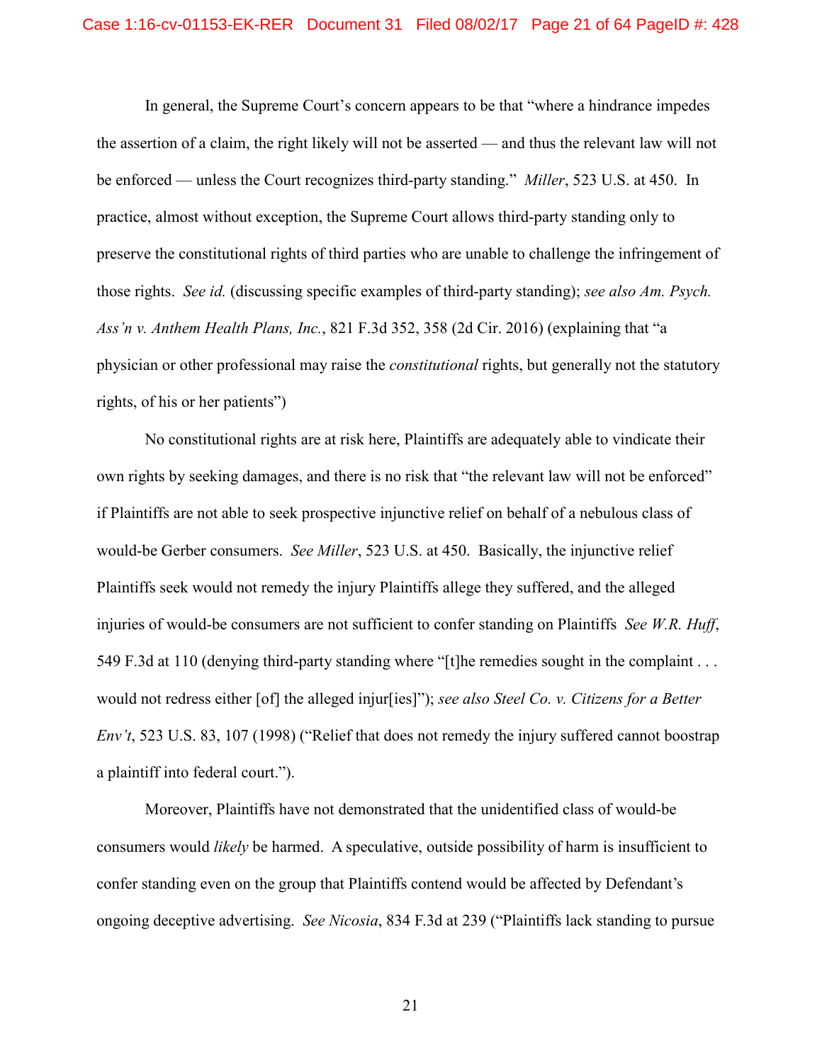In general, the Supreme Court's concern appears to be that "where a hindrance impedes the assertion of a claim, the right likely will not be asserted — and thus the relevant law will not be enforced — unless the Court recognizes third-party standing." *Miller*, 523 U.S. at 450. In practice, almost without exception, the Supreme Court allows third-party standing only to preserve the constitutional rights of third parties who are unable to challenge the infringement of those rights. *See id.* (discussing specific examples of third-party standing); *see also Am. Psych. Ass'n v. Anthem Health Plans, Inc.*, 821 F.3d 352, 358 (2d Cir. 2016) (explaining that "a physician or other professional may raise the *constitutional* rights, but generally not the statutory rights, of his or her patients")

No constitutional rights are at risk here, Plaintiffs are adequately able to vindicate their own rights by seeking damages, and there is no risk that "the relevant law will not be enforced" if Plaintiffs are not able to seek prospective injunctive relief on behalf of a nebulous class of would-be Gerber consumers. *See Miller*, 523 U.S. at 450. Basically, the injunctive relief Plaintiffs seek would not remedy the injury Plaintiffs allege they suffered, and the alleged injuries of would-be consumers are not sufficient to confer standing on Plaintiffs *See W.R. Huff*, 549 F.3d at 110 (denying third-party standing where "[t]he remedies sought in the complaint . . . would not redress either [of] the alleged injur[ies]"); *see also Steel Co. v. Citizens for a Better Env't*, 523 U.S. 83, 107 (1998) ("Relief that does not remedy the injury suffered cannot boostrap a plaintiff into federal court.").

Moreover, Plaintiffs have not demonstrated that the unidentified class of would-be consumers would *likely* be harmed. A speculative, outside possibility of harm is insufficient to confer standing even on the group that Plaintiffs contend would be affected by Defendant's ongoing deceptive advertising. *See Nicosia*, 834 F.3d at 239 ("Plaintiffs lack standing to pursue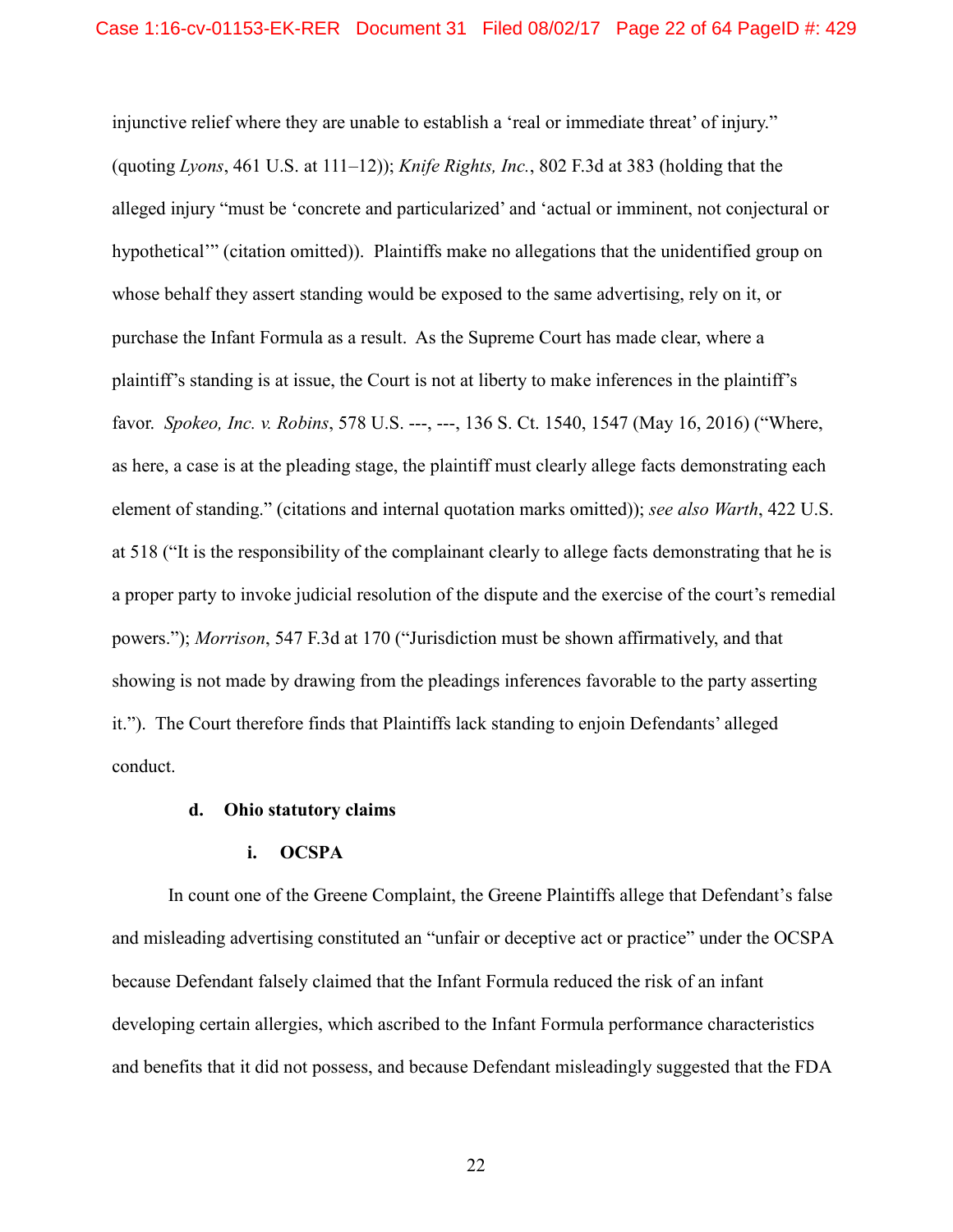injunctive relief where they are unable to establish a 'real or immediate threat' of injury." (quoting *Lyons*, 461 U.S. at 111–12)); *Knife Rights, Inc.*, 802 F.3d at 383 (holding that the alleged injury "must be 'concrete and particularized' and 'actual or imminent, not conjectural or hypothetical'" (citation omitted)). Plaintiffs make no allegations that the unidentified group on whose behalf they assert standing would be exposed to the same advertising, rely on it, or purchase the Infant Formula as a result. As the Supreme Court has made clear, where a plaintiff's standing is at issue, the Court is not at liberty to make inferences in the plaintiff's favor. *Spokeo, Inc. v. Robins*, 578 U.S. ---, ---, 136 S. Ct. 1540, 1547 (May 16, 2016) ("Where, as here, a case is at the pleading stage, the plaintiff must clearly allege facts demonstrating each element of standing." (citations and internal quotation marks omitted)); *see also Warth*, 422 U.S. at 518 ("It is the responsibility of the complainant clearly to allege facts demonstrating that he is a proper party to invoke judicial resolution of the dispute and the exercise of the court's remedial powers."); *Morrison*, 547 F.3d at 170 ("Jurisdiction must be shown affirmatively, and that showing is not made by drawing from the pleadings inferences favorable to the party asserting it."). The Court therefore finds that Plaintiffs lack standing to enjoin Defendants' alleged conduct.

**d. Ohio statutory claims**

**i. OCSPA**

In count one of the Greene Complaint, the Greene Plaintiffs allege that Defendant's false and misleading advertising constituted an "unfair or deceptive act or practice" under the OCSPA because Defendant falsely claimed that the Infant Formula reduced the risk of an infant developing certain allergies, which ascribed to the Infant Formula performance characteristics and benefits that it did not possess, and because Defendant misleadingly suggested that the FDA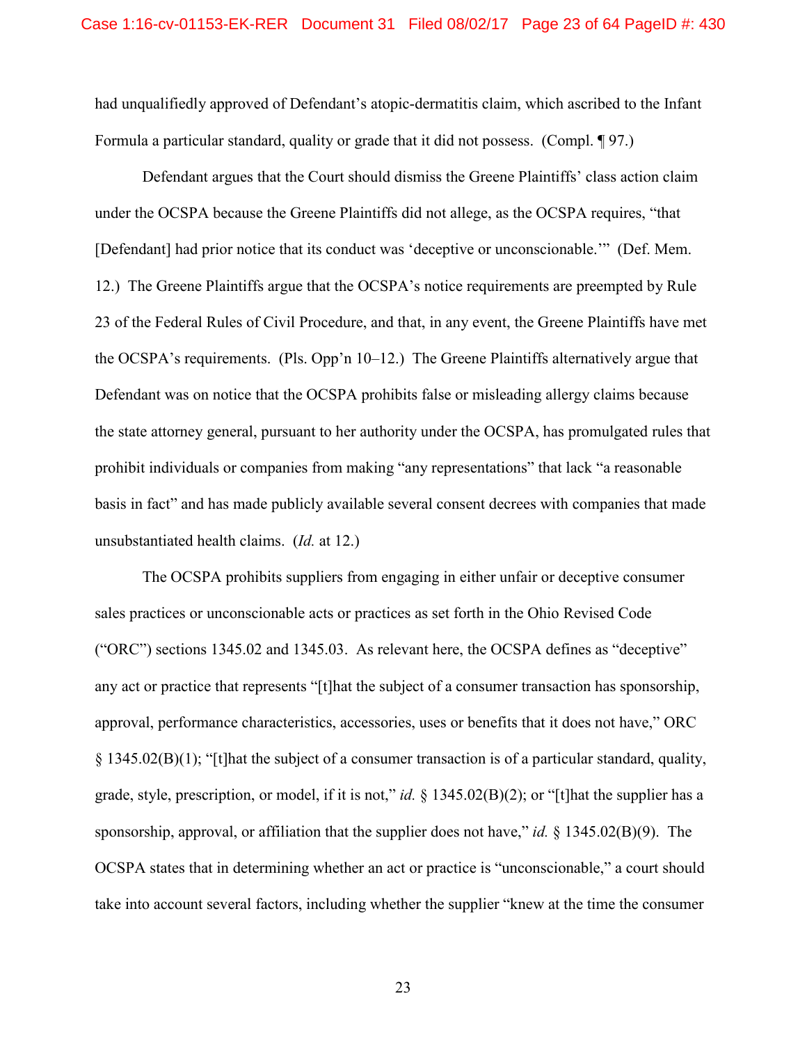had unqualifiedly approved of Defendant's atopic-dermatitis claim, which ascribed to the Infant Formula a particular standard, quality or grade that it did not possess. (Compl. ¶ 97.)

Defendant argues that the Court should dismiss the Greene Plaintiffs' class action claim under the OCSPA because the Greene Plaintiffs did not allege, as the OCSPA requires, "that [Defendant] had prior notice that its conduct was 'deceptive or unconscionable.'" (Def. Mem. 12.) The Greene Plaintiffs argue that the OCSPA's notice requirements are preempted by Rule 23 of the Federal Rules of Civil Procedure, and that, in any event, the Greene Plaintiffs have met the OCSPA's requirements. (Pls. Opp'n 10–12.) The Greene Plaintiffs alternatively argue that Defendant was on notice that the OCSPA prohibits false or misleading allergy claims because the state attorney general, pursuant to her authority under the OCSPA, has promulgated rules that prohibit individuals or companies from making "any representations" that lack "a reasonable basis in fact" and has made publicly available several consent decrees with companies that made unsubstantiated health claims. (*Id.* at 12.)

The OCSPA prohibits suppliers from engaging in either unfair or deceptive consumer sales practices or unconscionable acts or practices as set forth in the Ohio Revised Code ("ORC") sections 1345.02 and 1345.03. As relevant here, the OCSPA defines as "deceptive" any act or practice that represents "[t]hat the subject of a consumer transaction has sponsorship, approval, performance characteristics, accessories, uses or benefits that it does not have," ORC § 1345.02(B)(1); "[t]hat the subject of a consumer transaction is of a particular standard, quality, grade, style, prescription, or model, if it is not," *id.* § 1345.02(B)(2); or "[t]hat the supplier has a sponsorship, approval, or affiliation that the supplier does not have," *id.* § 1345.02(B)(9). The OCSPA states that in determining whether an act or practice is "unconscionable," a court should take into account several factors, including whether the supplier "knew at the time the consumer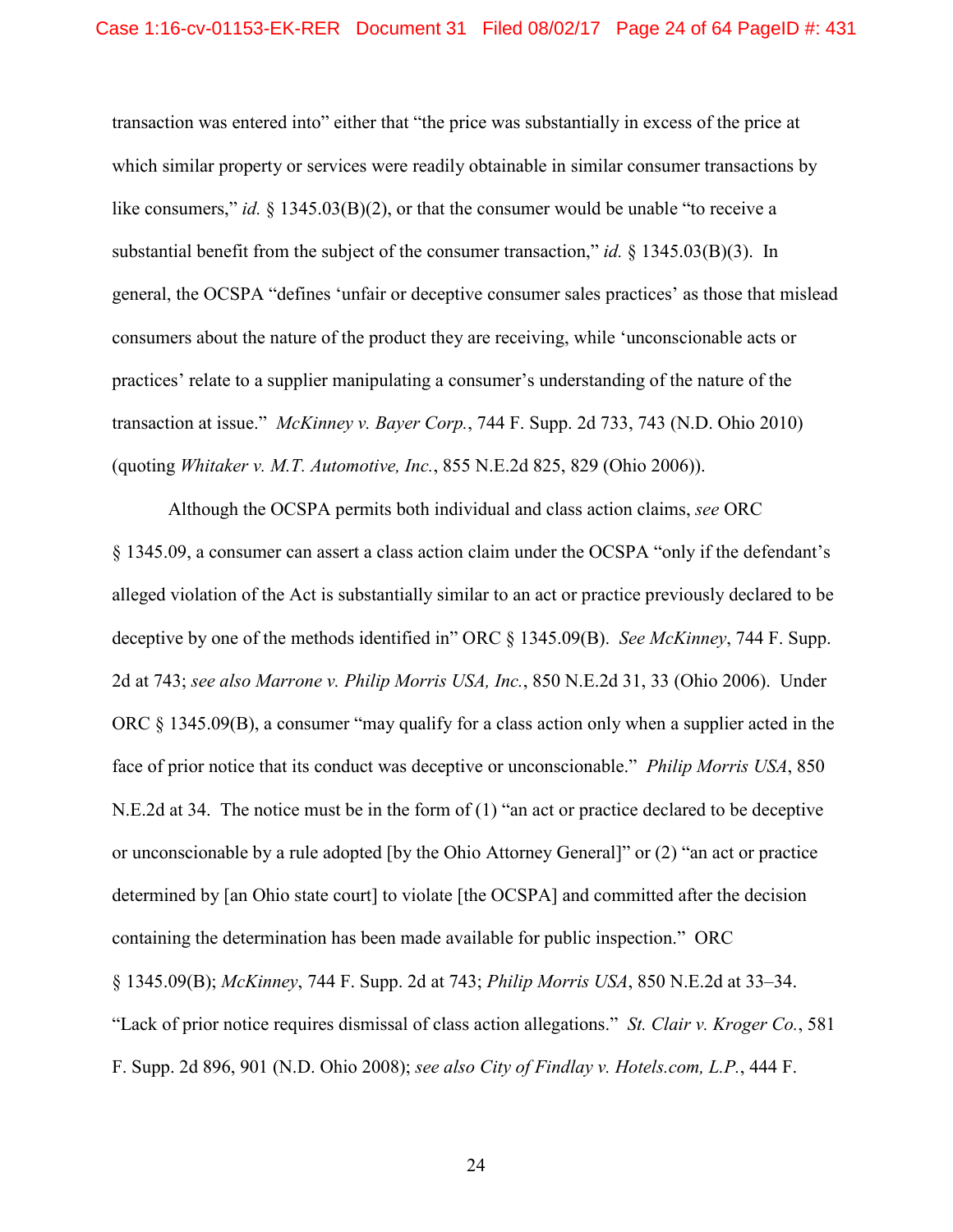transaction was entered into" either that "the price was substantially in excess of the price at which similar property or services were readily obtainable in similar consumer transactions by like consumers," *id.* § 1345.03(B)(2), or that the consumer would be unable "to receive a substantial benefit from the subject of the consumer transaction," *id.* § 1345.03(B)(3). In general, the OCSPA "defines 'unfair or deceptive consumer sales practices' as those that mislead consumers about the nature of the product they are receiving, while 'unconscionable acts or practices' relate to a supplier manipulating a consumer's understanding of the nature of the transaction at issue." *McKinney v. Bayer Corp.*, 744 F. Supp. 2d 733, 743 (N.D. Ohio 2010) (quoting *Whitaker v. M.T. Automotive, Inc.*, 855 N.E.2d 825, 829 (Ohio 2006)).

Although the OCSPA permits both individual and class action claims, *see* ORC § 1345.09, a consumer can assert a class action claim under the OCSPA "only if the defendant's alleged violation of the Act is substantially similar to an act or practice previously declared to be deceptive by one of the methods identified in" ORC § 1345.09(B). *See McKinney*, 744 F. Supp. 2d at 743; *see also Marrone v. Philip Morris USA, Inc.*, 850 N.E.2d 31, 33 (Ohio 2006). Under ORC § 1345.09(B), a consumer "may qualify for a class action only when a supplier acted in the face of prior notice that its conduct was deceptive or unconscionable." *Philip Morris USA*, 850 N.E.2d at 34. The notice must be in the form of (1) "an act or practice declared to be deceptive or unconscionable by a rule adopted [by the Ohio Attorney General]" or (2) "an act or practice determined by [an Ohio state court] to violate [the OCSPA] and committed after the decision containing the determination has been made available for public inspection." ORC § 1345.09(B); *McKinney*, 744 F. Supp. 2d at 743; *Philip Morris USA*, 850 N.E.2d at 33–34. "Lack of prior notice requires dismissal of class action allegations." *St. Clair v. Kroger Co.*, 581 F. Supp. 2d 896, 901 (N.D. Ohio 2008); *see also City of Findlay v. Hotels.com, L.P.*, 444 F.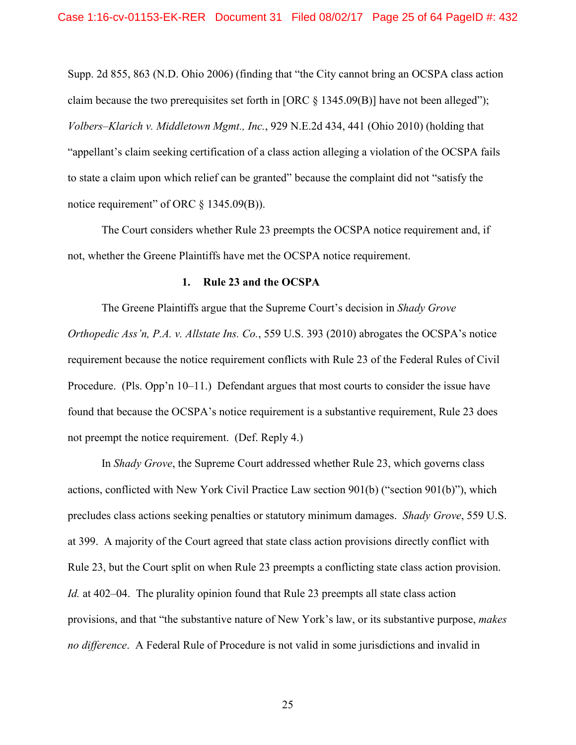Supp. 2d 855, 863 (N.D. Ohio 2006) (finding that "the City cannot bring an OCSPA class action claim because the two prerequisites set forth in [ORC § 1345.09(B)] have not been alleged"); *Volbers–Klarich v. Middletown Mgmt., Inc.*, 929 N.E.2d 434, 441 (Ohio 2010) (holding that "appellant's claim seeking certification of a class action alleging a violation of the OCSPA fails to state a claim upon which relief can be granted" because the complaint did not "satisfy the notice requirement" of ORC § 1345.09(B)).

The Court considers whether Rule 23 preempts the OCSPA notice requirement and, if not, whether the Greene Plaintiffs have met the OCSPA notice requirement.

### 1. Rule 23 and the OCSPA

The Greene Plaintiffs argue that the Supreme Court's decision in *Shady Grove Orthopedic Ass'n, P.A. v. Allstate Ins. Co.*, 559 U.S. 393 (2010) abrogates the OCSPA's notice requirement because the notice requirement conflicts with Rule 23 of the Federal Rules of Civil Procedure. (Pls. Opp'n 10–11.) Defendant argues that most courts to consider the issue have found that because the OCSPA's notice requirement is a substantive requirement, Rule 23 does not preempt the notice requirement. (Def. Reply 4.)

In *Shady Grove*, the Supreme Court addressed whether Rule 23, which governs class actions, conflicted with New York Civil Practice Law section 901(b) ("section 901(b)"), which precludes class actions seeking penalties or statutory minimum damages. *Shady Grove*, 559 U.S. at 399. A majority of the Court agreed that state class action provisions directly conflict with Rule 23, but the Court split on when Rule 23 preempts a conflicting state class action provision. *Id.* at 402–04. The plurality opinion found that Rule 23 preempts all state class action provisions, and that "the substantive nature of New York's law, or its substantive purpose, *makes no difference*. A Federal Rule of Procedure is not valid in some jurisdictions and invalid in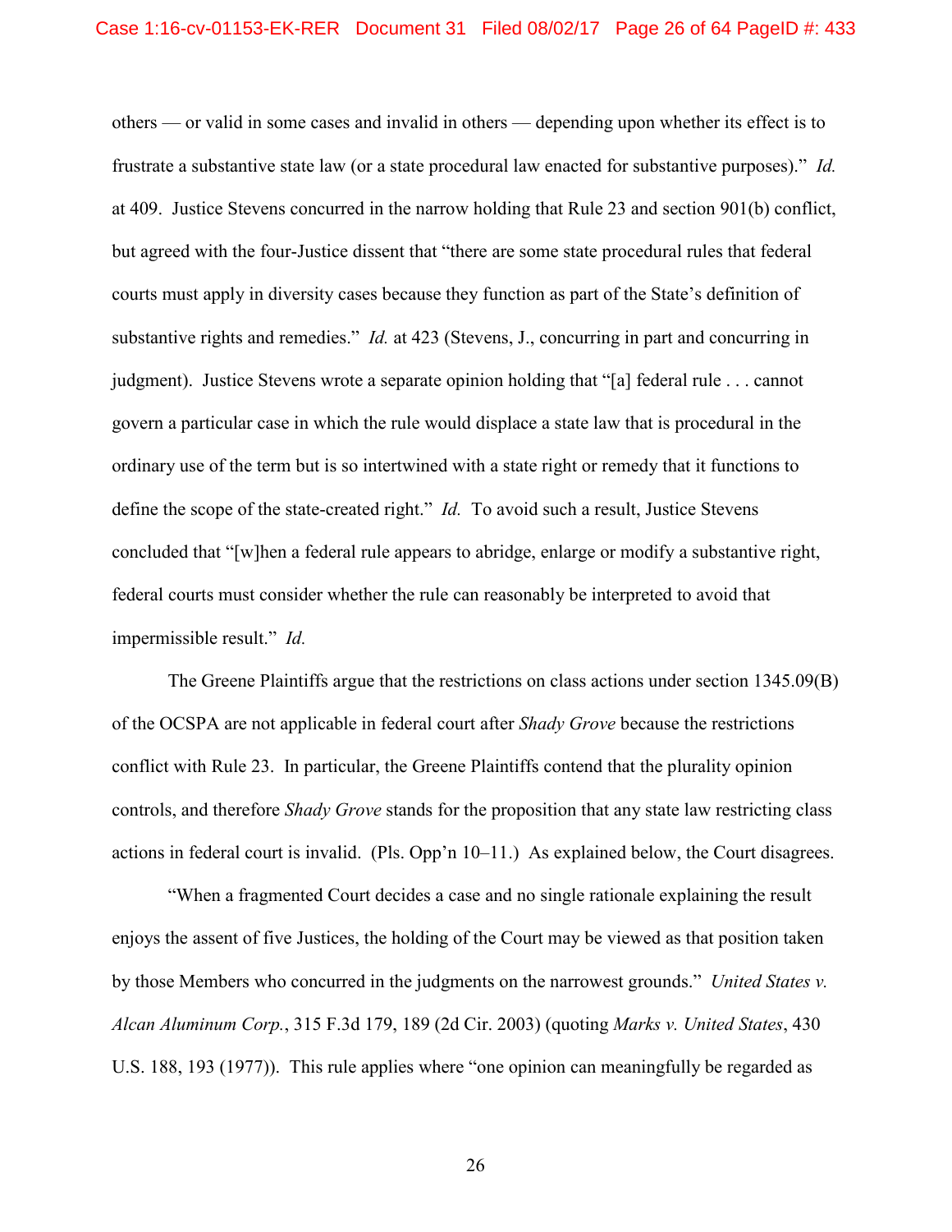others — or valid in some cases and invalid in others — depending upon whether its effect is to frustrate a substantive state law (or a state procedural law enacted for substantive purposes)." *Id.* at 409. Justice Stevens concurred in the narrow holding that Rule 23 and section 901(b) conflict, but agreed with the four-Justice dissent that "there are some state procedural rules that federal courts must apply in diversity cases because they function as part of the State's definition of substantive rights and remedies." *Id.* at 423 (Stevens, J., concurring in part and concurring in judgment). Justice Stevens wrote a separate opinion holding that "[a] federal rule . . . cannot govern a particular case in which the rule would displace a state law that is procedural in the ordinary use of the term but is so intertwined with a state right or remedy that it functions to define the scope of the state-created right." *Id.* To avoid such a result, Justice Stevens concluded that "[w]hen a federal rule appears to abridge, enlarge or modify a substantive right, federal courts must consider whether the rule can reasonably be interpreted to avoid that impermissible result." *Id.*

The Greene Plaintiffs argue that the restrictions on class actions under section 1345.09(B) of the OCSPA are not applicable in federal court after *Shady Grove* because the restrictions conflict with Rule 23. In particular, the Greene Plaintiffs contend that the plurality opinion controls, and therefore *Shady Grove* stands for the proposition that any state law restricting class actions in federal court is invalid. (Pls. Opp'n 10–11.) As explained below, the Court disagrees.

"When a fragmented Court decides a case and no single rationale explaining the result enjoys the assent of five Justices, the holding of the Court may be viewed as that position taken by those Members who concurred in the judgments on the narrowest grounds." *United States v. Alcan Aluminum Corp.*, 315 F.3d 179, 189 (2d Cir. 2003) (quoting *Marks v. United States*, 430 U.S. 188, 193 (1977)). This rule applies where "one opinion can meaningfully be regarded as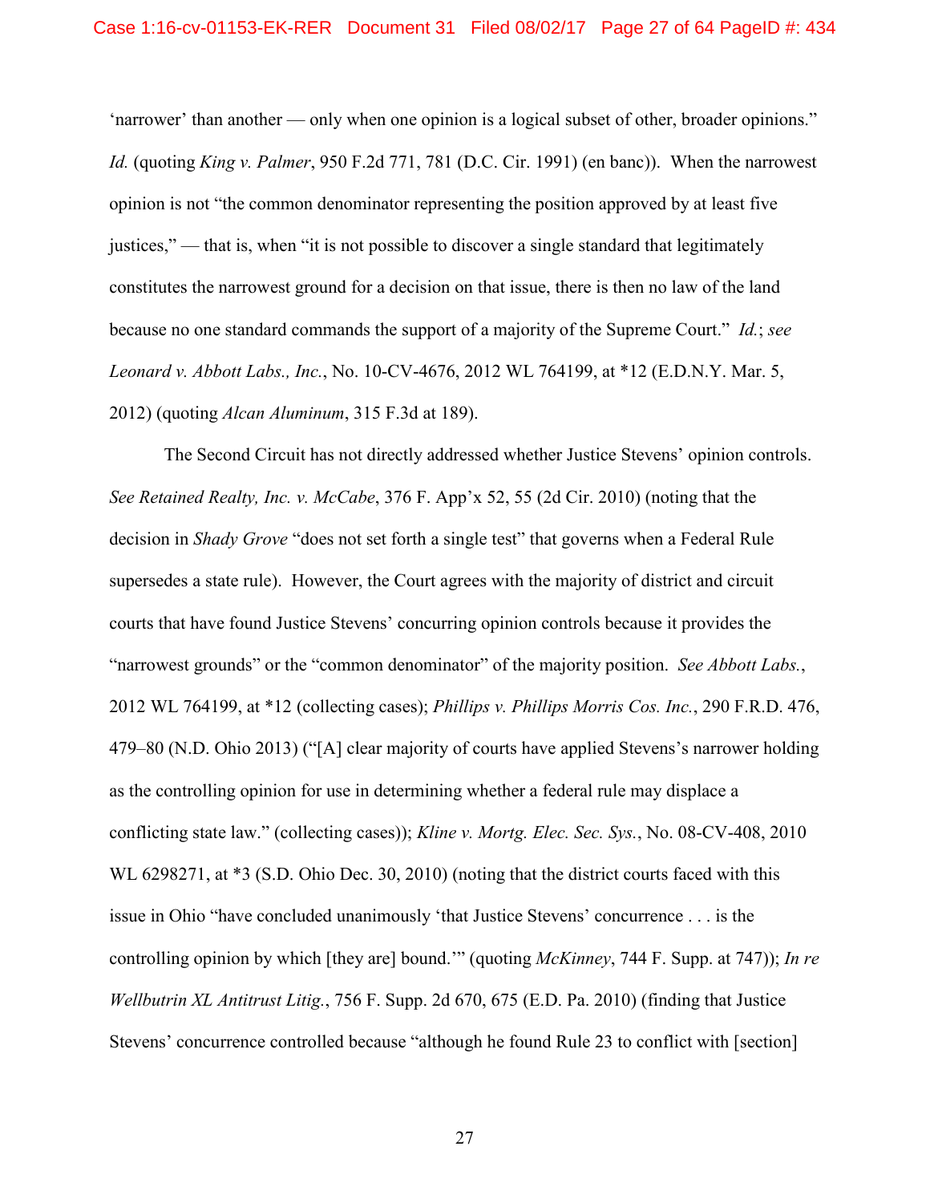'narrower' than another — only when one opinion is a logical subset of other, broader opinions." *Id.* (quoting *King v. Palmer*, 950 F.2d 771, 781 (D.C. Cir. 1991) (en banc)). When the narrowest opinion is not "the common denominator representing the position approved by at least five justices," — that is, when "it is not possible to discover a single standard that legitimately constitutes the narrowest ground for a decision on that issue, there is then no law of the land because no one standard commands the support of a majority of the Supreme Court." *Id.*; *see Leonard v. Abbott Labs., Inc.*, No. 10-CV-4676, 2012 WL 764199, at *12 (E.D.N.Y. Mar. 5, 2012) (quoting *Alcan Aluminum*, 315 F.3d at 189).

The Second Circuit has not directly addressed whether Justice Stevens' opinion controls. *See Retained Realty, Inc. v. McCabe*, 376 F. App'x 52, 55 (2d Cir. 2010) (noting that the decision in *Shady Grove* "does not set forth a single test" that governs when a Federal Rule supersedes a state rule). However, the Court agrees with the majority of district and circuit courts that have found Justice Stevens' concurring opinion controls because it provides the "narrowest grounds" or the "common denominator" of the majority position. *See Abbott Labs.*, 2012 WL 764199, at *12 (collecting cases); *Phillips v. Phillips Morris Cos. Inc.*, 290 F.R.D. 476, 479–80 (N.D. Ohio 2013) ("[A] clear majority of courts have applied Stevens's narrower holding as the controlling opinion for use in determining whether a federal rule may displace a conflicting state law." (collecting cases)); *Kline v. Mortg. Elec. Sec. Sys.*, No. 08-CV-408, 2010 WL 6298271, at *3 (S.D. Ohio Dec. 30, 2010) (noting that the district courts faced with this issue in Ohio "have concluded unanimously 'that Justice Stevens' concurrence . . . is the controlling opinion by which [they are] bound.'" (quoting *McKinney*, 744 F. Supp. at 747)); *In re Wellbutrin XL Antitrust Litig.*, 756 F. Supp. 2d 670, 675 (E.D. Pa. 2010) (finding that Justice Stevens' concurrence controlled because "although he found Rule 23 to conflict with [section]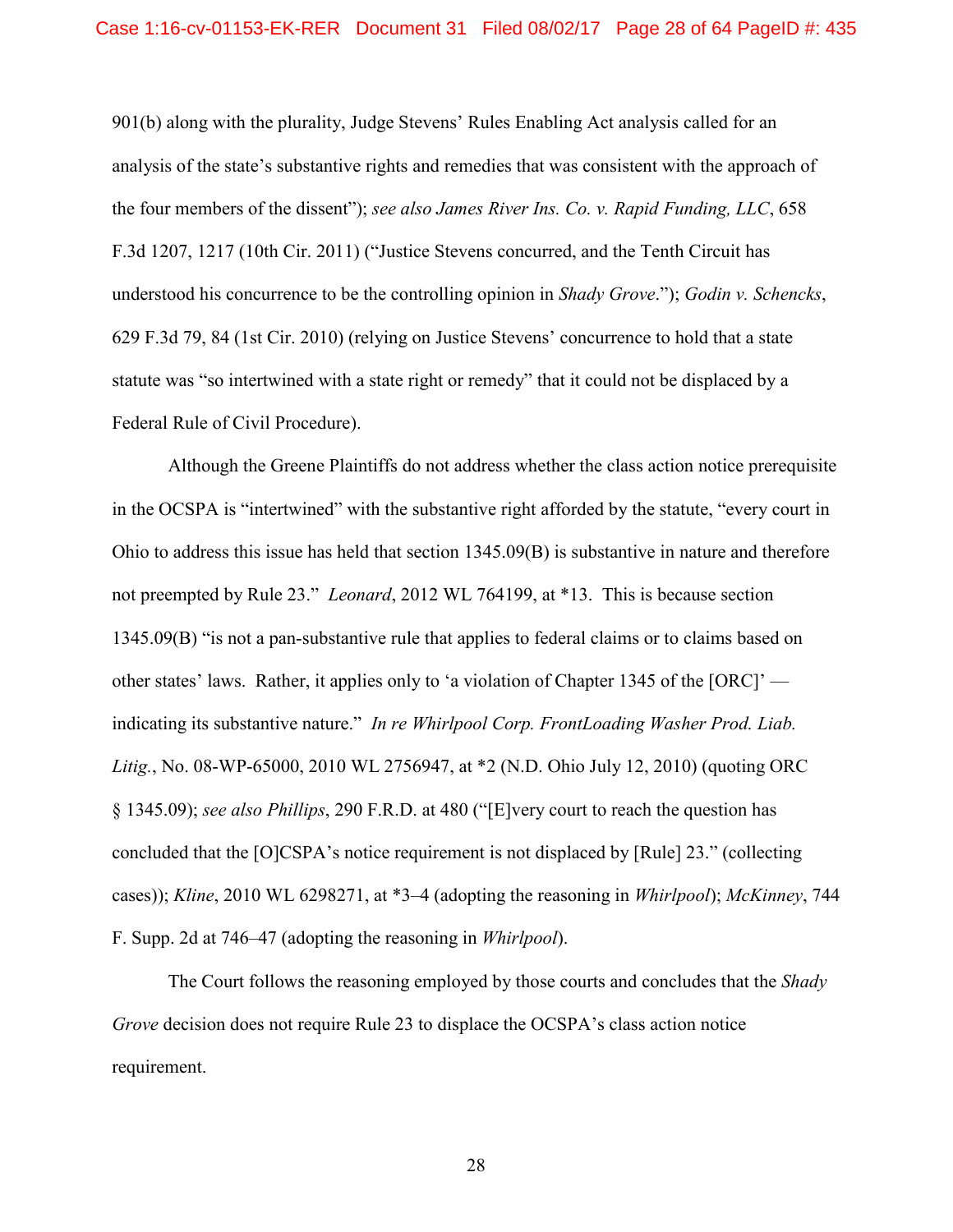901(b) along with the plurality, Judge Stevens' Rules Enabling Act analysis called for an analysis of the state's substantive rights and remedies that was consistent with the approach of the four members of the dissent"); *see also James River Ins. Co. v. Rapid Funding, LLC*, 658 F.3d 1207, 1217 (10th Cir. 2011) ("Justice Stevens concurred, and the Tenth Circuit has understood his concurrence to be the controlling opinion in *Shady Grove*."); *Godin v. Schencks*, 629 F.3d 79, 84 (1st Cir. 2010) (relying on Justice Stevens' concurrence to hold that a state statute was "so intertwined with a state right or remedy" that it could not be displaced by a Federal Rule of Civil Procedure).

Although the Greene Plaintiffs do not address whether the class action notice prerequisite in the OCSPA is "intertwined" with the substantive right afforded by the statute, "every court in Ohio to address this issue has held that section 1345.09(B) is substantive in nature and therefore not preempted by Rule 23." *Leonard*, 2012 WL 764199, at *13. This is because section 1345.09(B) "is not a pan-substantive rule that applies to federal claims or to claims based on other states' laws. Rather, it applies only to 'a violation of Chapter 1345 of the [ORC]' — indicating its substantive nature." *In re Whirlpool Corp. FrontLoading Washer Prod. Liab. Litig.*, No. 08-WP-65000, 2010 WL 2756947, at *2 (N.D. Ohio July 12, 2010) (quoting ORC § 1345.09); *see also Phillips*, 290 F.R.D. at 480 ("[E]very court to reach the question has concluded that the [O]CSPA's notice requirement is not displaced by [Rule] 23." (collecting cases)); *Kline*, 2010 WL 6298271, at *3–4 (adopting the reasoning in *Whirlpool*); *McKinney*, 744 F. Supp. 2d at 746–47 (adopting the reasoning in *Whirlpool*).

The Court follows the reasoning employed by those courts and concludes that the *Shady Grove* decision does not require Rule 23 to displace the OCSPA's class action notice requirement.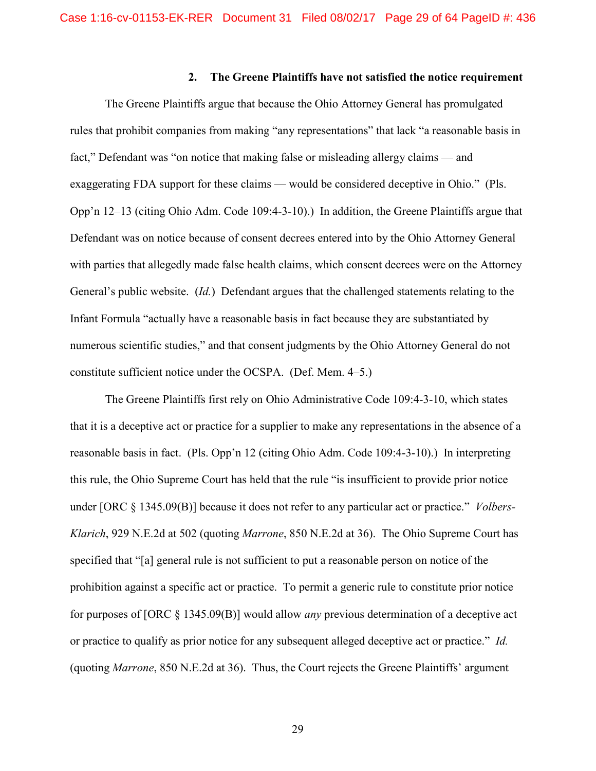### 2. The Greene Plaintiffs have not satisfied the notice requirement

The Greene Plaintiffs argue that because the Ohio Attorney General has promulgated rules that prohibit companies from making "any representations" that lack "a reasonable basis in fact," Defendant was "on notice that making false or misleading allergy claims — and exaggerating FDA support for these claims — would be considered deceptive in Ohio." (Pls. Opp'n 12–13 (citing Ohio Adm. Code 109:4-3-10).) In addition, the Greene Plaintiffs argue that Defendant was on notice because of consent decrees entered into by the Ohio Attorney General with parties that allegedly made false health claims, which consent decrees were on the Attorney General's public website. (*Id.*) Defendant argues that the challenged statements relating to the Infant Formula "actually have a reasonable basis in fact because they are substantiated by numerous scientific studies," and that consent judgments by the Ohio Attorney General do not constitute sufficient notice under the OCSPA. (Def. Mem. 4–5.)

The Greene Plaintiffs first rely on Ohio Administrative Code 109:4-3-10, which states that it is a deceptive act or practice for a supplier to make any representations in the absence of a reasonable basis in fact. (Pls. Opp'n 12 (citing Ohio Adm. Code 109:4-3-10).) In interpreting this rule, the Ohio Supreme Court has held that the rule "is insufficient to provide prior notice under [ORC § 1345.09(B)] because it does not refer to any particular act or practice." *Volbers-Klarich*, 929 N.E.2d at 502 (quoting *Marrone*, 850 N.E.2d at 36). The Ohio Supreme Court has specified that "[a] general rule is not sufficient to put a reasonable person on notice of the prohibition against a specific act or practice. To permit a generic rule to constitute prior notice for purposes of [ORC § 1345.09(B)] would allow *any* previous determination of a deceptive act or practice to qualify as prior notice for any subsequent alleged deceptive act or practice." *Id.* (quoting *Marrone*, 850 N.E.2d at 36). Thus, the Court rejects the Greene Plaintiffs' argument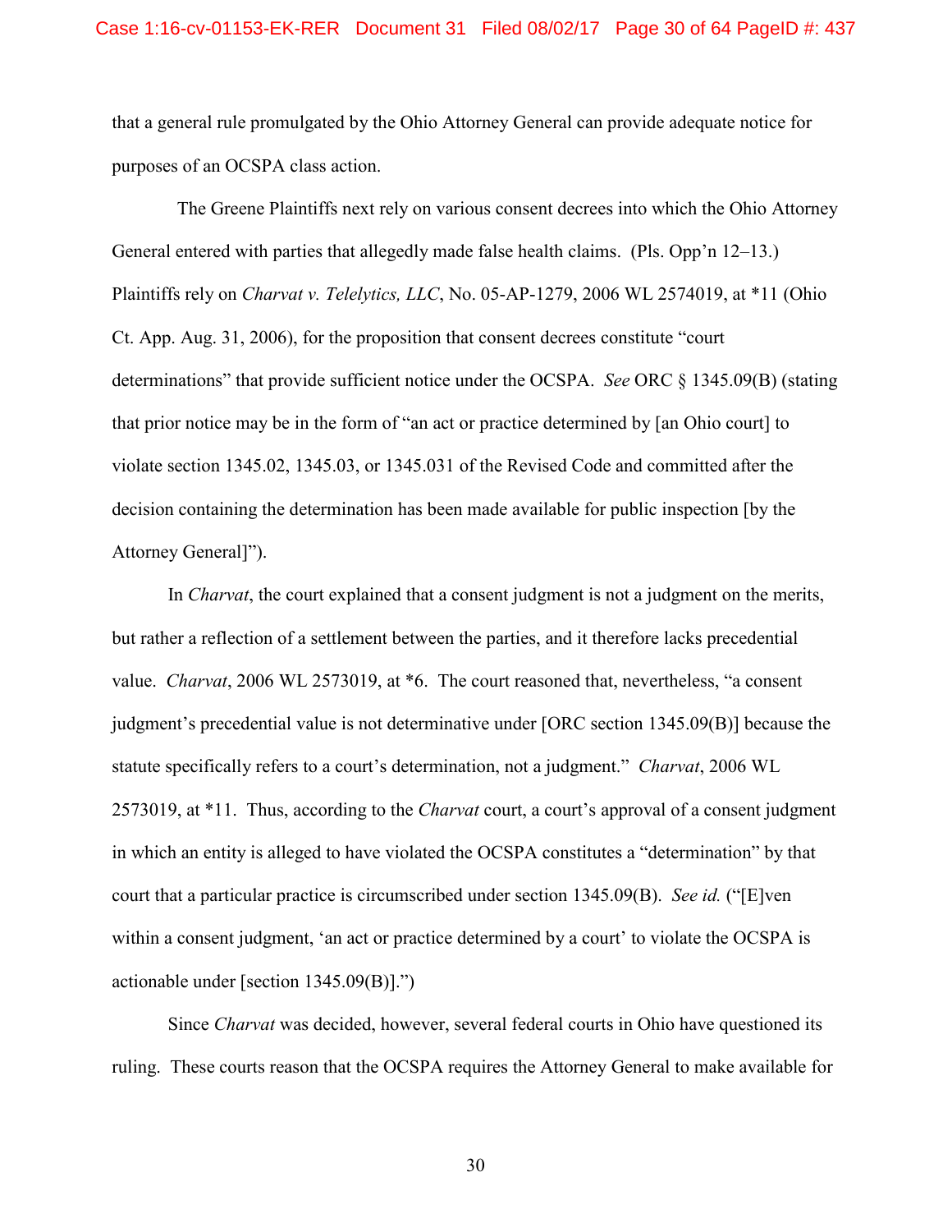that a general rule promulgated by the Ohio Attorney General can provide adequate notice for purposes of an OCSPA class action.

The Greene Plaintiffs next rely on various consent decrees into which the Ohio Attorney General entered with parties that allegedly made false health claims. (Pls. Opp'n 12–13.) Plaintiffs rely on *Charvat v. Telelytics, LLC*, No. 05-AP-1279, 2006 WL 2574019, at *11 (Ohio Ct. App. Aug. 31, 2006), for the proposition that consent decrees constitute "court determinations" that provide sufficient notice under the OCSPA. *See* ORC § 1345.09(B) (stating that prior notice may be in the form of "an act or practice determined by [an Ohio court] to violate section 1345.02, 1345.03, or 1345.031 of the Revised Code and committed after the decision containing the determination has been made available for public inspection [by the Attorney General]").

In *Charvat*, the court explained that a consent judgment is not a judgment on the merits, but rather a reflection of a settlement between the parties, and it therefore lacks precedential value. *Charvat*, 2006 WL 2573019, at *6. The court reasoned that, nevertheless, "a consent judgment's precedential value is not determinative under [ORC section 1345.09(B)] because the statute specifically refers to a court's determination, not a judgment." *Charvat*, 2006 WL 2573019, at *11. Thus, according to the *Charvat* court, a court's approval of a consent judgment in which an entity is alleged to have violated the OCSPA constitutes a "determination" by that court that a particular practice is circumscribed under section 1345.09(B). *See id.* ("[E]ven within a consent judgment, 'an act or practice determined by a court' to violate the OCSPA is actionable under [section 1345.09(B)].")

Since *Charvat* was decided, however, several federal courts in Ohio have questioned its ruling. These courts reason that the OCSPA requires the Attorney General to make available for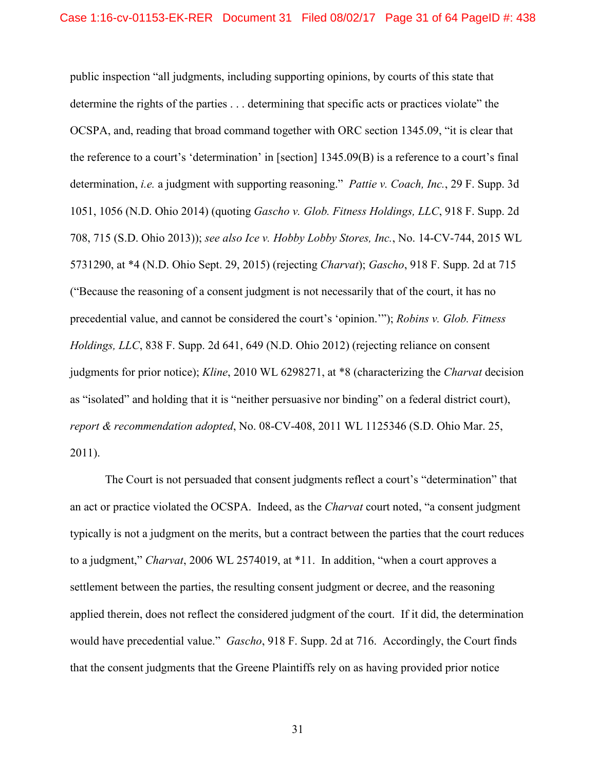public inspection "all judgments, including supporting opinions, by courts of this state that determine the rights of the parties . . . determining that specific acts or practices violate" the OCSPA, and, reading that broad command together with ORC section 1345.09, "it is clear that the reference to a court's 'determination' in [section] 1345.09(B) is a reference to a court's final determination, *i.e.* a judgment with supporting reasoning." *Pattie v. Coach, Inc.*, 29 F. Supp. 3d 1051, 1056 (N.D. Ohio 2014) (quoting *Gascho v. Glob. Fitness Holdings, LLC*, 918 F. Supp. 2d 708, 715 (S.D. Ohio 2013)); *see also Ice v. Hobby Lobby Stores, Inc.*, No. 14-CV-744, 2015 WL 5731290, at *4 (N.D. Ohio Sept. 29, 2015) (rejecting *Charvat*); *Gascho*, 918 F. Supp. 2d at 715 ("Because the reasoning of a consent judgment is not necessarily that of the court, it has no precedential value, and cannot be considered the court's 'opinion.'"); *Robins v. Glob. Fitness Holdings, LLC*, 838 F. Supp. 2d 641, 649 (N.D. Ohio 2012) (rejecting reliance on consent judgments for prior notice); *Kline*, 2010 WL 6298271, at *8 (characterizing the *Charvat* decision as "isolated" and holding that it is "neither persuasive nor binding" on a federal district court), *report & recommendation adopted*, No. 08-CV-408, 2011 WL 1125346 (S.D. Ohio Mar. 25, 2011).

The Court is not persuaded that consent judgments reflect a court's "determination" that an act or practice violated the OCSPA. Indeed, as the *Charvat* court noted, "a consent judgment typically is not a judgment on the merits, but a contract between the parties that the court reduces to a judgment," *Charvat*, 2006 WL 2574019, at *11. In addition, "when a court approves a settlement between the parties, the resulting consent judgment or decree, and the reasoning applied therein, does not reflect the considered judgment of the court. If it did, the determination would have precedential value." *Gascho*, 918 F. Supp. 2d at 716. Accordingly, the Court finds that the consent judgments that the Greene Plaintiffs rely on as having provided prior notice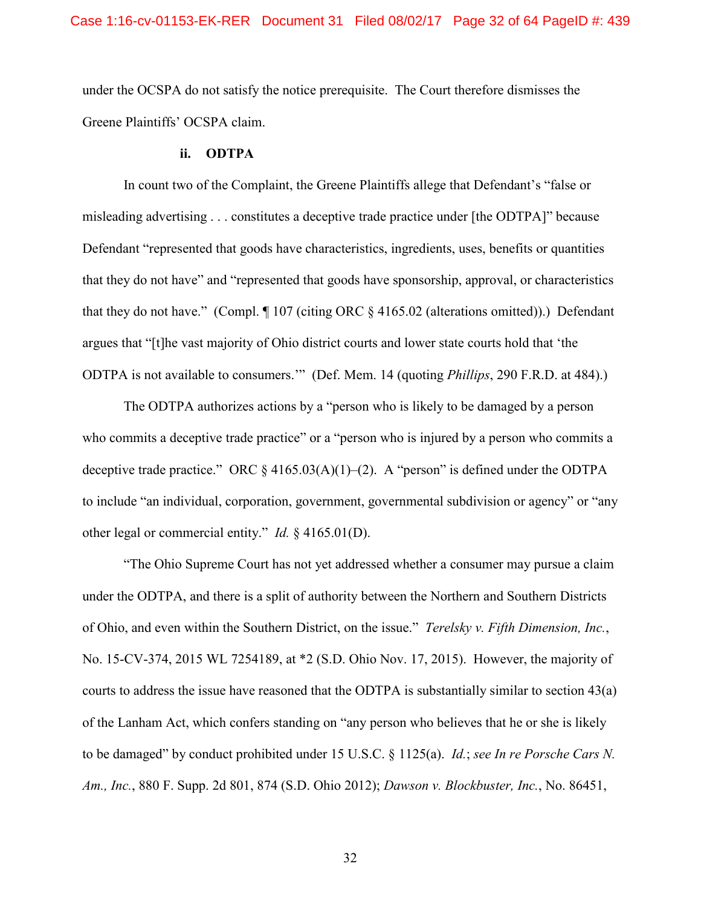under the OCSPA do not satisfy the notice prerequisite. The Court therefore dismisses the Greene Plaintiffs' OCSPA claim.

#### ii. ODTPA

In count two of the Complaint, the Greene Plaintiffs allege that Defendant's "false or misleading advertising . . . constitutes a deceptive trade practice under [the ODTPA]" because Defendant "represented that goods have characteristics, ingredients, uses, benefits or quantities that they do not have" and "represented that goods have sponsorship, approval, or characteristics that they do not have." (Compl. ¶ 107 (citing ORC § 4165.02 (alterations omitted)).) Defendant argues that "[t]he vast majority of Ohio district courts and lower state courts hold that 'the ODTPA is not available to consumers.'" (Def. Mem. 14 (quoting *Phillips*, 290 F.R.D. at 484).)

The ODTPA authorizes actions by a "person who is likely to be damaged by a person who commits a deceptive trade practice" or a "person who is injured by a person who commits a deceptive trade practice." ORC § 4165.03(A)(1)–(2). A "person" is defined under the ODTPA to include "an individual, corporation, government, governmental subdivision or agency" or "any other legal or commercial entity." *Id.* § 4165.01(D).

"The Ohio Supreme Court has not yet addressed whether a consumer may pursue a claim under the ODTPA, and there is a split of authority between the Northern and Southern Districts of Ohio, and even within the Southern District, on the issue." *Terelsky v. Fifth Dimension, Inc.*, No. 15-CV-374, 2015 WL 7254189, at *2 (S.D. Ohio Nov. 17, 2015). However, the majority of courts to address the issue have reasoned that the ODTPA is substantially similar to section 43(a) of the Lanham Act, which confers standing on "any person who believes that he or she is likely to be damaged" by conduct prohibited under 15 U.S.C. § 1125(a). *Id.*; *see In re Porsche Cars N. Am., Inc.*, 880 F. Supp. 2d 801, 874 (S.D. Ohio 2012); *Dawson v. Blockbuster, Inc.*, No. 86451,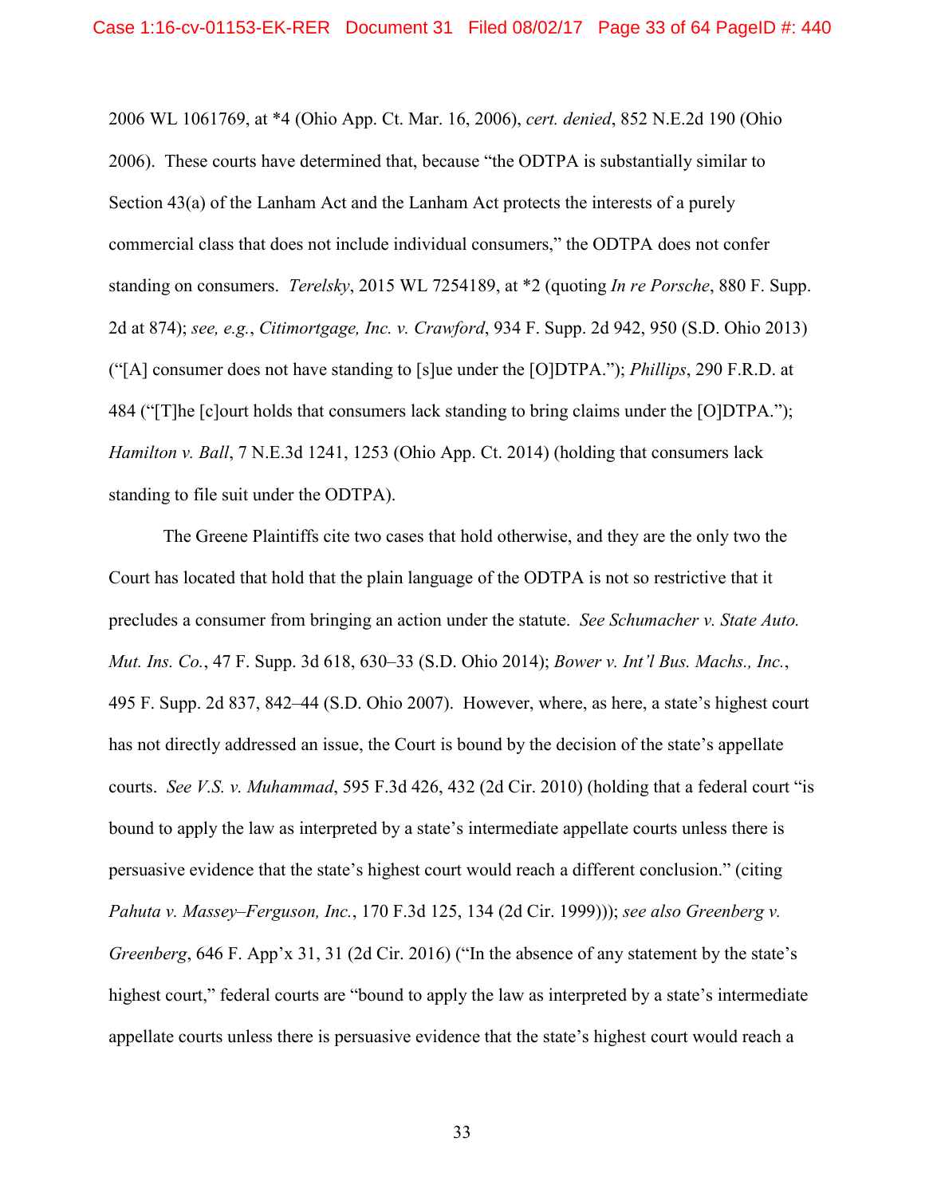2006 WL 1061769, at *4 (Ohio App. Ct. Mar. 16, 2006), *cert. denied*, 852 N.E.2d 190 (Ohio 2006). These courts have determined that, because "the ODTPA is substantially similar to Section 43(a) of the Lanham Act and the Lanham Act protects the interests of a purely commercial class that does not include individual consumers," the ODTPA does not confer standing on consumers. *Terelsky*, 2015 WL 7254189, at *2 (quoting *In re Porsche*, 880 F. Supp. 2d at 874); *see, e.g.*, *Citimortgage, Inc. v. Crawford*, 934 F. Supp. 2d 942, 950 (S.D. Ohio 2013) ("[A] consumer does not have standing to [s]ue under the [O]DTPA."); *Phillips*, 290 F.R.D. at 484 ("[T]he [c]ourt holds that consumers lack standing to bring claims under the [O]DTPA."); *Hamilton v. Ball*, 7 N.E.3d 1241, 1253 (Ohio App. Ct. 2014) (holding that consumers lack standing to file suit under the ODTPA).

The Greene Plaintiffs cite two cases that hold otherwise, and they are the only two the Court has located that hold that the plain language of the ODTPA is not so restrictive that it precludes a consumer from bringing an action under the statute. *See Schumacher v. State Auto. Mut. Ins. Co.*, 47 F. Supp. 3d 618, 630–33 (S.D. Ohio 2014); *Bower v. Int'l Bus. Machs., Inc.*, 495 F. Supp. 2d 837, 842–44 (S.D. Ohio 2007). However, where, as here, a state's highest court has not directly addressed an issue, the Court is bound by the decision of the state's appellate courts. *See V.S. v. Muhammad*, 595 F.3d 426, 432 (2d Cir. 2010) (holding that a federal court "is bound to apply the law as interpreted by a state's intermediate appellate courts unless there is persuasive evidence that the state's highest court would reach a different conclusion." (citing *Pahuta v. Massey–Ferguson, Inc.*, 170 F.3d 125, 134 (2d Cir. 1999))); *see also Greenberg v. Greenberg*, 646 F. App'x 31, 31 (2d Cir. 2016) ("In the absence of any statement by the state's highest court," federal courts are "bound to apply the law as interpreted by a state's intermediate appellate courts unless there is persuasive evidence that the state's highest court would reach a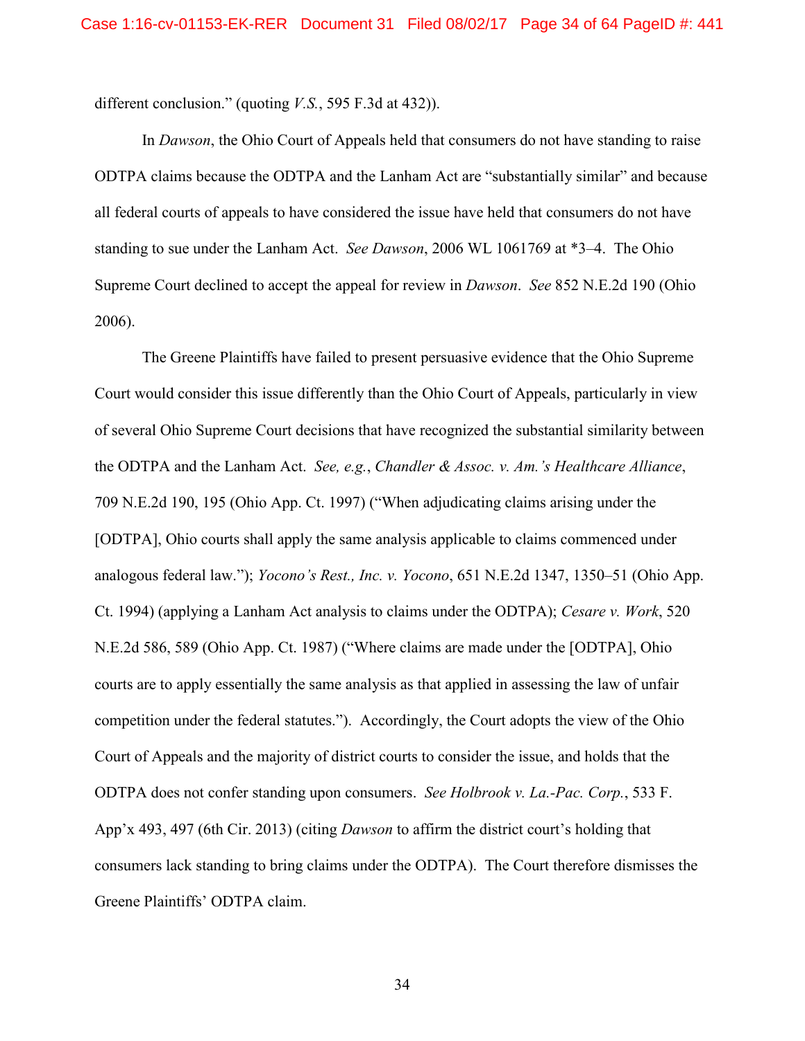different conclusion." (quoting *V.S.*, 595 F.3d at 432)).

In *Dawson*, the Ohio Court of Appeals held that consumers do not have standing to raise ODTPA claims because the ODTPA and the Lanham Act are "substantially similar" and because all federal courts of appeals to have considered the issue have held that consumers do not have standing to sue under the Lanham Act. *See Dawson*, 2006 WL 1061769 at *3–4. The Ohio Supreme Court declined to accept the appeal for review in *Dawson*. *See* 852 N.E.2d 190 (Ohio 2006).

The Greene Plaintiffs have failed to present persuasive evidence that the Ohio Supreme Court would consider this issue differently than the Ohio Court of Appeals, particularly in view of several Ohio Supreme Court decisions that have recognized the substantial similarity between the ODTPA and the Lanham Act. *See, e.g.*, *Chandler & Assoc. v. Am.'s Healthcare Alliance*, 709 N.E.2d 190, 195 (Ohio App. Ct. 1997) ("When adjudicating claims arising under the [ODTPA], Ohio courts shall apply the same analysis applicable to claims commenced under analogous federal law."); *Yocono's Rest., Inc. v. Yocono*, 651 N.E.2d 1347, 1350–51 (Ohio App. Ct. 1994) (applying a Lanham Act analysis to claims under the ODTPA); *Cesare v. Work*, 520 N.E.2d 586, 589 (Ohio App. Ct. 1987) ("Where claims are made under the [ODTPA], Ohio courts are to apply essentially the same analysis as that applied in assessing the law of unfair competition under the federal statutes."). Accordingly, the Court adopts the view of the Ohio Court of Appeals and the majority of district courts to consider the issue, and holds that the ODTPA does not confer standing upon consumers. *See Holbrook v. La.-Pac. Corp.*, 533 F. App'x 493, 497 (6th Cir. 2013) (citing *Dawson* to affirm the district court's holding that consumers lack standing to bring claims under the ODTPA). The Court therefore dismisses the Greene Plaintiffs' ODTPA claim.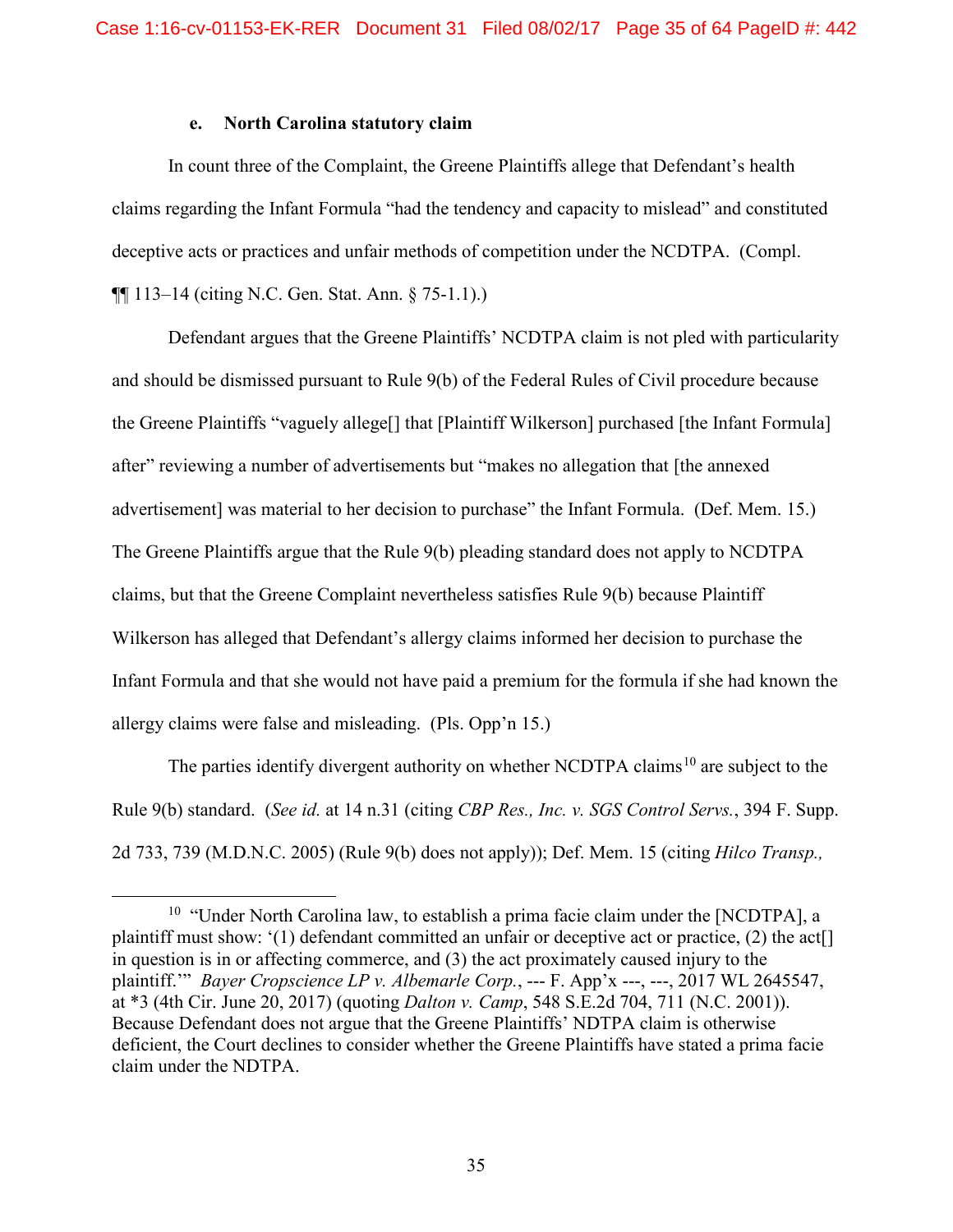#### e. North Carolina statutory claim

In count three of the Complaint, the Greene Plaintiffs allege that Defendant's health claims regarding the Infant Formula "had the tendency and capacity to mislead" and constituted deceptive acts or practices and unfair methods of competition under the NCDTPA. (Compl. ¶¶ 113–14 (citing N.C. Gen. Stat. Ann. § 75-1.1).)

Defendant argues that the Greene Plaintiffs' NCDTPA claim is not pled with particularity and should be dismissed pursuant to Rule 9(b) of the Federal Rules of Civil procedure because the Greene Plaintiffs "vaguely allege[] that [Plaintiff Wilkerson] purchased [the Infant Formula] after" reviewing a number of advertisements but "makes no allegation that [the annexed advertisement] was material to her decision to purchase" the Infant Formula. (Def. Mem. 15.) The Greene Plaintiffs argue that the Rule 9(b) pleading standard does not apply to NCDTPA claims, but that the Greene Complaint nevertheless satisfies Rule 9(b) because Plaintiff Wilkerson has alleged that Defendant's allergy claims informed her decision to purchase the Infant Formula and that she would not have paid a premium for the formula if she had known the allergy claims were false and misleading. (Pls. Opp'n 15.)

The parties identify divergent authority on whether NCDTPA claims[10] are subject to the Rule 9(b) standard. (*See id.* at 14 n.31 (citing *CBP Res., Inc. v. SGS Control Servs.*, 394 F. Supp. 2d 733, 739 (M.D.N.C. 2005) (Rule 9(b) does not apply)); Def. Mem. 15 (citing *Hilco Transp.,*

---

[10] "Under North Carolina law, to establish a prima facie claim under the [NCDTPA], a plaintiff must show: '(1) defendant committed an unfair or deceptive act or practice, (2) the act[] in question is in or affecting commerce, and (3) the act proximately caused injury to the plaintiff.'" *Bayer Cropscience LP v. Albemarle Corp.*, --- F. App'x ---, ---, 2017 WL 2645547, at *3 (4th Cir. June 20, 2017) (quoting *Dalton v. Camp*, 548 S.E.2d 704, 711 (N.C. 2001)). Because Defendant does not argue that the Greene Plaintiffs' NDTPA claim is otherwise deficient, the Court declines to consider whether the Greene Plaintiffs have stated a prima facie claim under the NDTPA.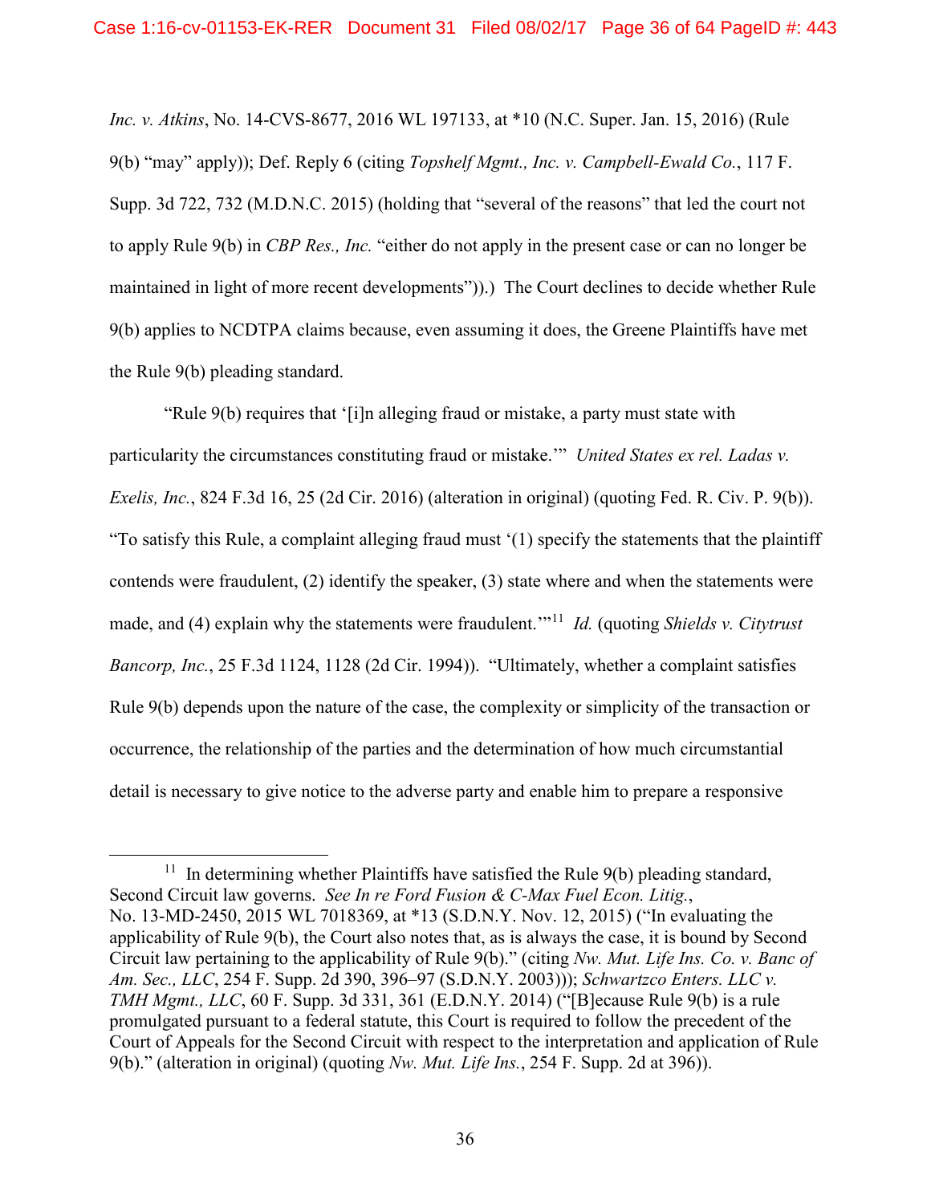*Inc. v. Atkins*, No. 14-CVS-8677, 2016 WL 197133, at *10 (N.C. Super. Jan. 15, 2016) (Rule 9(b) "may" apply)); Def. Reply 6 (citing *Topshelf Mgmt., Inc. v. Campbell-Ewald Co.*, 117 F. Supp. 3d 722, 732 (M.D.N.C. 2015) (holding that "several of the reasons" that led the court not to apply Rule 9(b) in *CBP Res., Inc.* "either do not apply in the present case or can no longer be maintained in light of more recent developments")).) The Court declines to decide whether Rule 9(b) applies to NCDTPA claims because, even assuming it does, the Greene Plaintiffs have met the Rule 9(b) pleading standard.

"Rule 9(b) requires that '[i]n alleging fraud or mistake, a party must state with particularity the circumstances constituting fraud or mistake.'" *United States ex rel. Ladas v. Exelis, Inc.*, 824 F.3d 16, 25 (2d Cir. 2016) (alteration in original) (quoting Fed. R. Civ. P. 9(b)). "To satisfy this Rule, a complaint alleging fraud must '(1) specify the statements that the plaintiff contends were fraudulent, (2) identify the speaker, (3) state where and when the statements were made, and (4) explain why the statements were fraudulent.'"[11] *Id.* (quoting *Shields v. Citytrust Bancorp, Inc.*, 25 F.3d 1124, 1128 (2d Cir. 1994)). "Ultimately, whether a complaint satisfies Rule 9(b) depends upon the nature of the case, the complexity or simplicity of the transaction or occurrence, the relationship of the parties and the determination of how much circumstantial detail is necessary to give notice to the adverse party and enable him to prepare a responsive

---

[11] In determining whether Plaintiffs have satisfied the Rule 9(b) pleading standard, Second Circuit law governs. *See In re Ford Fusion & C-Max Fuel Econ. Litig.*, No. 13-MD-2450, 2015 WL 7018369, at *13 (S.D.N.Y. Nov. 12, 2015) ("In evaluating the applicability of Rule 9(b), the Court also notes that, as is always the case, it is bound by Second Circuit law pertaining to the applicability of Rule 9(b)." (citing *Nw. Mut. Life Ins. Co. v. Banc of Am. Sec., LLC*, 254 F. Supp. 2d 390, 396–97 (S.D.N.Y. 2003))); *Schwartzco Enters. LLC v. TMH Mgmt., LLC*, 60 F. Supp. 3d 331, 361 (E.D.N.Y. 2014) ("[B]ecause Rule 9(b) is a rule promulgated pursuant to a federal statute, this Court is required to follow the precedent of the Court of Appeals for the Second Circuit with respect to the interpretation and application of Rule 9(b)." (alteration in original) (quoting *Nw. Mut. Life Ins.*, 254 F. Supp. 2d at 396)).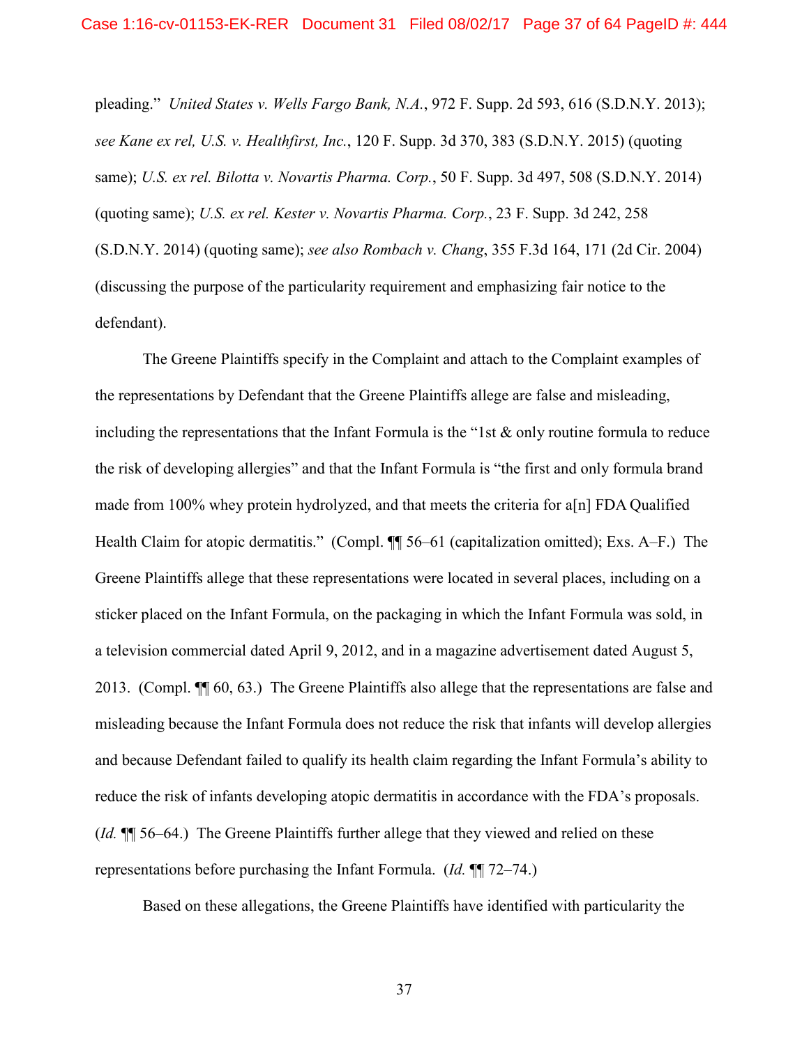pleading." *United States v. Wells Fargo Bank, N.A.*, 972 F. Supp. 2d 593, 616 (S.D.N.Y. 2013); *see Kane ex rel, U.S. v. Healthfirst, Inc.*, 120 F. Supp. 3d 370, 383 (S.D.N.Y. 2015) (quoting same); *U.S. ex rel. Bilotta v. Novartis Pharma. Corp.*, 50 F. Supp. 3d 497, 508 (S.D.N.Y. 2014) (quoting same); *U.S. ex rel. Kester v. Novartis Pharma. Corp.*, 23 F. Supp. 3d 242, 258 (S.D.N.Y. 2014) (quoting same); *see also Rombach v. Chang*, 355 F.3d 164, 171 (2d Cir. 2004) (discussing the purpose of the particularity requirement and emphasizing fair notice to the defendant).

The Greene Plaintiffs specify in the Complaint and attach to the Complaint examples of the representations by Defendant that the Greene Plaintiffs allege are false and misleading, including the representations that the Infant Formula is the "1st & only routine formula to reduce the risk of developing allergies" and that the Infant Formula is "the first and only formula brand made from 100% whey protein hydrolyzed, and that meets the criteria for a[n] FDA Qualified Health Claim for atopic dermatitis." (Compl. ¶¶ 56–61 (capitalization omitted); Exs. A–F.) The Greene Plaintiffs allege that these representations were located in several places, including on a sticker placed on the Infant Formula, on the packaging in which the Infant Formula was sold, in a television commercial dated April 9, 2012, and in a magazine advertisement dated August 5, 2013. (Compl. ¶¶ 60, 63.) The Greene Plaintiffs also allege that the representations are false and misleading because the Infant Formula does not reduce the risk that infants will develop allergies and because Defendant failed to qualify its health claim regarding the Infant Formula's ability to reduce the risk of infants developing atopic dermatitis in accordance with the FDA's proposals. (*Id.* ¶¶ 56–64.) The Greene Plaintiffs further allege that they viewed and relied on these representations before purchasing the Infant Formula. (*Id.* ¶¶ 72–74.)

Based on these allegations, the Greene Plaintiffs have identified with particularity the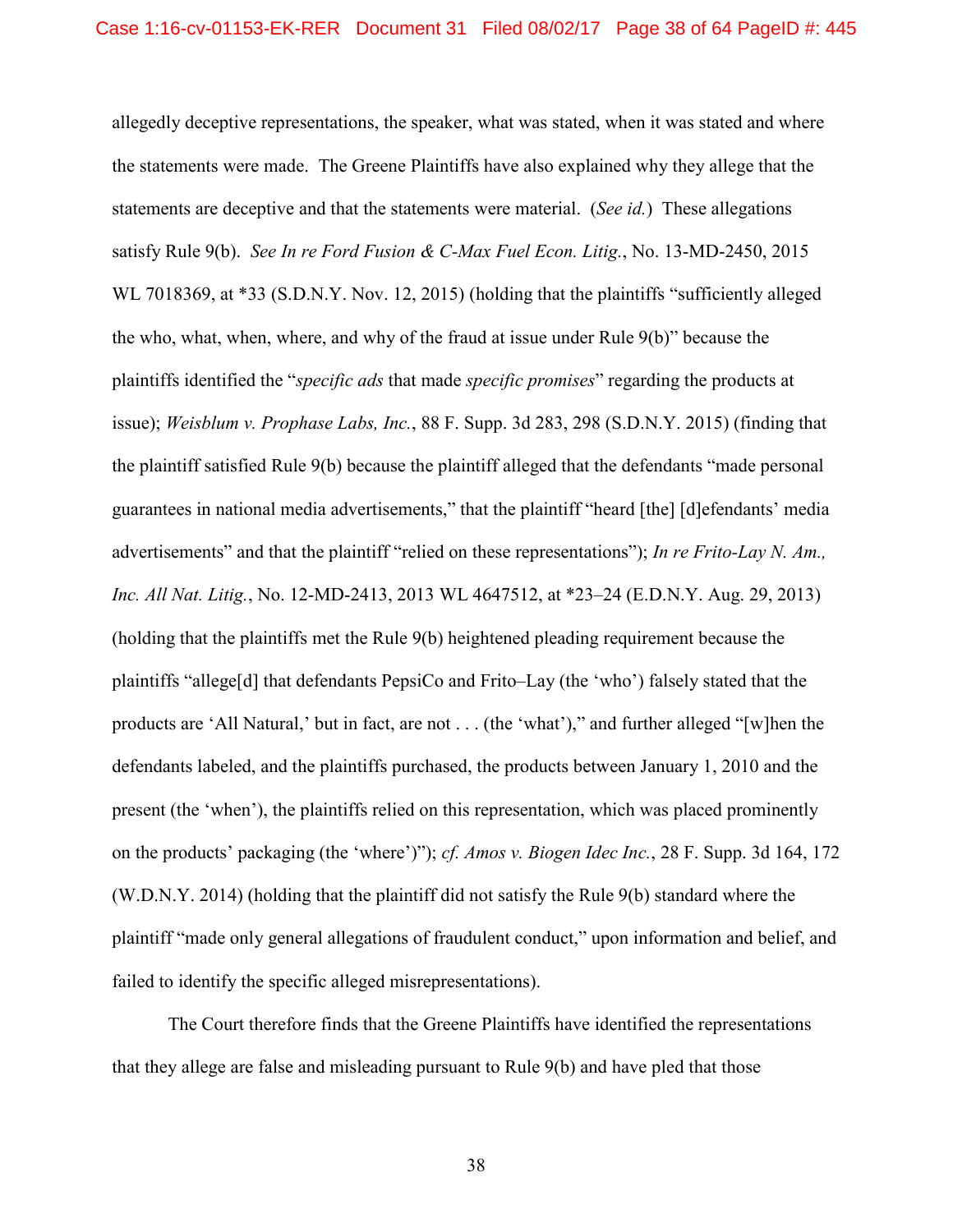allegedly deceptive representations, the speaker, what was stated, when it was stated and where the statements were made. The Greene Plaintiffs have also explained why they allege that the statements are deceptive and that the statements were material. (*See id.*) These allegations satisfy Rule 9(b). *See In re Ford Fusion & C-Max Fuel Econ. Litig.*, No. 13-MD-2450, 2015 WL 7018369, at *33 (S.D.N.Y. Nov. 12, 2015) (holding that the plaintiffs "sufficiently alleged the who, what, when, where, and why of the fraud at issue under Rule 9(b)" because the plaintiffs identified the "*specific ads* that made *specific promises*" regarding the products at issue); *Weisblum v. Prophase Labs, Inc.*, 88 F. Supp. 3d 283, 298 (S.D.N.Y. 2015) (finding that the plaintiff satisfied Rule 9(b) because the plaintiff alleged that the defendants "made personal guarantees in national media advertisements," that the plaintiff "heard [the] [d]efendants' media advertisements" and that the plaintiff "relied on these representations"); *In re Frito-Lay N. Am., Inc. All Nat. Litig.*, No. 12-MD-2413, 2013 WL 4647512, at *23–24 (E.D.N.Y. Aug. 29, 2013) (holding that the plaintiffs met the Rule 9(b) heightened pleading requirement because the plaintiffs "allege[d] that defendants PepsiCo and Frito–Lay (the 'who') falsely stated that the products are 'All Natural,' but in fact, are not . . . (the 'what')," and further alleged "[w]hen the defendants labeled, and the plaintiffs purchased, the products between January 1, 2010 and the present (the 'when'), the plaintiffs relied on this representation, which was placed prominently on the products' packaging (the 'where')"); *cf. Amos v. Biogen Idec Inc.*, 28 F. Supp. 3d 164, 172 (W.D.N.Y. 2014) (holding that the plaintiff did not satisfy the Rule 9(b) standard where the plaintiff "made only general allegations of fraudulent conduct," upon information and belief, and failed to identify the specific alleged misrepresentations).

The Court therefore finds that the Greene Plaintiffs have identified the representations that they allege are false and misleading pursuant to Rule 9(b) and have pled that those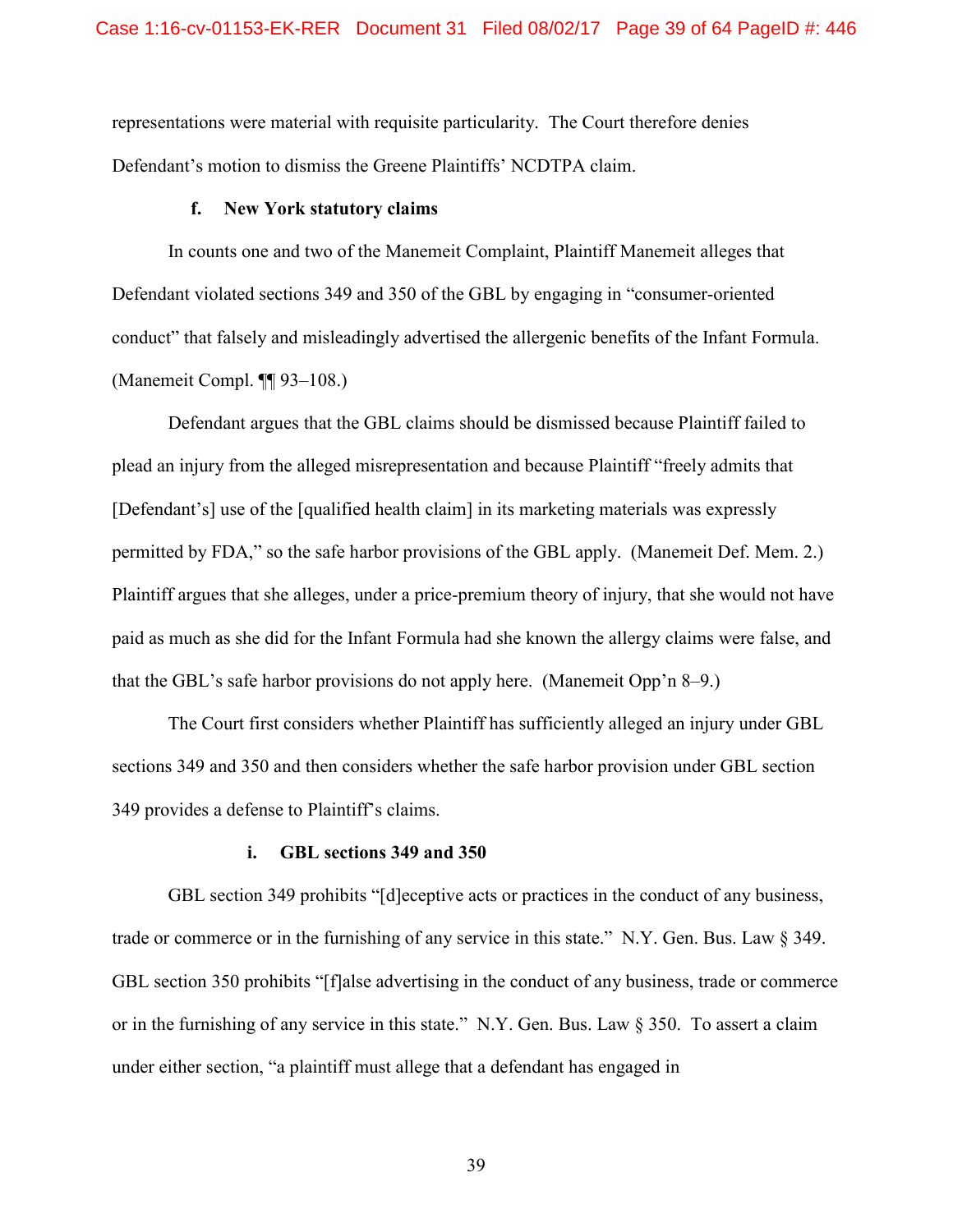representations were material with requisite particularity. The Court therefore denies Defendant's motion to dismiss the Greene Plaintiffs' NCDTPA claim.

#### f. New York statutory claims

In counts one and two of the Manemeit Complaint, Plaintiff Manemeit alleges that Defendant violated sections 349 and 350 of the GBL by engaging in "consumer-oriented conduct" that falsely and misleadingly advertised the allergenic benefits of the Infant Formula. (Manemeit Compl. ¶¶ 93–108.)

Defendant argues that the GBL claims should be dismissed because Plaintiff failed to plead an injury from the alleged misrepresentation and because Plaintiff "freely admits that [Defendant's] use of the [qualified health claim] in its marketing materials was expressly permitted by FDA," so the safe harbor provisions of the GBL apply. (Manemeit Def. Mem. 2.) Plaintiff argues that she alleges, under a price-premium theory of injury, that she would not have paid as much as she did for the Infant Formula had she known the allergy claims were false, and that the GBL's safe harbor provisions do not apply here. (Manemeit Opp'n 8–9.)

The Court first considers whether Plaintiff has sufficiently alleged an injury under GBL sections 349 and 350 and then considers whether the safe harbor provision under GBL section 349 provides a defense to Plaintiff's claims.

##### i. GBL sections 349 and 350

GBL section 349 prohibits "[d]eceptive acts or practices in the conduct of any business, trade or commerce or in the furnishing of any service in this state." N.Y. Gen. Bus. Law § 349. GBL section 350 prohibits "[f]alse advertising in the conduct of any business, trade or commerce or in the furnishing of any service in this state." N.Y. Gen. Bus. Law § 350. To assert a claim under either section, "a plaintiff must allege that a defendant has engaged in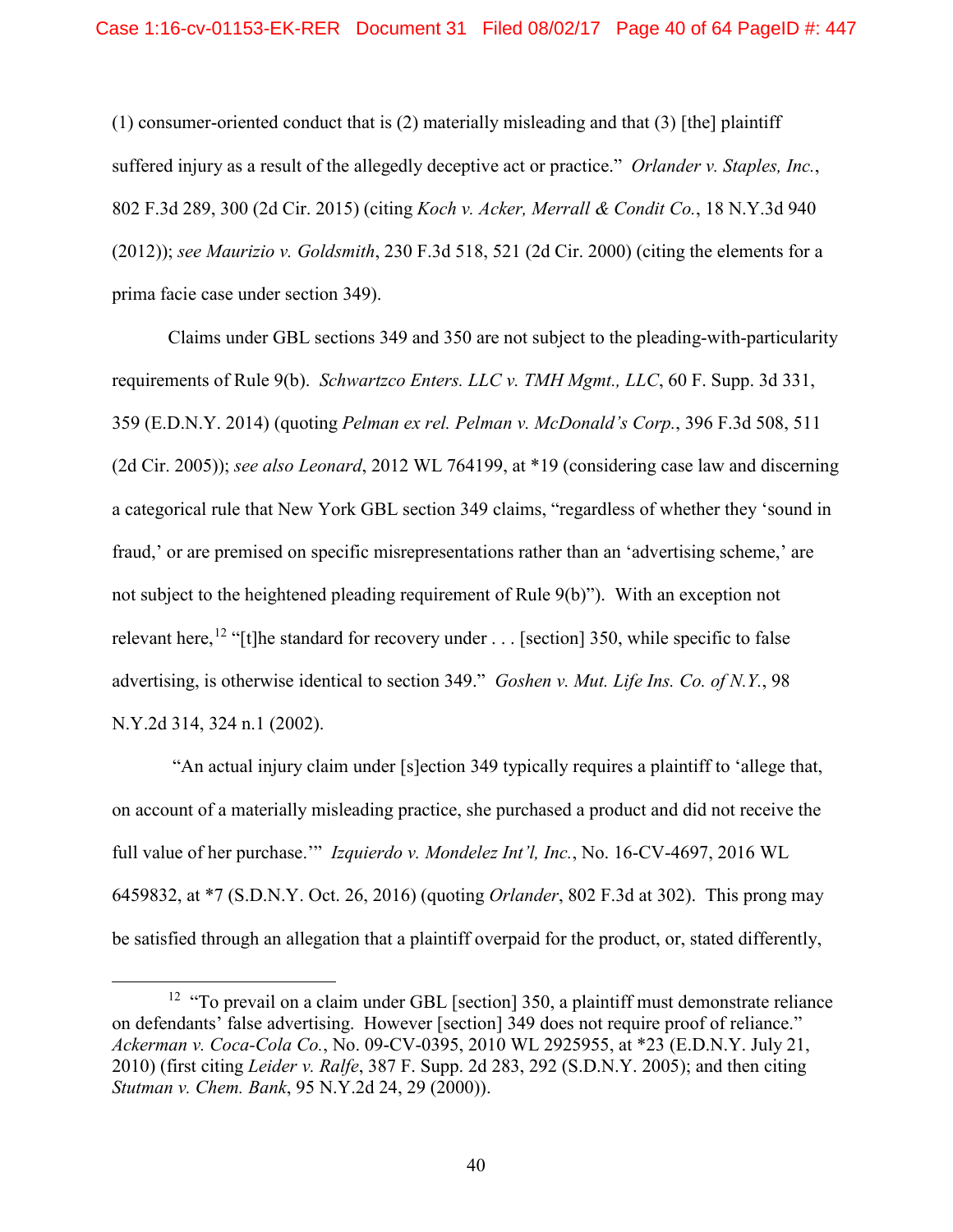(1) consumer-oriented conduct that is (2) materially misleading and that (3) [the] plaintiff suffered injury as a result of the allegedly deceptive act or practice." *Orlander v. Staples, Inc.*, 802 F.3d 289, 300 (2d Cir. 2015) (citing *Koch v. Acker, Merrall & Condit Co.*, 18 N.Y.3d 940 (2012)); *see Maurizio v. Goldsmith*, 230 F.3d 518, 521 (2d Cir. 2000) (citing the elements for a prima facie case under section 349).

Claims under GBL sections 349 and 350 are not subject to the pleading-with-particularity requirements of Rule 9(b). *Schwartzco Enters. LLC v. TMH Mgmt., LLC*, 60 F. Supp. 3d 331, 359 (E.D.N.Y. 2014) (quoting *Pelman ex rel. Pelman v. McDonald's Corp.*, 396 F.3d 508, 511 (2d Cir. 2005)); *see also Leonard*, 2012 WL 764199, at *19 (considering case law and discerning a categorical rule that New York GBL section 349 claims, "regardless of whether they 'sound in fraud,' or are premised on specific misrepresentations rather than an 'advertising scheme,' are not subject to the heightened pleading requirement of Rule 9(b)"). With an exception not relevant here,[12] "[t]he standard for recovery under . . . [section] 350, while specific to false advertising, is otherwise identical to section 349." *Goshen v. Mut. Life Ins. Co. of N.Y.*, 98 N.Y.2d 314, 324 n.1 (2002).

"An actual injury claim under [s]ection 349 typically requires a plaintiff to 'allege that, on account of a materially misleading practice, she purchased a product and did not receive the full value of her purchase.'" *Izquierdo v. Mondelez Int'l, Inc.*, No. 16-CV-4697, 2016 WL 6459832, at *7 (S.D.N.Y. Oct. 26, 2016) (quoting *Orlander*, 802 F.3d at 302). This prong may be satisfied through an allegation that a plaintiff overpaid for the product, or, stated differently,

[12] "To prevail on a claim under GBL [section] 350, a plaintiff must demonstrate reliance on defendants' false advertising. However [section] 349 does not require proof of reliance." *Ackerman v. Coca-Cola Co.*, No. 09-CV-0395, 2010 WL 2925955, at *23 (E.D.N.Y. July 21, 2010) (first citing *Leider v. Ralfe*, 387 F. Supp. 2d 283, 292 (S.D.N.Y. 2005); and then citing *Stutman v. Chem. Bank*, 95 N.Y.2d 24, 29 (2000)).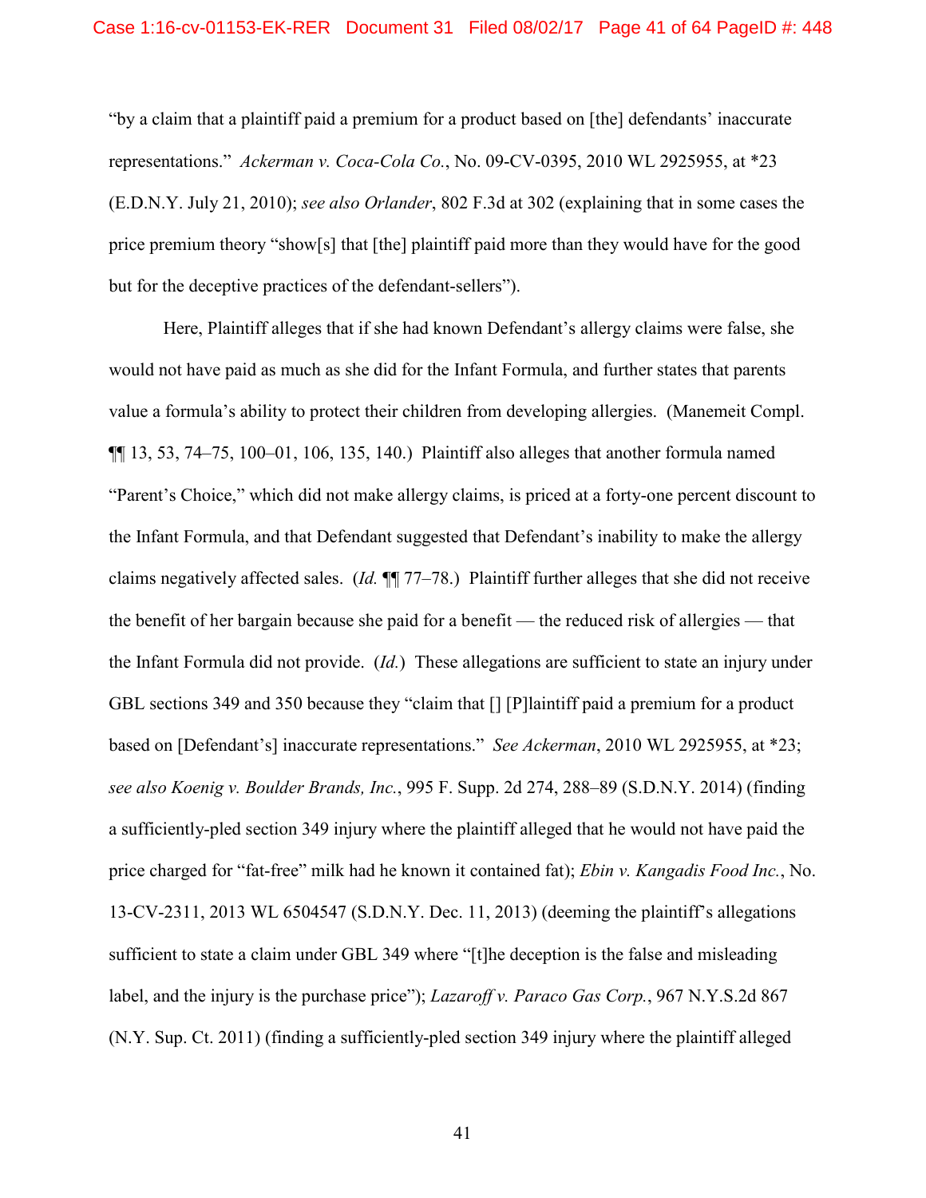"by a claim that a plaintiff paid a premium for a product based on [the] defendants' inaccurate representations." *Ackerman v. Coca-Cola Co.*, No. 09-CV-0395, 2010 WL 2925955, at *23 (E.D.N.Y. July 21, 2010); *see also Orlander*, 802 F.3d at 302 (explaining that in some cases the price premium theory "show[s] that [the] plaintiff paid more than they would have for the good but for the deceptive practices of the defendant-sellers").

Here, Plaintiff alleges that if she had known Defendant's allergy claims were false, she would not have paid as much as she did for the Infant Formula, and further states that parents value a formula's ability to protect their children from developing allergies. (Manemeit Compl. ¶¶ 13, 53, 74–75, 100–01, 106, 135, 140.) Plaintiff also alleges that another formula named "Parent's Choice," which did not make allergy claims, is priced at a forty-one percent discount to the Infant Formula, and that Defendant suggested that Defendant's inability to make the allergy claims negatively affected sales. (*Id.* ¶¶ 77–78.) Plaintiff further alleges that she did not receive the benefit of her bargain because she paid for a benefit — the reduced risk of allergies — that the Infant Formula did not provide. (*Id.*) These allegations are sufficient to state an injury under GBL sections 349 and 350 because they "claim that [] [P]laintiff paid a premium for a product based on [Defendant's] inaccurate representations." *See Ackerman*, 2010 WL 2925955, at *23; *see also Koenig v. Boulder Brands, Inc.*, 995 F. Supp. 2d 274, 288–89 (S.D.N.Y. 2014) (finding a sufficiently-pled section 349 injury where the plaintiff alleged that he would not have paid the price charged for "fat-free" milk had he known it contained fat); *Ebin v. Kangadis Food Inc.*, No. 13-CV-2311, 2013 WL 6504547 (S.D.N.Y. Dec. 11, 2013) (deeming the plaintiff's allegations sufficient to state a claim under GBL 349 where "[t]he deception is the false and misleading label, and the injury is the purchase price"); *Lazaroff v. Paraco Gas Corp.*, 967 N.Y.S.2d 867 (N.Y. Sup. Ct. 2011) (finding a sufficiently-pled section 349 injury where the plaintiff alleged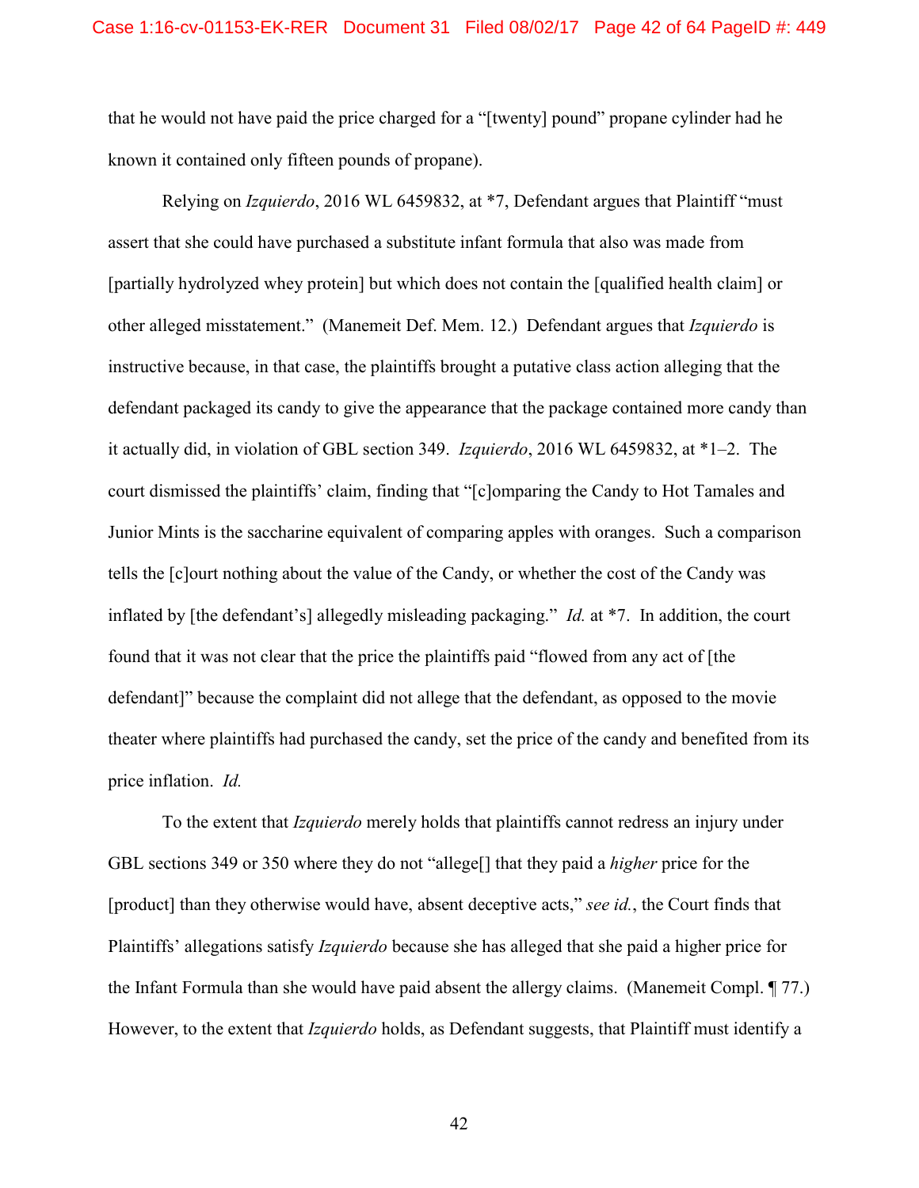that he would not have paid the price charged for a "[twenty] pound" propane cylinder had he known it contained only fifteen pounds of propane).

Relying on *Izquierdo*, 2016 WL 6459832, at *7, Defendant argues that Plaintiff "must assert that she could have purchased a substitute infant formula that also was made from [partially hydrolyzed whey protein] but which does not contain the [qualified health claim] or other alleged misstatement." (Manemeit Def. Mem. 12.) Defendant argues that *Izquierdo* is instructive because, in that case, the plaintiffs brought a putative class action alleging that the defendant packaged its candy to give the appearance that the package contained more candy than it actually did, in violation of GBL section 349. *Izquierdo*, 2016 WL 6459832, at *1–2. The court dismissed the plaintiffs' claim, finding that "[c]omparing the Candy to Hot Tamales and Junior Mints is the saccharine equivalent of comparing apples with oranges. Such a comparison tells the [c]ourt nothing about the value of the Candy, or whether the cost of the Candy was inflated by [the defendant's] allegedly misleading packaging." *Id.* at *7. In addition, the court found that it was not clear that the price the plaintiffs paid "flowed from any act of [the defendant]" because the complaint did not allege that the defendant, as opposed to the movie theater where plaintiffs had purchased the candy, set the price of the candy and benefited from its price inflation. *Id.*

To the extent that *Izquierdo* merely holds that plaintiffs cannot redress an injury under GBL sections 349 or 350 where they do not "allege[] that they paid a *higher* price for the [product] than they otherwise would have, absent deceptive acts," *see id.*, the Court finds that Plaintiffs' allegations satisfy *Izquierdo* because she has alleged that she paid a higher price for the Infant Formula than she would have paid absent the allergy claims. (Manemeit Compl. ¶ 77.) However, to the extent that *Izquierdo* holds, as Defendant suggests, that Plaintiff must identify a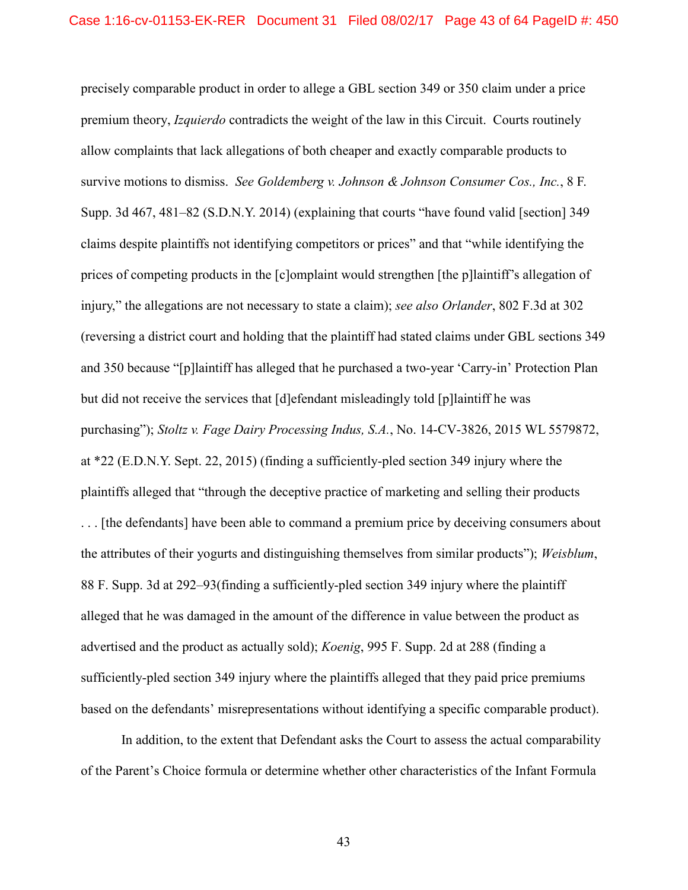precisely comparable product in order to allege a GBL section 349 or 350 claim under a price premium theory, *Izquierdo* contradicts the weight of the law in this Circuit. Courts routinely allow complaints that lack allegations of both cheaper and exactly comparable products to survive motions to dismiss. *See Goldemberg v. Johnson & Johnson Consumer Cos., Inc.*, 8 F. Supp. 3d 467, 481–82 (S.D.N.Y. 2014) (explaining that courts "have found valid [section] 349 claims despite plaintiffs not identifying competitors or prices" and that "while identifying the prices of competing products in the [c]omplaint would strengthen [the p]laintiff's allegation of injury," the allegations are not necessary to state a claim); *see also Orlander*, 802 F.3d at 302 (reversing a district court and holding that the plaintiff had stated claims under GBL sections 349 and 350 because "[p]laintiff has alleged that he purchased a two-year 'Carry-in' Protection Plan but did not receive the services that [d]efendant misleadingly told [p]laintiff he was purchasing"); *Stoltz v. Fage Dairy Processing Indus, S.A.*, No. 14-CV-3826, 2015 WL 5579872, at *22 (E.D.N.Y. Sept. 22, 2015) (finding a sufficiently-pled section 349 injury where the plaintiffs alleged that "through the deceptive practice of marketing and selling their products . . . [the defendants] have been able to command a premium price by deceiving consumers about the attributes of their yogurts and distinguishing themselves from similar products"); *Weisblum*, 88 F. Supp. 3d at 292–93(finding a sufficiently-pled section 349 injury where the plaintiff alleged that he was damaged in the amount of the difference in value between the product as advertised and the product as actually sold); *Koenig*, 995 F. Supp. 2d at 288 (finding a sufficiently-pled section 349 injury where the plaintiffs alleged that they paid price premiums based on the defendants' misrepresentations without identifying a specific comparable product).

In addition, to the extent that Defendant asks the Court to assess the actual comparability of the Parent's Choice formula or determine whether other characteristics of the Infant Formula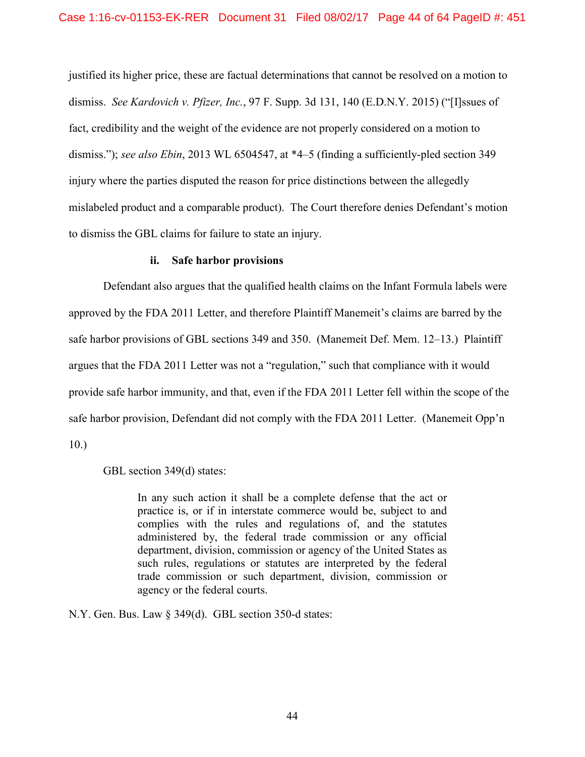justified its higher price, these are factual determinations that cannot be resolved on a motion to dismiss. *See Kardovich v. Pfizer, Inc.*, 97 F. Supp. 3d 131, 140 (E.D.N.Y. 2015) ("[I]ssues of fact, credibility and the weight of the evidence are not properly considered on a motion to dismiss."); *see also Ebin*, 2013 WL 6504547, at *4–5 (finding a sufficiently-pled section 349 injury where the parties disputed the reason for price distinctions between the allegedly mislabeled product and a comparable product). The Court therefore denies Defendant's motion to dismiss the GBL claims for failure to state an injury.

**ii. Safe harbor provisions**

Defendant also argues that the qualified health claims on the Infant Formula labels were approved by the FDA 2011 Letter, and therefore Plaintiff Manemeit's claims are barred by the safe harbor provisions of GBL sections 349 and 350. (Manemeit Def. Mem. 12–13.) Plaintiff argues that the FDA 2011 Letter was not a "regulation," such that compliance with it would provide safe harbor immunity, and that, even if the FDA 2011 Letter fell within the scope of the safe harbor provision, Defendant did not comply with the FDA 2011 Letter. (Manemeit Opp'n 10.)

GBL section 349(d) states:

> In any such action it shall be a complete defense that the act or practice is, or if in interstate commerce would be, subject to and complies with the rules and regulations of, and the statutes administered by, the federal trade commission or any official department, division, commission or agency of the United States as such rules, regulations or statutes are interpreted by the federal trade commission or such department, division, commission or agency or the federal courts.

N.Y. Gen. Bus. Law § 349(d). GBL section 350-d states: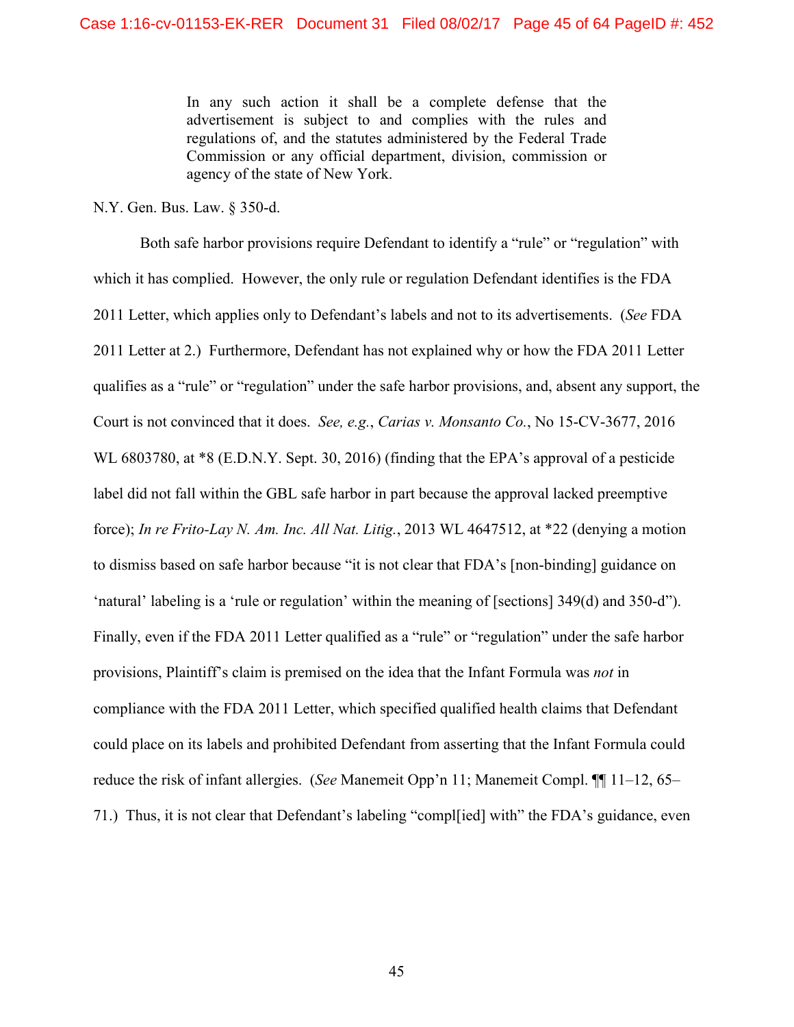> In any such action it shall be a complete defense that the advertisement is subject to and complies with the rules and regulations of, and the statutes administered by the Federal Trade Commission or any official department, division, commission or agency of the state of New York.

N.Y. Gen. Bus. Law. § 350-d.

Both safe harbor provisions require Defendant to identify a "rule" or "regulation" with which it has complied. However, the only rule or regulation Defendant identifies is the FDA 2011 Letter, which applies only to Defendant's labels and not to its advertisements. (*See* FDA 2011 Letter at 2.) Furthermore, Defendant has not explained why or how the FDA 2011 Letter qualifies as a "rule" or "regulation" under the safe harbor provisions, and, absent any support, the Court is not convinced that it does. *See, e.g.*, *Carias v. Monsanto Co.*, No 15-CV-3677, 2016 WL 6803780, at *8 (E.D.N.Y. Sept. 30, 2016) (finding that the EPA's approval of a pesticide label did not fall within the GBL safe harbor in part because the approval lacked preemptive force); *In re Frito-Lay N. Am. Inc. All Nat. Litig.*, 2013 WL 4647512, at *22 (denying a motion to dismiss based on safe harbor because "it is not clear that FDA's [non-binding] guidance on 'natural' labeling is a 'rule or regulation' within the meaning of [sections] 349(d) and 350-d"). Finally, even if the FDA 2011 Letter qualified as a "rule" or "regulation" under the safe harbor provisions, Plaintiff's claim is premised on the idea that the Infant Formula was *not* in compliance with the FDA 2011 Letter, which specified qualified health claims that Defendant could place on its labels and prohibited Defendant from asserting that the Infant Formula could reduce the risk of infant allergies. (*See* Manemeit Opp'n 11; Manemeit Compl. ¶¶ 11–12, 65–71.) Thus, it is not clear that Defendant's labeling "compl[ied] with" the FDA's guidance, even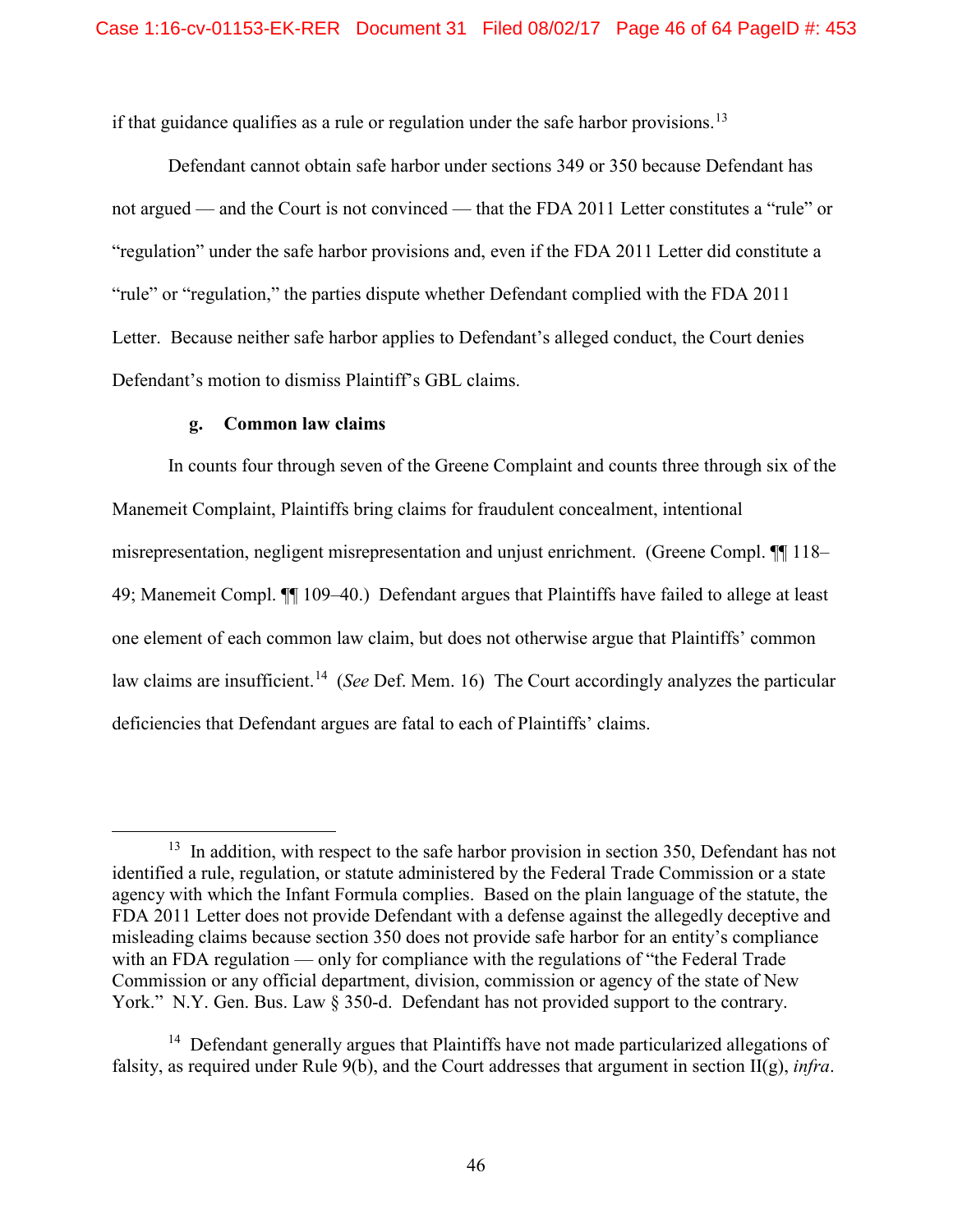if that guidance qualifies as a rule or regulation under the safe harbor provisions.[13]

Defendant cannot obtain safe harbor under sections 349 or 350 because Defendant has not argued — and the Court is not convinced — that the FDA 2011 Letter constitutes a "rule" or "regulation" under the safe harbor provisions and, even if the FDA 2011 Letter did constitute a "rule" or "regulation," the parties dispute whether Defendant complied with the FDA 2011 Letter. Because neither safe harbor applies to Defendant's alleged conduct, the Court denies Defendant's motion to dismiss Plaintiff's GBL claims.

**g. Common law claims**

In counts four through seven of the Greene Complaint and counts three through six of the Manemeit Complaint, Plaintiffs bring claims for fraudulent concealment, intentional misrepresentation, negligent misrepresentation and unjust enrichment. (Greene Compl. ¶¶ 118–49; Manemeit Compl. ¶¶ 109–40.) Defendant argues that Plaintiffs have failed to allege at least one element of each common law claim, but does not otherwise argue that Plaintiffs' common law claims are insufficient.[14] (*See* Def. Mem. 16) The Court accordingly analyzes the particular deficiencies that Defendant argues are fatal to each of Plaintiffs' claims.

---

[13] In addition, with respect to the safe harbor provision in section 350, Defendant has not identified a rule, regulation, or statute administered by the Federal Trade Commission or a state agency with which the Infant Formula complies. Based on the plain language of the statute, the FDA 2011 Letter does not provide Defendant with a defense against the allegedly deceptive and misleading claims because section 350 does not provide safe harbor for an entity's compliance with an FDA regulation — only for compliance with the regulations of "the Federal Trade Commission or any official department, division, commission or agency of the state of New York." N.Y. Gen. Bus. Law § 350-d. Defendant has not provided support to the contrary.

[14] Defendant generally argues that Plaintiffs have not made particularized allegations of falsity, as required under Rule 9(b), and the Court addresses that argument in section II(g), *infra*.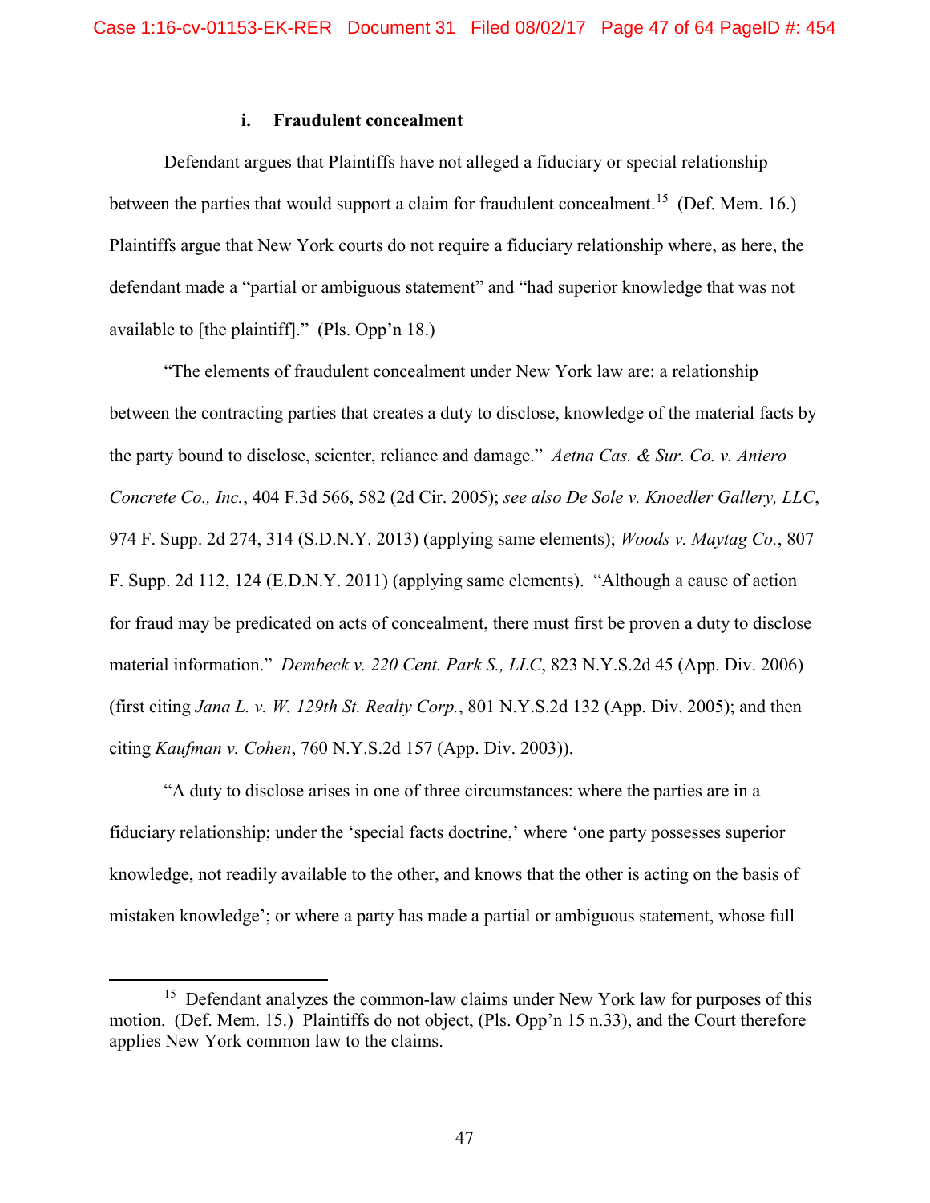#### i. Fraudulent concealment

Defendant argues that Plaintiffs have not alleged a fiduciary or special relationship between the parties that would support a claim for fraudulent concealment.[15] (Def. Mem. 16.) Plaintiffs argue that New York courts do not require a fiduciary relationship where, as here, the defendant made a "partial or ambiguous statement" and "had superior knowledge that was not available to [the plaintiff]." (Pls. Opp'n 18.)

"The elements of fraudulent concealment under New York law are: a relationship between the contracting parties that creates a duty to disclose, knowledge of the material facts by the party bound to disclose, scienter, reliance and damage." *Aetna Cas. & Sur. Co. v. Aniero Concrete Co., Inc.*, 404 F.3d 566, 582 (2d Cir. 2005); *see also De Sole v. Knoedler Gallery, LLC*, 974 F. Supp. 2d 274, 314 (S.D.N.Y. 2013) (applying same elements); *Woods v. Maytag Co.*, 807 F. Supp. 2d 112, 124 (E.D.N.Y. 2011) (applying same elements). "Although a cause of action for fraud may be predicated on acts of concealment, there must first be proven a duty to disclose material information." *Dembeck v. 220 Cent. Park S., LLC*, 823 N.Y.S.2d 45 (App. Div. 2006) (first citing *Jana L. v. W. 129th St. Realty Corp.*, 801 N.Y.S.2d 132 (App. Div. 2005); and then citing *Kaufman v. Cohen*, 760 N.Y.S.2d 157 (App. Div. 2003)).

"A duty to disclose arises in one of three circumstances: where the parties are in a fiduciary relationship; under the 'special facts doctrine,' where 'one party possesses superior knowledge, not readily available to the other, and knows that the other is acting on the basis of mistaken knowledge'; or where a party has made a partial or ambiguous statement, whose full

[15] Defendant analyzes the common-law claims under New York law for purposes of this motion. (Def. Mem. 15.) Plaintiffs do not object, (Pls. Opp'n 15 n.33), and the Court therefore applies New York common law to the claims.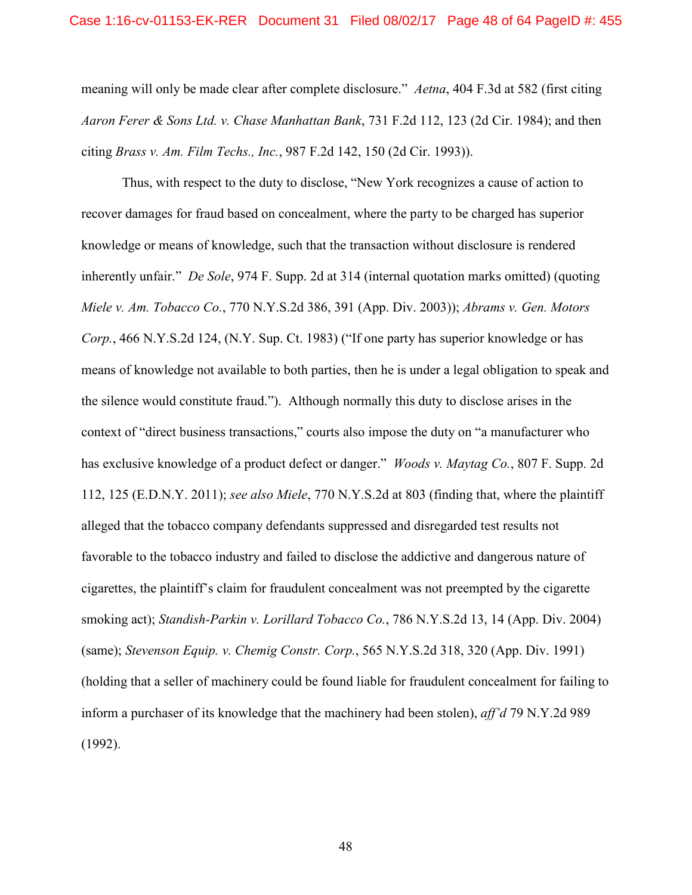meaning will only be made clear after complete disclosure." *Aetna*, 404 F.3d at 582 (first citing *Aaron Ferer & Sons Ltd. v. Chase Manhattan Bank*, 731 F.2d 112, 123 (2d Cir. 1984); and then citing *Brass v. Am. Film Techs., Inc.*, 987 F.2d 142, 150 (2d Cir. 1993)).

Thus, with respect to the duty to disclose, "New York recognizes a cause of action to recover damages for fraud based on concealment, where the party to be charged has superior knowledge or means of knowledge, such that the transaction without disclosure is rendered inherently unfair." *De Sole*, 974 F. Supp. 2d at 314 (internal quotation marks omitted) (quoting *Miele v. Am. Tobacco Co.*, 770 N.Y.S.2d 386, 391 (App. Div. 2003)); *Abrams v. Gen. Motors Corp.*, 466 N.Y.S.2d 124, (N.Y. Sup. Ct. 1983) ("If one party has superior knowledge or has means of knowledge not available to both parties, then he is under a legal obligation to speak and the silence would constitute fraud."). Although normally this duty to disclose arises in the context of "direct business transactions," courts also impose the duty on "a manufacturer who has exclusive knowledge of a product defect or danger." *Woods v. Maytag Co.*, 807 F. Supp. 2d 112, 125 (E.D.N.Y. 2011); *see also Miele*, 770 N.Y.S.2d at 803 (finding that, where the plaintiff alleged that the tobacco company defendants suppressed and disregarded test results not favorable to the tobacco industry and failed to disclose the addictive and dangerous nature of cigarettes, the plaintiff's claim for fraudulent concealment was not preempted by the cigarette smoking act); *Standish-Parkin v. Lorillard Tobacco Co.*, 786 N.Y.S.2d 13, 14 (App. Div. 2004) (same); *Stevenson Equip. v. Chemig Constr. Corp.*, 565 N.Y.S.2d 318, 320 (App. Div. 1991) (holding that a seller of machinery could be found liable for fraudulent concealment for failing to inform a purchaser of its knowledge that the machinery had been stolen), *aff'd* 79 N.Y.2d 989 (1992).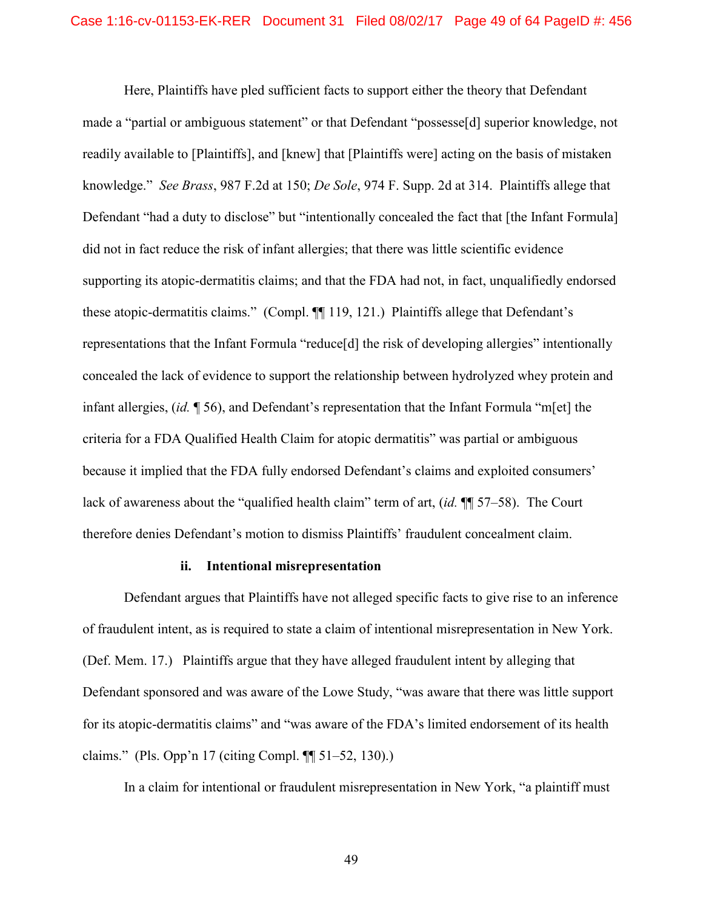Here, Plaintiffs have pled sufficient facts to support either the theory that Defendant made a "partial or ambiguous statement" or that Defendant "possesse[d] superior knowledge, not readily available to [Plaintiffs], and [knew] that [Plaintiffs were] acting on the basis of mistaken knowledge." *See Brass*, 987 F.2d at 150; *De Sole*, 974 F. Supp. 2d at 314. Plaintiffs allege that Defendant "had a duty to disclose" but "intentionally concealed the fact that [the Infant Formula] did not in fact reduce the risk of infant allergies; that there was little scientific evidence supporting its atopic-dermatitis claims; and that the FDA had not, in fact, unqualifiedly endorsed these atopic-dermatitis claims." (Compl. ¶¶ 119, 121.) Plaintiffs allege that Defendant's representations that the Infant Formula "reduce[d] the risk of developing allergies" intentionally concealed the lack of evidence to support the relationship between hydrolyzed whey protein and infant allergies, (*id.* ¶ 56), and Defendant's representation that the Infant Formula "m[et] the criteria for a FDA Qualified Health Claim for atopic dermatitis" was partial or ambiguous because it implied that the FDA fully endorsed Defendant's claims and exploited consumers' lack of awareness about the "qualified health claim" term of art, (*id.* ¶¶ 57–58). The Court therefore denies Defendant's motion to dismiss Plaintiffs' fraudulent concealment claim.

#### ii. Intentional misrepresentation

Defendant argues that Plaintiffs have not alleged specific facts to give rise to an inference of fraudulent intent, as is required to state a claim of intentional misrepresentation in New York. (Def. Mem. 17.) Plaintiffs argue that they have alleged fraudulent intent by alleging that Defendant sponsored and was aware of the Lowe Study, "was aware that there was little support for its atopic-dermatitis claims" and "was aware of the FDA's limited endorsement of its health claims." (Pls. Opp'n 17 (citing Compl. ¶¶ 51–52, 130).)

In a claim for intentional or fraudulent misrepresentation in New York, "a plaintiff must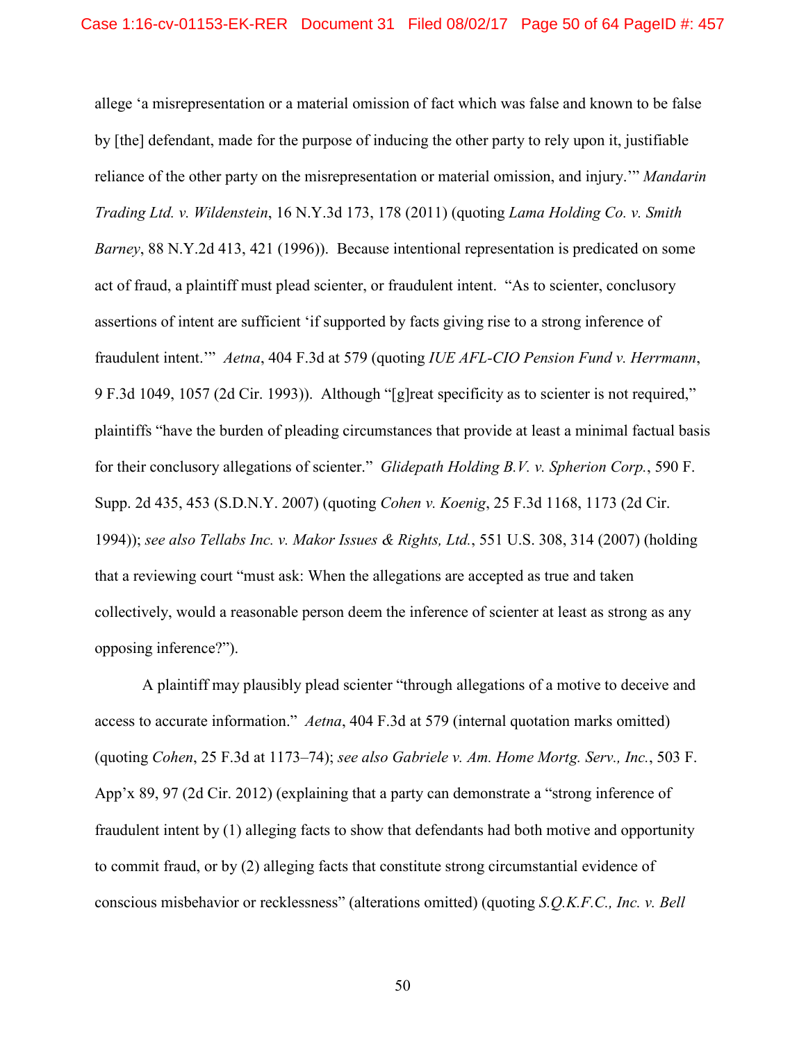allege 'a misrepresentation or a material omission of fact which was false and known to be false by [the] defendant, made for the purpose of inducing the other party to rely upon it, justifiable reliance of the other party on the misrepresentation or material omission, and injury.'" *Mandarin Trading Ltd. v. Wildenstein*, 16 N.Y.3d 173, 178 (2011) (quoting *Lama Holding Co. v. Smith Barney*, 88 N.Y.2d 413, 421 (1996)). Because intentional representation is predicated on some act of fraud, a plaintiff must plead scienter, or fraudulent intent. "As to scienter, conclusory assertions of intent are sufficient 'if supported by facts giving rise to a strong inference of fraudulent intent.'" *Aetna*, 404 F.3d at 579 (quoting *IUE AFL-CIO Pension Fund v. Herrmann*, 9 F.3d 1049, 1057 (2d Cir. 1993)). Although "[g]reat specificity as to scienter is not required," plaintiffs "have the burden of pleading circumstances that provide at least a minimal factual basis for their conclusory allegations of scienter." *Glidepath Holding B.V. v. Spherion Corp.*, 590 F. Supp. 2d 435, 453 (S.D.N.Y. 2007) (quoting *Cohen v. Koenig*, 25 F.3d 1168, 1173 (2d Cir. 1994)); *see also Tellabs Inc. v. Makor Issues & Rights, Ltd.*, 551 U.S. 308, 314 (2007) (holding that a reviewing court "must ask: When the allegations are accepted as true and taken collectively, would a reasonable person deem the inference of scienter at least as strong as any opposing inference?").

A plaintiff may plausibly plead scienter "through allegations of a motive to deceive and access to accurate information." *Aetna*, 404 F.3d at 579 (internal quotation marks omitted) (quoting *Cohen*, 25 F.3d at 1173–74); *see also Gabriele v. Am. Home Mortg. Serv., Inc.*, 503 F. App'x 89, 97 (2d Cir. 2012) (explaining that a party can demonstrate a "strong inference of fraudulent intent by (1) alleging facts to show that defendants had both motive and opportunity to commit fraud, or by (2) alleging facts that constitute strong circumstantial evidence of conscious misbehavior or recklessness" (alterations omitted) (quoting *S.Q.K.F.C., Inc. v. Bell*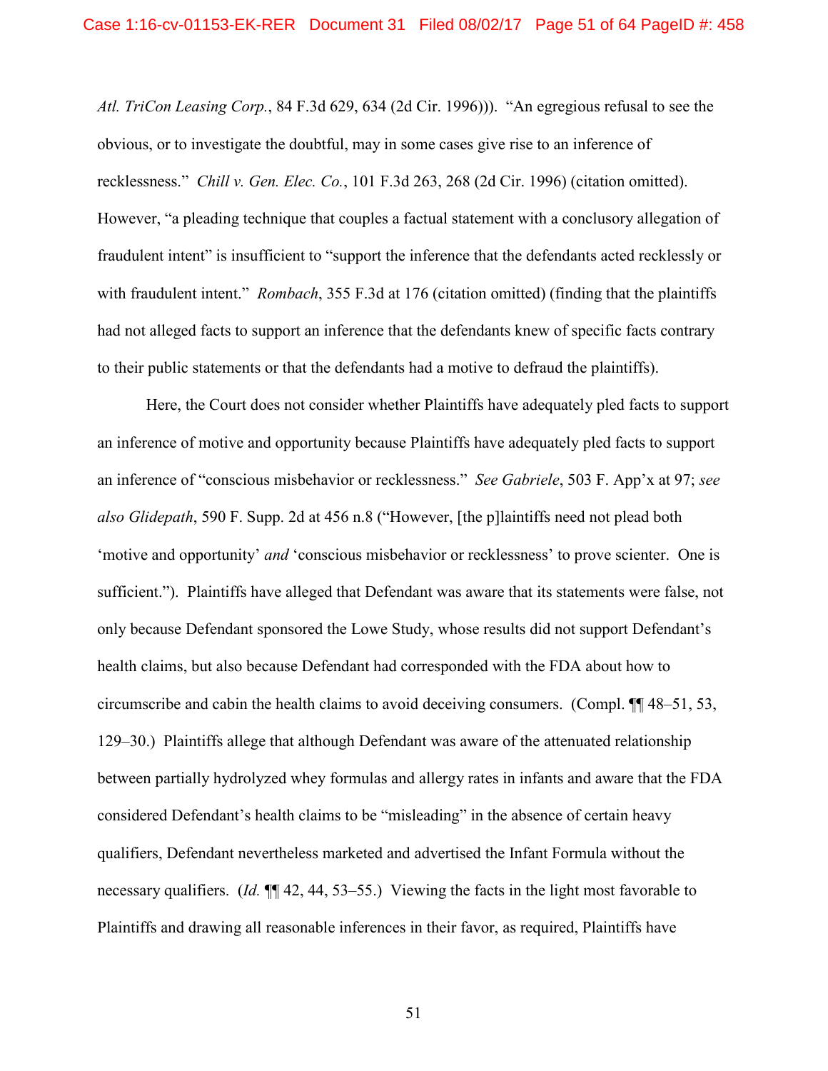*Atl. TriCon Leasing Corp.*, 84 F.3d 629, 634 (2d Cir. 1996))). "An egregious refusal to see the obvious, or to investigate the doubtful, may in some cases give rise to an inference of recklessness." *Chill v. Gen. Elec. Co.*, 101 F.3d 263, 268 (2d Cir. 1996) (citation omitted). However, "a pleading technique that couples a factual statement with a conclusory allegation of fraudulent intent" is insufficient to "support the inference that the defendants acted recklessly or with fraudulent intent." *Rombach*, 355 F.3d at 176 (citation omitted) (finding that the plaintiffs had not alleged facts to support an inference that the defendants knew of specific facts contrary to their public statements or that the defendants had a motive to defraud the plaintiffs).

Here, the Court does not consider whether Plaintiffs have adequately pled facts to support an inference of motive and opportunity because Plaintiffs have adequately pled facts to support an inference of "conscious misbehavior or recklessness." *See Gabriele*, 503 F. App'x at 97; *see also Glidepath*, 590 F. Supp. 2d at 456 n.8 ("However, [the p]laintiffs need not plead both 'motive and opportunity' *and* 'conscious misbehavior or recklessness' to prove scienter. One is sufficient."). Plaintiffs have alleged that Defendant was aware that its statements were false, not only because Defendant sponsored the Lowe Study, whose results did not support Defendant's health claims, but also because Defendant had corresponded with the FDA about how to circumscribe and cabin the health claims to avoid deceiving consumers. (Compl. ¶¶ 48–51, 53, 129–30.) Plaintiffs allege that although Defendant was aware of the attenuated relationship between partially hydrolyzed whey formulas and allergy rates in infants and aware that the FDA considered Defendant's health claims to be "misleading" in the absence of certain heavy qualifiers, Defendant nevertheless marketed and advertised the Infant Formula without the necessary qualifiers. (*Id.* ¶¶ 42, 44, 53–55.) Viewing the facts in the light most favorable to Plaintiffs and drawing all reasonable inferences in their favor, as required, Plaintiffs have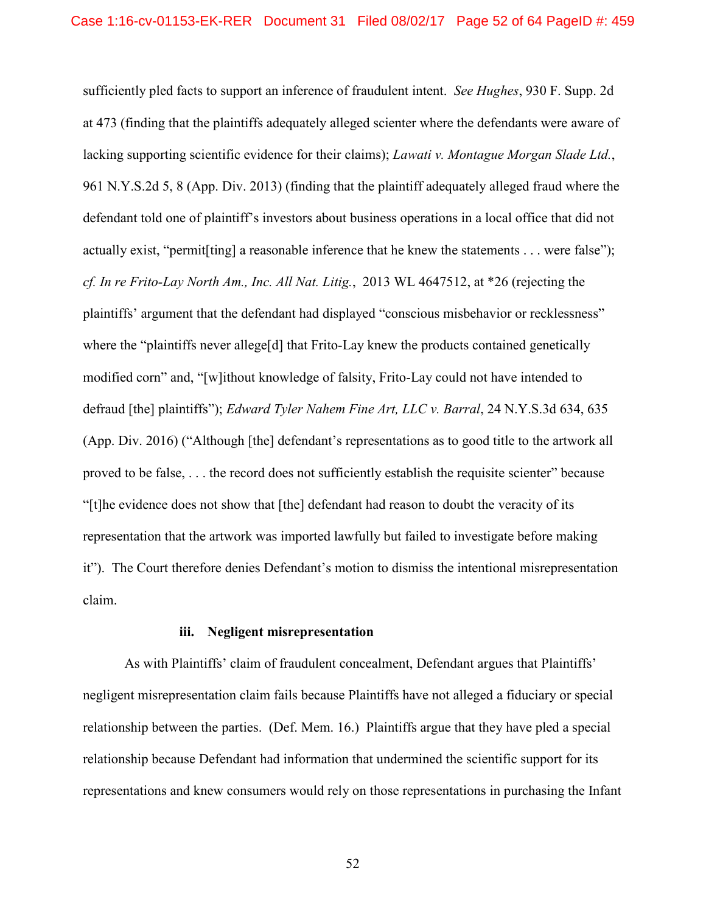sufficiently pled facts to support an inference of fraudulent intent. *See Hughes*, 930 F. Supp. 2d at 473 (finding that the plaintiffs adequately alleged scienter where the defendants were aware of lacking supporting scientific evidence for their claims); *Lawati v. Montague Morgan Slade Ltd.*, 961 N.Y.S.2d 5, 8 (App. Div. 2013) (finding that the plaintiff adequately alleged fraud where the defendant told one of plaintiff's investors about business operations in a local office that did not actually exist, "permit[ting] a reasonable inference that he knew the statements . . . were false"); *cf. In re Frito-Lay North Am., Inc. All Nat. Litig.*, 2013 WL 4647512, at *26 (rejecting the plaintiffs' argument that the defendant had displayed "conscious misbehavior or recklessness" where the "plaintiffs never allege[d] that Frito-Lay knew the products contained genetically modified corn" and, "[w]ithout knowledge of falsity, Frito-Lay could not have intended to defraud [the] plaintiffs"); *Edward Tyler Nahem Fine Art, LLC v. Barral*, 24 N.Y.S.3d 634, 635 (App. Div. 2016) ("Although [the] defendant's representations as to good title to the artwork all proved to be false, . . . the record does not sufficiently establish the requisite scienter" because "[t]he evidence does not show that [the] defendant had reason to doubt the veracity of its representation that the artwork was imported lawfully but failed to investigate before making it"). The Court therefore denies Defendant's motion to dismiss the intentional misrepresentation claim.

#### iii. Negligent misrepresentation

As with Plaintiffs' claim of fraudulent concealment, Defendant argues that Plaintiffs' negligent misrepresentation claim fails because Plaintiffs have not alleged a fiduciary or special relationship between the parties. (Def. Mem. 16.) Plaintiffs argue that they have pled a special relationship because Defendant had information that undermined the scientific support for its representations and knew consumers would rely on those representations in purchasing the Infant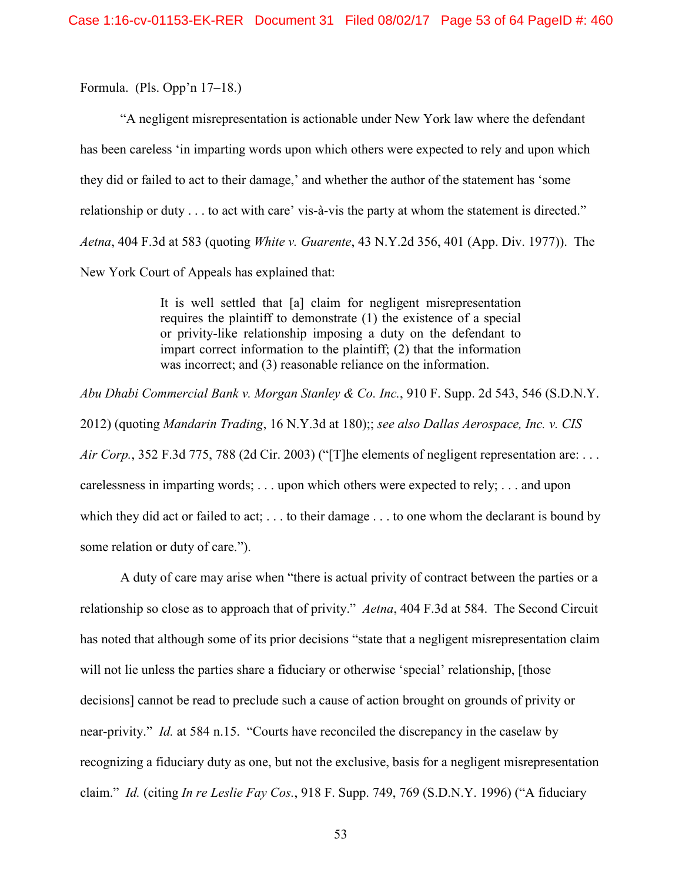Formula. (Pls. Opp'n 17–18.)

"A negligent misrepresentation is actionable under New York law where the defendant has been careless 'in imparting words upon which others were expected to rely and upon which they did or failed to act to their damage,' and whether the author of the statement has 'some relationship or duty . . . to act with care' vis-à-vis the party at whom the statement is directed." *Aetna*, 404 F.3d at 583 (quoting *White v. Guarente*, 43 N.Y.2d 356, 401 (App. Div. 1977)). The New York Court of Appeals has explained that:

> It is well settled that [a] claim for negligent misrepresentation requires the plaintiff to demonstrate (1) the existence of a special or privity-like relationship imposing a duty on the defendant to impart correct information to the plaintiff; (2) that the information was incorrect; and (3) reasonable reliance on the information.

*Abu Dhabi Commercial Bank v. Morgan Stanley & Co. Inc.*, 910 F. Supp. 2d 543, 546 (S.D.N.Y. 2012) (quoting *Mandarin Trading*, 16 N.Y.3d at 180);; *see also Dallas Aerospace, Inc. v. CIS Air Corp.*, 352 F.3d 775, 788 (2d Cir. 2003) ("[T]he elements of negligent representation are: . . . carelessness in imparting words; . . . upon which others were expected to rely; . . . and upon which they did act or failed to act; . . . to their damage . . . to one whom the declarant is bound by some relation or duty of care.").

A duty of care may arise when "there is actual privity of contract between the parties or a relationship so close as to approach that of privity." *Aetna*, 404 F.3d at 584. The Second Circuit has noted that although some of its prior decisions "state that a negligent misrepresentation claim will not lie unless the parties share a fiduciary or otherwise 'special' relationship, [those decisions] cannot be read to preclude such a cause of action brought on grounds of privity or near-privity." *Id.* at 584 n.15. "Courts have reconciled the discrepancy in the caselaw by recognizing a fiduciary duty as one, but not the exclusive, basis for a negligent misrepresentation claim." *Id.* (citing *In re Leslie Fay Cos.*, 918 F. Supp. 749, 769 (S.D.N.Y. 1996) ("A fiduciary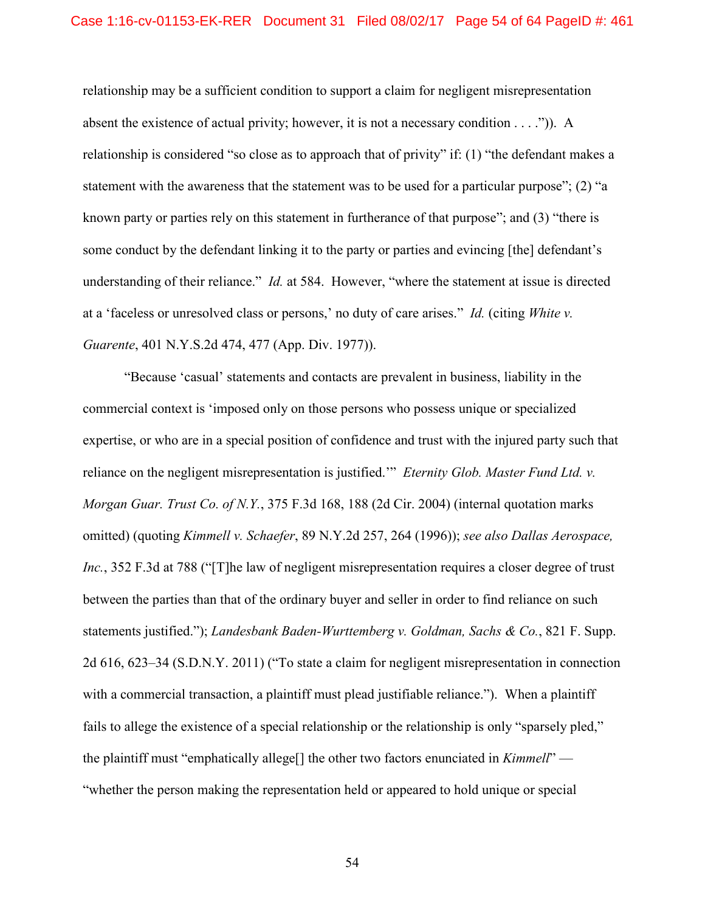relationship may be a sufficient condition to support a claim for negligent misrepresentation absent the existence of actual privity; however, it is not a necessary condition . . . .")). A relationship is considered "so close as to approach that of privity" if: (1) "the defendant makes a statement with the awareness that the statement was to be used for a particular purpose"; (2) "a known party or parties rely on this statement in furtherance of that purpose"; and (3) "there is some conduct by the defendant linking it to the party or parties and evincing [the] defendant's understanding of their reliance." *Id.* at 584. However, "where the statement at issue is directed at a 'faceless or unresolved class or persons,' no duty of care arises." *Id.* (citing *White v. Guarente*, 401 N.Y.S.2d 474, 477 (App. Div. 1977)).

"Because 'casual' statements and contacts are prevalent in business, liability in the commercial context is 'imposed only on those persons who possess unique or specialized expertise, or who are in a special position of confidence and trust with the injured party such that reliance on the negligent misrepresentation is justified.'" *Eternity Glob. Master Fund Ltd. v. Morgan Guar. Trust Co. of N.Y.*, 375 F.3d 168, 188 (2d Cir. 2004) (internal quotation marks omitted) (quoting *Kimmell v. Schaefer*, 89 N.Y.2d 257, 264 (1996)); *see also Dallas Aerospace, Inc.*, 352 F.3d at 788 ("[T]he law of negligent misrepresentation requires a closer degree of trust between the parties than that of the ordinary buyer and seller in order to find reliance on such statements justified."); *Landesbank Baden-Wurttemberg v. Goldman, Sachs & Co.*, 821 F. Supp. 2d 616, 623–34 (S.D.N.Y. 2011) ("To state a claim for negligent misrepresentation in connection with a commercial transaction, a plaintiff must plead justifiable reliance."). When a plaintiff fails to allege the existence of a special relationship or the relationship is only "sparsely pled," the plaintiff must "emphatically allege[] the other two factors enunciated in *Kimmell*" — "whether the person making the representation held or appeared to hold unique or special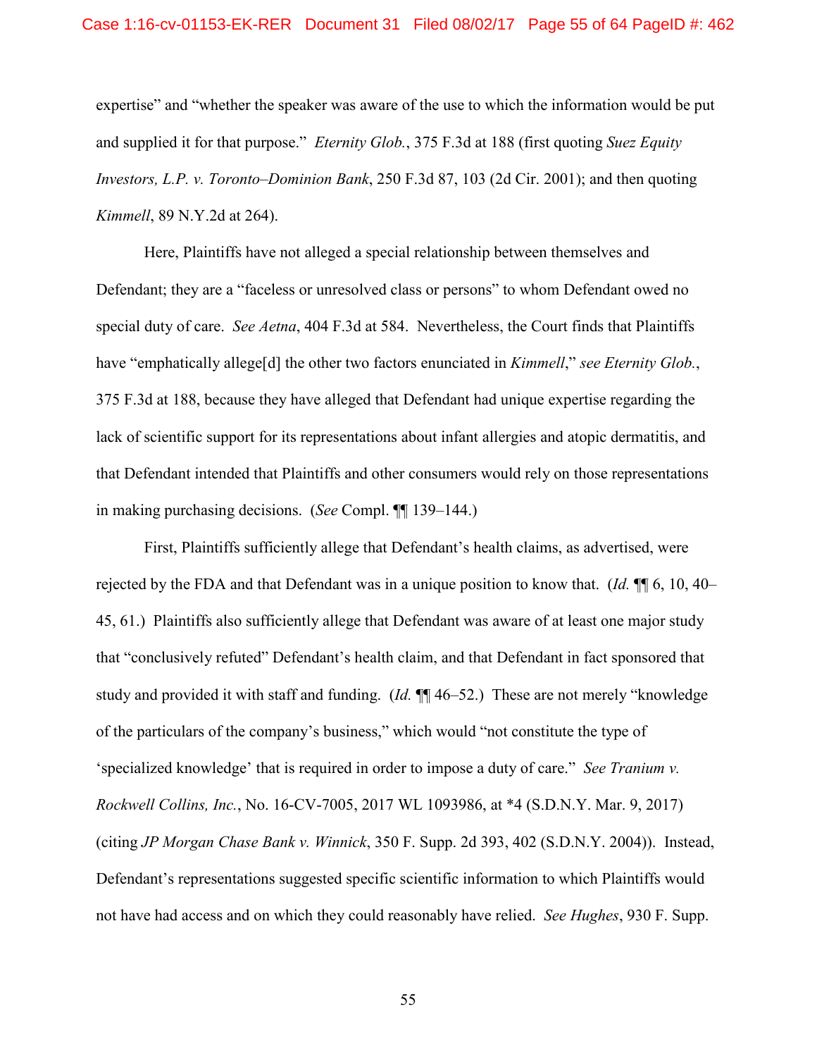expertise" and "whether the speaker was aware of the use to which the information would be put and supplied it for that purpose." *Eternity Glob.*, 375 F.3d at 188 (first quoting *Suez Equity Investors, L.P. v. Toronto–Dominion Bank*, 250 F.3d 87, 103 (2d Cir. 2001); and then quoting *Kimmell*, 89 N.Y.2d at 264).

Here, Plaintiffs have not alleged a special relationship between themselves and Defendant; they are a "faceless or unresolved class or persons" to whom Defendant owed no special duty of care. *See Aetna*, 404 F.3d at 584. Nevertheless, the Court finds that Plaintiffs have "emphatically allege[d] the other two factors enunciated in *Kimmell*," *see Eternity Glob.*, 375 F.3d at 188, because they have alleged that Defendant had unique expertise regarding the lack of scientific support for its representations about infant allergies and atopic dermatitis, and that Defendant intended that Plaintiffs and other consumers would rely on those representations in making purchasing decisions. (*See* Compl. ¶¶ 139–144.)

First, Plaintiffs sufficiently allege that Defendant's health claims, as advertised, were rejected by the FDA and that Defendant was in a unique position to know that. (*Id.* ¶¶ 6, 10, 40–45, 61.) Plaintiffs also sufficiently allege that Defendant was aware of at least one major study that "conclusively refuted" Defendant's health claim, and that Defendant in fact sponsored that study and provided it with staff and funding. (*Id.* ¶¶ 46–52.) These are not merely "knowledge of the particulars of the company's business," which would "not constitute the type of 'specialized knowledge' that is required in order to impose a duty of care." *See Tranium v. Rockwell Collins, Inc.*, No. 16-CV-7005, 2017 WL 1093986, at *4 (S.D.N.Y. Mar. 9, 2017) (citing *JP Morgan Chase Bank v. Winnick*, 350 F. Supp. 2d 393, 402 (S.D.N.Y. 2004)). Instead, Defendant's representations suggested specific scientific information to which Plaintiffs would not have had access and on which they could reasonably have relied. *See Hughes*, 930 F. Supp.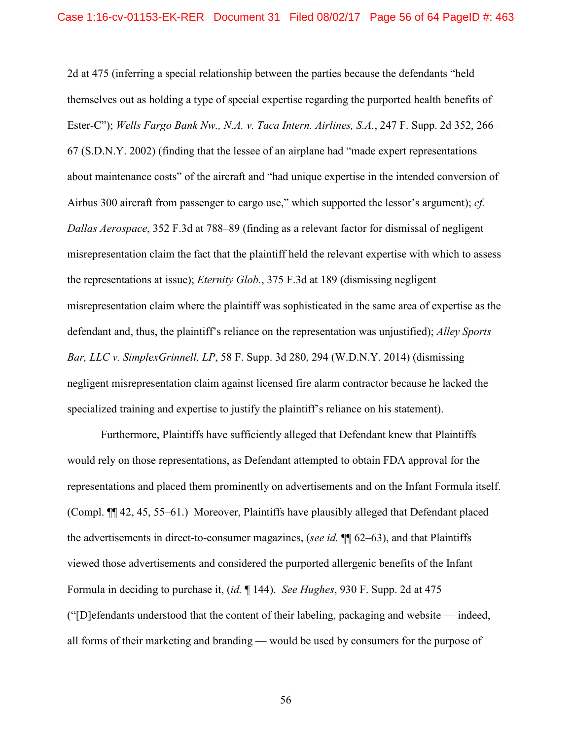2d at 475 (inferring a special relationship between the parties because the defendants "held themselves out as holding a type of special expertise regarding the purported health benefits of Ester-C"); *Wells Fargo Bank Nw., N.A. v. Taca Intern. Airlines, S.A.*, 247 F. Supp. 2d 352, 266–67 (S.D.N.Y. 2002) (finding that the lessee of an airplane had "made expert representations about maintenance costs" of the aircraft and "had unique expertise in the intended conversion of Airbus 300 aircraft from passenger to cargo use," which supported the lessor's argument); *cf. Dallas Aerospace*, 352 F.3d at 788–89 (finding as a relevant factor for dismissal of negligent misrepresentation claim the fact that the plaintiff held the relevant expertise with which to assess the representations at issue); *Eternity Glob.*, 375 F.3d at 189 (dismissing negligent misrepresentation claim where the plaintiff was sophisticated in the same area of expertise as the defendant and, thus, the plaintiff's reliance on the representation was unjustified); *Alley Sports Bar, LLC v. SimplexGrinnell, LP*, 58 F. Supp. 3d 280, 294 (W.D.N.Y. 2014) (dismissing negligent misrepresentation claim against licensed fire alarm contractor because he lacked the specialized training and expertise to justify the plaintiff's reliance on his statement).

Furthermore, Plaintiffs have sufficiently alleged that Defendant knew that Plaintiffs would rely on those representations, as Defendant attempted to obtain FDA approval for the representations and placed them prominently on advertisements and on the Infant Formula itself. (Compl. ¶¶ 42, 45, 55–61.) Moreover, Plaintiffs have plausibly alleged that Defendant placed the advertisements in direct-to-consumer magazines, (*see id.* ¶¶ 62–63), and that Plaintiffs viewed those advertisements and considered the purported allergenic benefits of the Infant Formula in deciding to purchase it, (*id.* ¶ 144). *See Hughes*, 930 F. Supp. 2d at 475 ("[D]efendants understood that the content of their labeling, packaging and website — indeed, all forms of their marketing and branding — would be used by consumers for the purpose of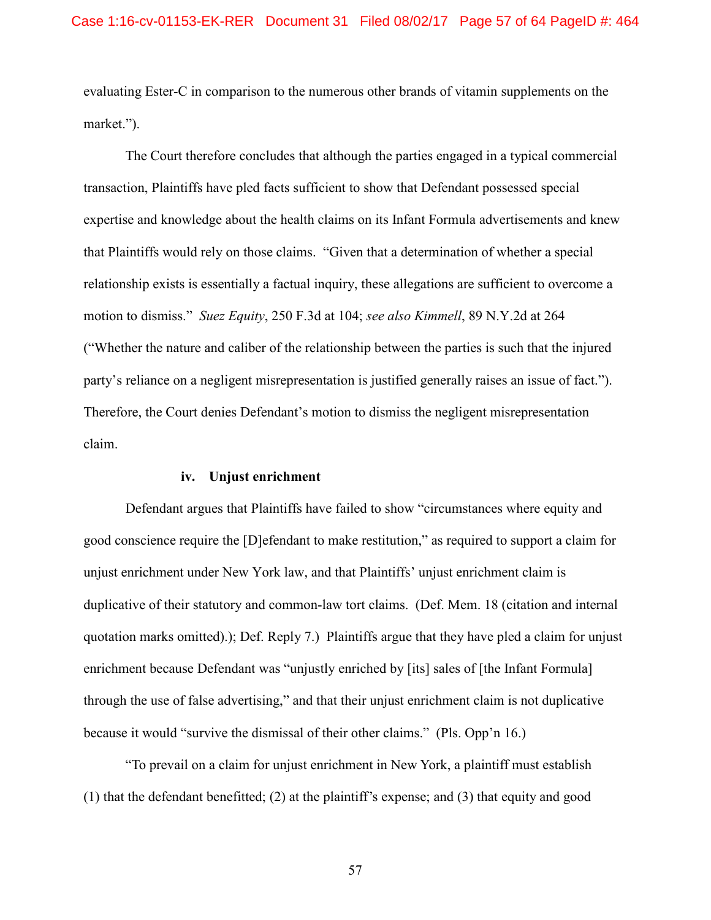evaluating Ester-C in comparison to the numerous other brands of vitamin supplements on the market.").

The Court therefore concludes that although the parties engaged in a typical commercial transaction, Plaintiffs have pled facts sufficient to show that Defendant possessed special expertise and knowledge about the health claims on its Infant Formula advertisements and knew that Plaintiffs would rely on those claims. "Given that a determination of whether a special relationship exists is essentially a factual inquiry, these allegations are sufficient to overcome a motion to dismiss." *Suez Equity*, 250 F.3d at 104; *see also Kimmell*, 89 N.Y.2d at 264 ("Whether the nature and caliber of the relationship between the parties is such that the injured party's reliance on a negligent misrepresentation is justified generally raises an issue of fact."). Therefore, the Court denies Defendant's motion to dismiss the negligent misrepresentation claim.

**iv. Unjust enrichment**

Defendant argues that Plaintiffs have failed to show "circumstances where equity and good conscience require the [D]efendant to make restitution," as required to support a claim for unjust enrichment under New York law, and that Plaintiffs' unjust enrichment claim is duplicative of their statutory and common-law tort claims. (Def. Mem. 18 (citation and internal quotation marks omitted).); Def. Reply 7.) Plaintiffs argue that they have pled a claim for unjust enrichment because Defendant was "unjustly enriched by [its] sales of [the Infant Formula] through the use of false advertising," and that their unjust enrichment claim is not duplicative because it would "survive the dismissal of their other claims." (Pls. Opp'n 16.)

"To prevail on a claim for unjust enrichment in New York, a plaintiff must establish (1) that the defendant benefitted; (2) at the plaintiff's expense; and (3) that equity and good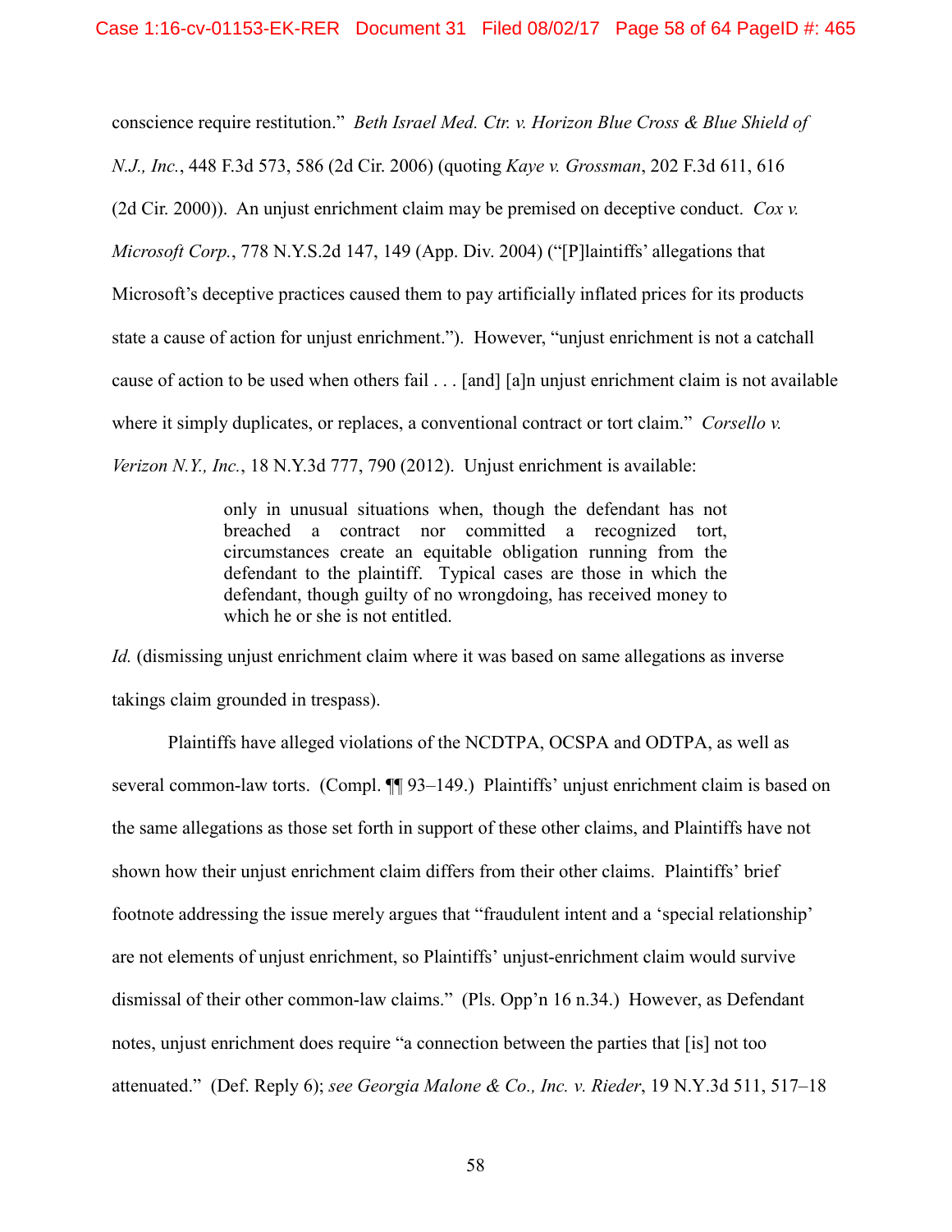conscience require restitution." *Beth Israel Med. Ctr. v. Horizon Blue Cross & Blue Shield of N.J., Inc.*, 448 F.3d 573, 586 (2d Cir. 2006) (quoting *Kaye v. Grossman*, 202 F.3d 611, 616 (2d Cir. 2000)). An unjust enrichment claim may be premised on deceptive conduct. *Cox v. Microsoft Corp.*, 778 N.Y.S.2d 147, 149 (App. Div. 2004) ("[P]laintiffs' allegations that Microsoft's deceptive practices caused them to pay artificially inflated prices for its products state a cause of action for unjust enrichment."). However, "unjust enrichment is not a catchall cause of action to be used when others fail . . . [and] [a]n unjust enrichment claim is not available where it simply duplicates, or replaces, a conventional contract or tort claim." *Corsello v. Verizon N.Y., Inc.*, 18 N.Y.3d 777, 790 (2012). Unjust enrichment is available:

> only in unusual situations when, though the defendant has not breached a contract nor committed a recognized tort, circumstances create an equitable obligation running from the defendant to the plaintiff. Typical cases are those in which the defendant, though guilty of no wrongdoing, has received money to which he or she is not entitled.

*Id.* (dismissing unjust enrichment claim where it was based on same allegations as inverse takings claim grounded in trespass).

Plaintiffs have alleged violations of the NCDTPA, OCSPA and ODTPA, as well as several common-law torts. (Compl. ¶¶ 93–149.) Plaintiffs' unjust enrichment claim is based on the same allegations as those set forth in support of these other claims, and Plaintiffs have not shown how their unjust enrichment claim differs from their other claims. Plaintiffs' brief footnote addressing the issue merely argues that "fraudulent intent and a 'special relationship' are not elements of unjust enrichment, so Plaintiffs' unjust-enrichment claim would survive dismissal of their other common-law claims." (Pls. Opp'n 16 n.34.) However, as Defendant notes, unjust enrichment does require "a connection between the parties that [is] not too attenuated." (Def. Reply 6); *see Georgia Malone & Co., Inc. v. Rieder*, 19 N.Y.3d 511, 517–18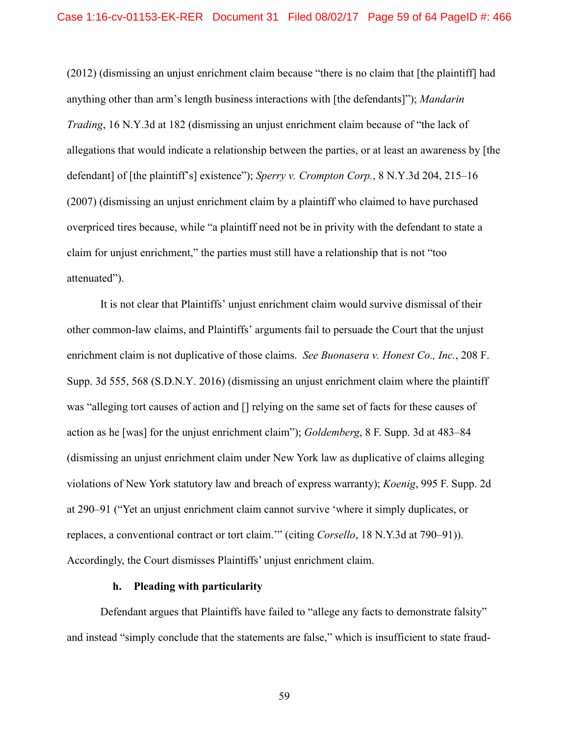(2012) (dismissing an unjust enrichment claim because "there is no claim that [the plaintiff] had anything other than arm's length business interactions with [the defendants]"); *Mandarin Trading*, 16 N.Y.3d at 182 (dismissing an unjust enrichment claim because of "the lack of allegations that would indicate a relationship between the parties, or at least an awareness by [the defendant] of [the plaintiff's] existence"); *Sperry v. Crompton Corp.*, 8 N.Y.3d 204, 215–16 (2007) (dismissing an unjust enrichment claim by a plaintiff who claimed to have purchased overpriced tires because, while "a plaintiff need not be in privity with the defendant to state a claim for unjust enrichment," the parties must still have a relationship that is not "too attenuated").

It is not clear that Plaintiffs' unjust enrichment claim would survive dismissal of their other common-law claims, and Plaintiffs' arguments fail to persuade the Court that the unjust enrichment claim is not duplicative of those claims. *See Buonasera v. Honest Co., Inc.*, 208 F. Supp. 3d 555, 568 (S.D.N.Y. 2016) (dismissing an unjust enrichment claim where the plaintiff was "alleging tort causes of action and [] relying on the same set of facts for these causes of action as he [was] for the unjust enrichment claim"); *Goldemberg*, 8 F. Supp. 3d at 483–84 (dismissing an unjust enrichment claim under New York law as duplicative of claims alleging violations of New York statutory law and breach of express warranty); *Koenig*, 995 F. Supp. 2d at 290–91 ("Yet an unjust enrichment claim cannot survive 'where it simply duplicates, or replaces, a conventional contract or tort claim.'" (citing *Corsello*, 18 N.Y.3d at 790–91)). Accordingly, the Court dismisses Plaintiffs' unjust enrichment claim.

#### h. Pleading with particularity

Defendant argues that Plaintiffs have failed to "allege any facts to demonstrate falsity" and instead "simply conclude that the statements are false," which is insufficient to state fraud-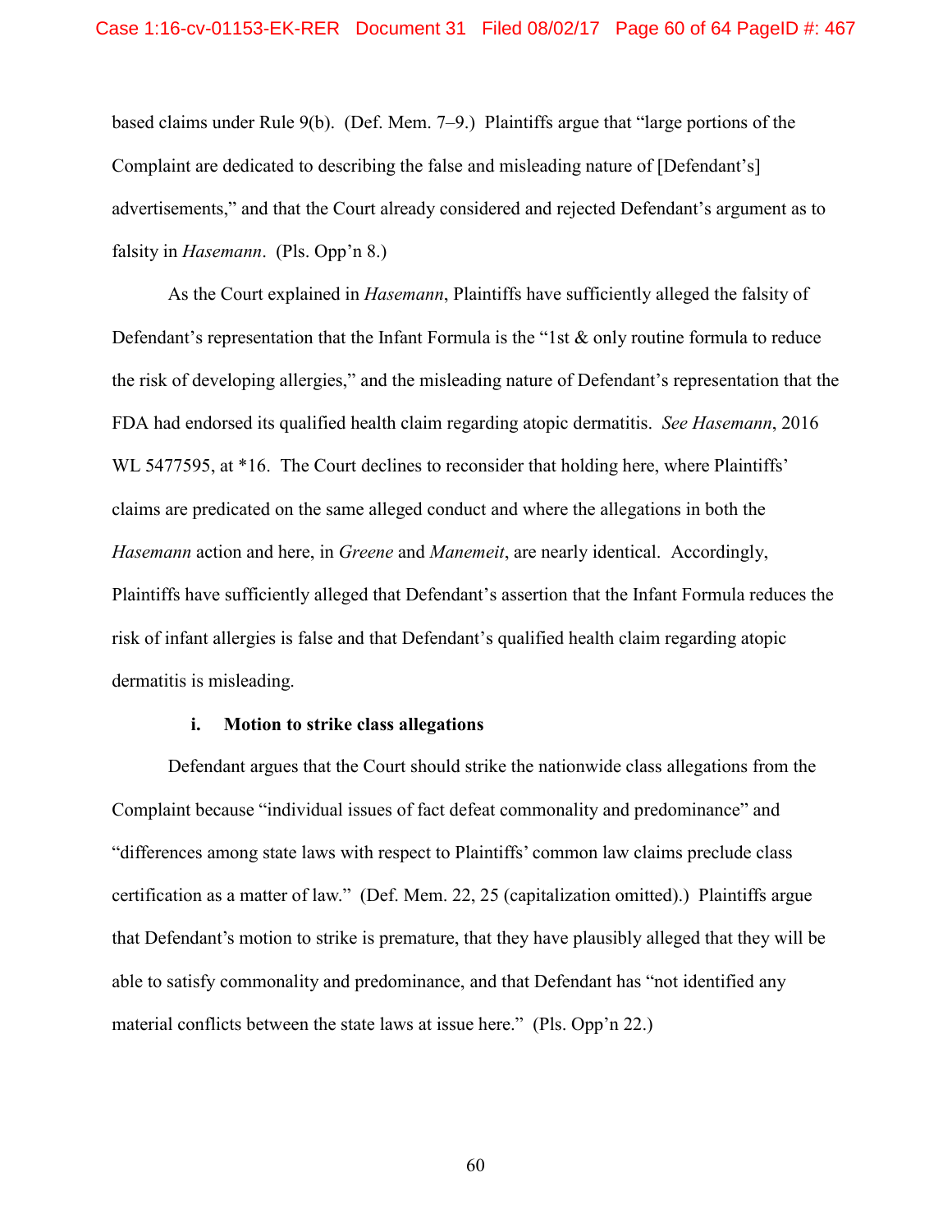based claims under Rule 9(b). (Def. Mem. 7–9.) Plaintiffs argue that "large portions of the Complaint are dedicated to describing the false and misleading nature of [Defendant's] advertisements," and that the Court already considered and rejected Defendant's argument as to falsity in *Hasemann*. (Pls. Opp'n 8.)

As the Court explained in *Hasemann*, Plaintiffs have sufficiently alleged the falsity of Defendant's representation that the Infant Formula is the "1st & only routine formula to reduce the risk of developing allergies," and the misleading nature of Defendant's representation that the FDA had endorsed its qualified health claim regarding atopic dermatitis. *See Hasemann*, 2016 WL 5477595, at *16. The Court declines to reconsider that holding here, where Plaintiffs' claims are predicated on the same alleged conduct and where the allegations in both the *Hasemann* action and here, in *Greene* and *Manemeit*, are nearly identical. Accordingly, Plaintiffs have sufficiently alleged that Defendant's assertion that the Infant Formula reduces the risk of infant allergies is false and that Defendant's qualified health claim regarding atopic dermatitis is misleading.

**i. Motion to strike class allegations**

Defendant argues that the Court should strike the nationwide class allegations from the Complaint because "individual issues of fact defeat commonality and predominance" and "differences among state laws with respect to Plaintiffs' common law claims preclude class certification as a matter of law." (Def. Mem. 22, 25 (capitalization omitted).) Plaintiffs argue that Defendant's motion to strike is premature, that they have plausibly alleged that they will be able to satisfy commonality and predominance, and that Defendant has "not identified any material conflicts between the state laws at issue here." (Pls. Opp'n 22.)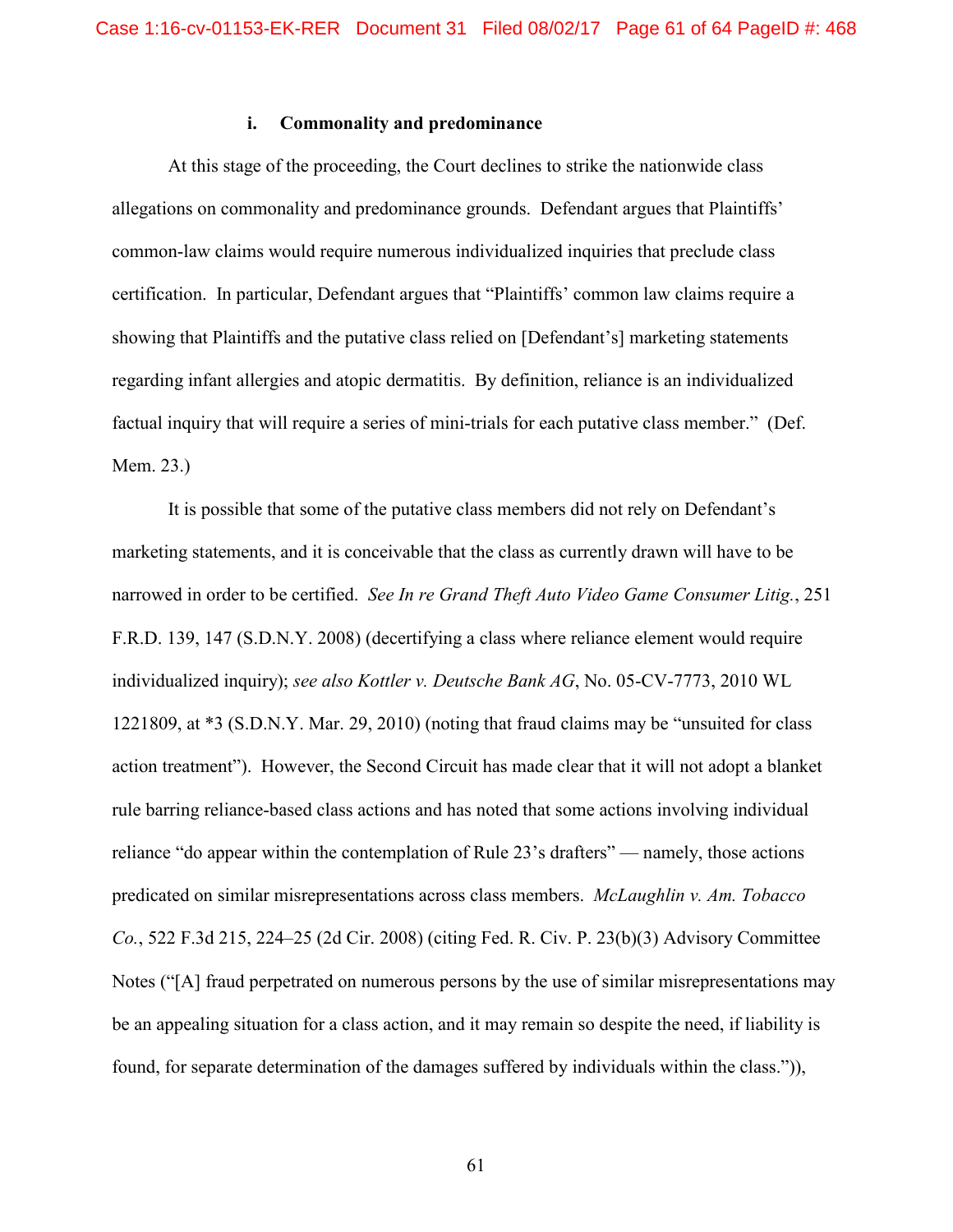### i. Commonality and predominance

At this stage of the proceeding, the Court declines to strike the nationwide class allegations on commonality and predominance grounds. Defendant argues that Plaintiffs' common-law claims would require numerous individualized inquiries that preclude class certification. In particular, Defendant argues that "Plaintiffs' common law claims require a showing that Plaintiffs and the putative class relied on [Defendant's] marketing statements regarding infant allergies and atopic dermatitis. By definition, reliance is an individualized factual inquiry that will require a series of mini-trials for each putative class member." (Def. Mem. 23.)

It is possible that some of the putative class members did not rely on Defendant's marketing statements, and it is conceivable that the class as currently drawn will have to be narrowed in order to be certified. *See In re Grand Theft Auto Video Game Consumer Litig.*, 251 F.R.D. 139, 147 (S.D.N.Y. 2008) (decertifying a class where reliance element would require individualized inquiry); *see also Kottler v. Deutsche Bank AG*, No. 05-CV-7773, 2010 WL 1221809, at *3 (S.D.N.Y. Mar. 29, 2010) (noting that fraud claims may be "unsuited for class action treatment"). However, the Second Circuit has made clear that it will not adopt a blanket rule barring reliance-based class actions and has noted that some actions involving individual reliance "do appear within the contemplation of Rule 23's drafters" — namely, those actions predicated on similar misrepresentations across class members. *McLaughlin v. Am. Tobacco Co.*, 522 F.3d 215, 224–25 (2d Cir. 2008) (citing Fed. R. Civ. P. 23(b)(3) Advisory Committee Notes ("[A] fraud perpetrated on numerous persons by the use of similar misrepresentations may be an appealing situation for a class action, and it may remain so despite the need, if liability is found, for separate determination of the damages suffered by individuals within the class.")),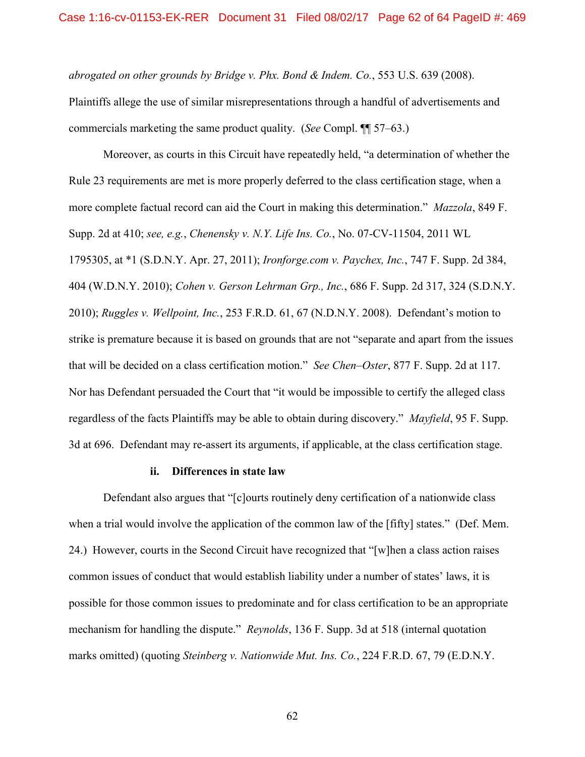*abrogated on other grounds by Bridge v. Phx. Bond & Indem. Co.*, 553 U.S. 639 (2008). Plaintiffs allege the use of similar misrepresentations through a handful of advertisements and commercials marketing the same product quality. (*See* Compl. ¶¶ 57–63.)

Moreover, as courts in this Circuit have repeatedly held, "a determination of whether the Rule 23 requirements are met is more properly deferred to the class certification stage, when a more complete factual record can aid the Court in making this determination." *Mazzola*, 849 F. Supp. 2d at 410; *see, e.g.*, *Chenensky v. N.Y. Life Ins. Co.*, No. 07-CV-11504, 2011 WL 1795305, at *1 (S.D.N.Y. Apr. 27, 2011); *Ironforge.com v. Paychex, Inc.*, 747 F. Supp. 2d 384, 404 (W.D.N.Y. 2010); *Cohen v. Gerson Lehrman Grp., Inc.*, 686 F. Supp. 2d 317, 324 (S.D.N.Y. 2010); *Ruggles v. Wellpoint, Inc.*, 253 F.R.D. 61, 67 (N.D.N.Y. 2008). Defendant's motion to strike is premature because it is based on grounds that are not "separate and apart from the issues that will be decided on a class certification motion." *See Chen–Oster*, 877 F. Supp. 2d at 117. Nor has Defendant persuaded the Court that "it would be impossible to certify the alleged class regardless of the facts Plaintiffs may be able to obtain during discovery." *Mayfield*, 95 F. Supp. 3d at 696. Defendant may re-assert its arguments, if applicable, at the class certification stage.

#### ii. Differences in state law

Defendant also argues that "[c]ourts routinely deny certification of a nationwide class when a trial would involve the application of the common law of the [fifty] states." (Def. Mem. 24.) However, courts in the Second Circuit have recognized that "[w]hen a class action raises common issues of conduct that would establish liability under a number of states' laws, it is possible for those common issues to predominate and for class certification to be an appropriate mechanism for handling the dispute." *Reynolds*, 136 F. Supp. 3d at 518 (internal quotation marks omitted) (quoting *Steinberg v. Nationwide Mut. Ins. Co.*, 224 F.R.D. 67, 79 (E.D.N.Y.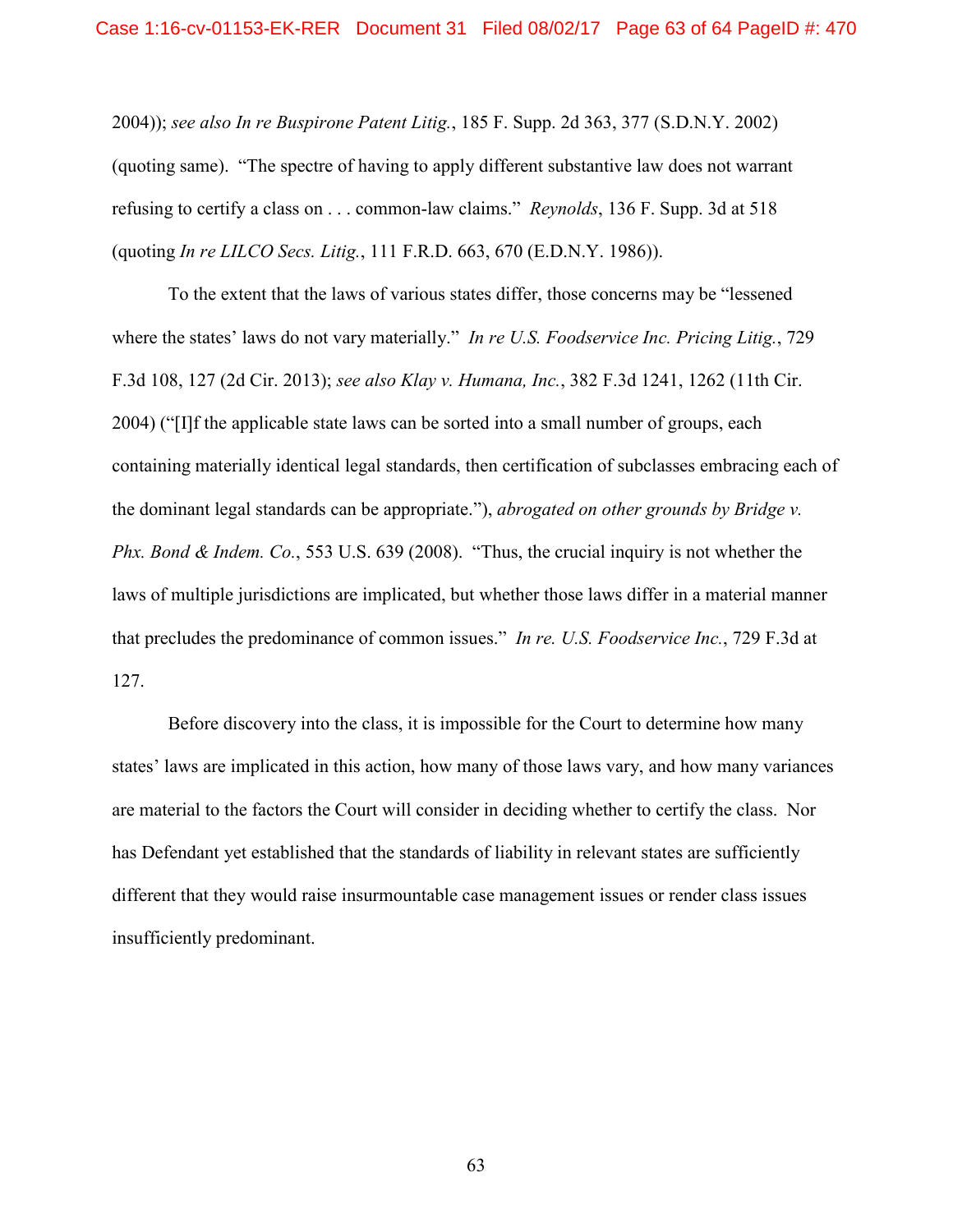2004)); *see also In re Buspirone Patent Litig.*, 185 F. Supp. 2d 363, 377 (S.D.N.Y. 2002) (quoting same). "The spectre of having to apply different substantive law does not warrant refusing to certify a class on . . . common-law claims." *Reynolds*, 136 F. Supp. 3d at 518 (quoting *In re LILCO Secs. Litig.*, 111 F.R.D. 663, 670 (E.D.N.Y. 1986)).

To the extent that the laws of various states differ, those concerns may be "lessened where the states' laws do not vary materially." *In re U.S. Foodservice Inc. Pricing Litig.*, 729 F.3d 108, 127 (2d Cir. 2013); *see also Klay v. Humana, Inc.*, 382 F.3d 1241, 1262 (11th Cir. 2004) ("[I]f the applicable state laws can be sorted into a small number of groups, each containing materially identical legal standards, then certification of subclasses embracing each of the dominant legal standards can be appropriate."), *abrogated on other grounds by Bridge v. Phx. Bond & Indem. Co.*, 553 U.S. 639 (2008). "Thus, the crucial inquiry is not whether the laws of multiple jurisdictions are implicated, but whether those laws differ in a material manner that precludes the predominance of common issues." *In re. U.S. Foodservice Inc.*, 729 F.3d at 127.

Before discovery into the class, it is impossible for the Court to determine how many states' laws are implicated in this action, how many of those laws vary, and how many variances are material to the factors the Court will consider in deciding whether to certify the class. Nor has Defendant yet established that the standards of liability in relevant states are sufficiently different that they would raise insurmountable case management issues or render class issues insufficiently predominant.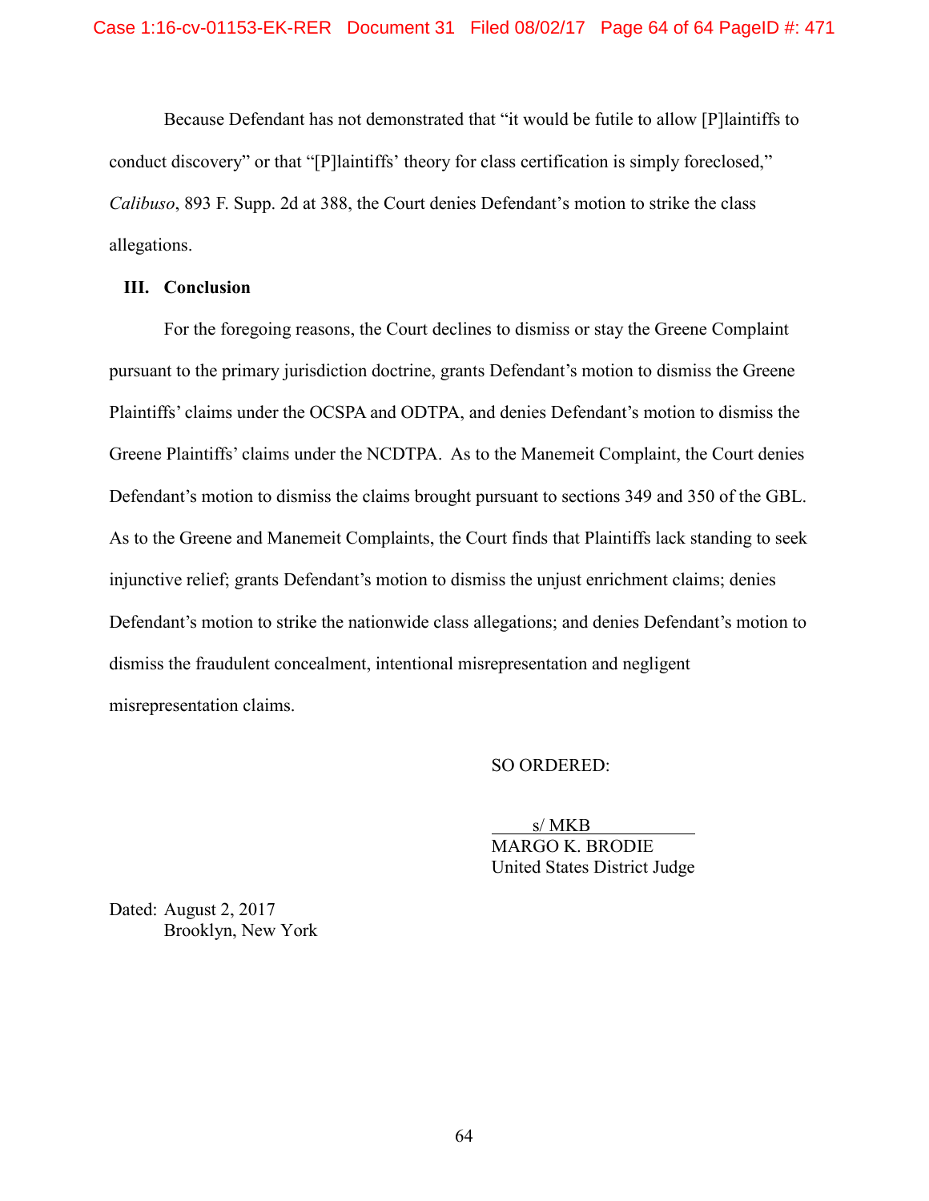Because Defendant has not demonstrated that "it would be futile to allow [P]laintiffs to conduct discovery" or that "[P]laintiffs' theory for class certification is simply foreclosed," *Calibuso*, 893 F. Supp. 2d at 388, the Court denies Defendant's motion to strike the class allegations.

## III. Conclusion

For the foregoing reasons, the Court declines to dismiss or stay the Greene Complaint pursuant to the primary jurisdiction doctrine, grants Defendant's motion to dismiss the Greene Plaintiffs' claims under the OCSPA and ODTPA, and denies Defendant's motion to dismiss the Greene Plaintiffs' claims under the NCDTPA. As to the Manemeit Complaint, the Court denies Defendant's motion to dismiss the claims brought pursuant to sections 349 and 350 of the GBL. As to the Greene and Manemeit Complaints, the Court finds that Plaintiffs lack standing to seek injunctive relief; grants Defendant's motion to dismiss the unjust enrichment claims; denies Defendant's motion to strike the nationwide class allegations; and denies Defendant's motion to dismiss the fraudulent concealment, intentional misrepresentation and negligent misrepresentation claims.

SO ORDERED:

s/ MKB
MARGO K. BRODIE
United States District Judge

Dated: August 2, 2017
Brooklyn, New York